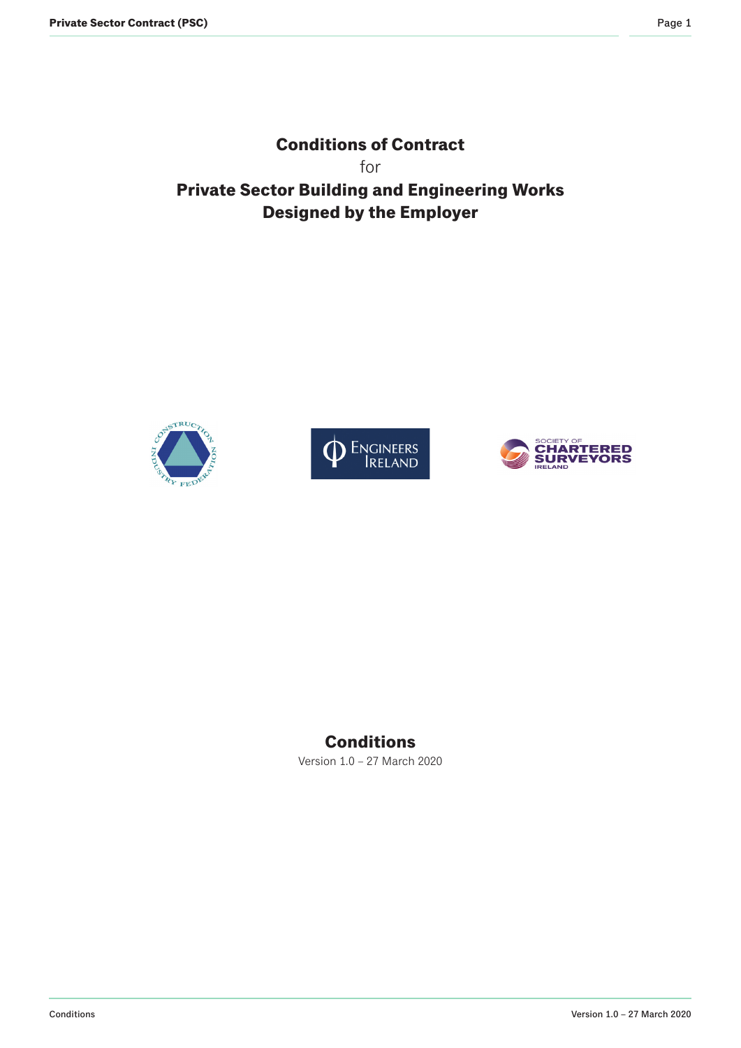# Conditions of Contract

for

# Private Sector Building and Engineering Works Designed by the Employer

## Conditions

Version 1.0 – 27 March 2020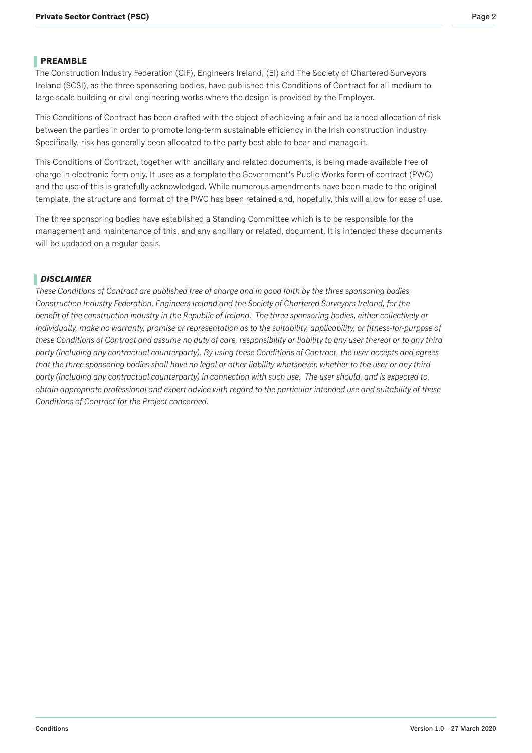## PREAMBLE

The Construction Industry Federation (CIF), Engineers Ireland, (EI) and The Society of Chartered Surveyors Ireland (SCSI), as the three sponsoring bodies, have published this Conditions of Contract for all medium to large scale building or civil engineering works where the design is provided by the Employer.

This Conditions of Contract has been drafted with the object of achieving a fair and balanced allocation of risk between the parties in order to promote long-term sustainable efficiency in the Irish construction industry. Specifically, risk has generally been allocated to the party best able to bear and manage it.

This Conditions of Contract, together with ancillary and related documents, is being made available free of charge in electronic form only. It uses as a template the Government's Public Works form of contract (PWC) and the use of this is gratefully acknowledged. While numerous amendments have been made to the original template, the structure and format of the PWC has been retained and, hopefully, this will allow for ease of use.

The three sponsoring bodies have established a Standing Committee which is to be responsible for the management and maintenance of this, and any ancillary or related, document. It is intended these documents will be updated on a regular basis.

## *DISCLAIMER*

*These Conditions of Contract are published free of charge and in good faith by the three sponsoring bodies, Construction Industry Federation, Engineers Ireland and the Society of Chartered Surveyors Ireland, for the benefit of the construction industry in the Republic of Ireland. The three sponsoring bodies, either collectively or individually, make no warranty, promise or representation as to the suitability, applicability, or fitness-for-purpose of these Conditions of Contract and assume no duty of care, responsibility or liability to any user thereof or to any third party (including any contractual counterparty). By using these Conditions of Contract, the user accepts and agrees that the three sponsoring bodies shall have no legal or other liability whatsoever, whether to the user or any third party (including any contractual counterparty) in connection with such use. The user should, and is expected to, obtain appropriate professional and expert advice with regard to the particular intended use and suitability of these Conditions of Contract for the Project concerned.*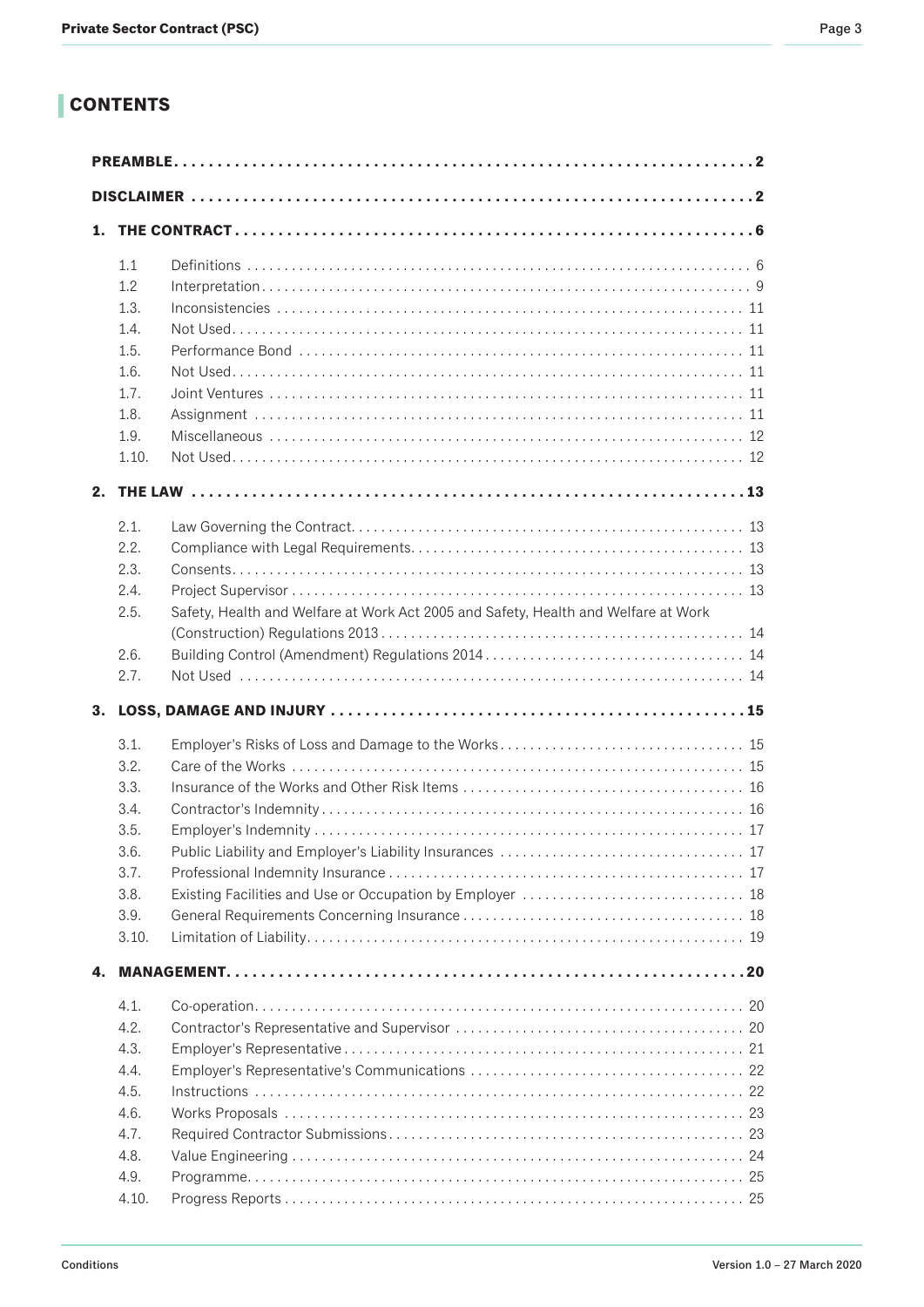## CONTENTS

**PREAMBLE** ..... **2**

**DISCLAIMER** ..... **2**

**1. THE CONTRACT** ..... **6**

- 1.1 Definitions ..... 6
- 1.2 Interpretation ..... 9
- 1.3. Inconsistencies ..... 11
- 1.4. Not Used ..... 11
- 1.5. Performance Bond ..... 11
- 1.6. Not Used ..... 11
- 1.7. Joint Ventures ..... 11
- 1.8. Assignment ..... 11
- 1.9. Miscellaneous ..... 12
- 1.10. Not Used ..... 12

**2. THE LAW** ..... **13**

- 2.1. Law Governing the Contract ..... 13
- 2.2. Compliance with Legal Requirements ..... 13
- 2.3. Consents ..... 13
- 2.4. Project Supervisor ..... 13
- 2.5. Safety, Health and Welfare at Work Act 2005 and Safety, Health and Welfare at Work (Construction) Regulations 2013 ..... 14
- 2.6. Building Control (Amendment) Regulations 2014 ..... 14
- 2.7. Not Used ..... 14

**3. LOSS, DAMAGE AND INJURY** ..... **15**

- 3.1. Employer's Risks of Loss and Damage to the Works ..... 15
- 3.2. Care of the Works ..... 15
- 3.3. Insurance of the Works and Other Risk Items ..... 16
- 3.4. Contractor's Indemnity ..... 16
- 3.5. Employer's Indemnity ..... 17
- 3.6. Public Liability and Employer's Liability Insurances ..... 17
- 3.7. Professional Indemnity Insurance ..... 17
- 3.8. Existing Facilities and Use or Occupation by Employer ..... 18
- 3.9. General Requirements Concerning Insurance ..... 18
- 3.10. Limitation of Liability ..... 19

**4. MANAGEMENT** ..... **20**

- 4.1. Co-operation ..... 20
- 4.2. Contractor's Representative and Supervisor ..... 20
- 4.3. Employer's Representative ..... 21
- 4.4. Employer's Representative's Communications ..... 22
- 4.5. Instructions ..... 22
- 4.6. Works Proposals ..... 23
- 4.7. Required Contractor Submissions ..... 23
- 4.8. Value Engineering ..... 24
- 4.9. Programme ..... 25
- 4.10. Progress Reports ..... 25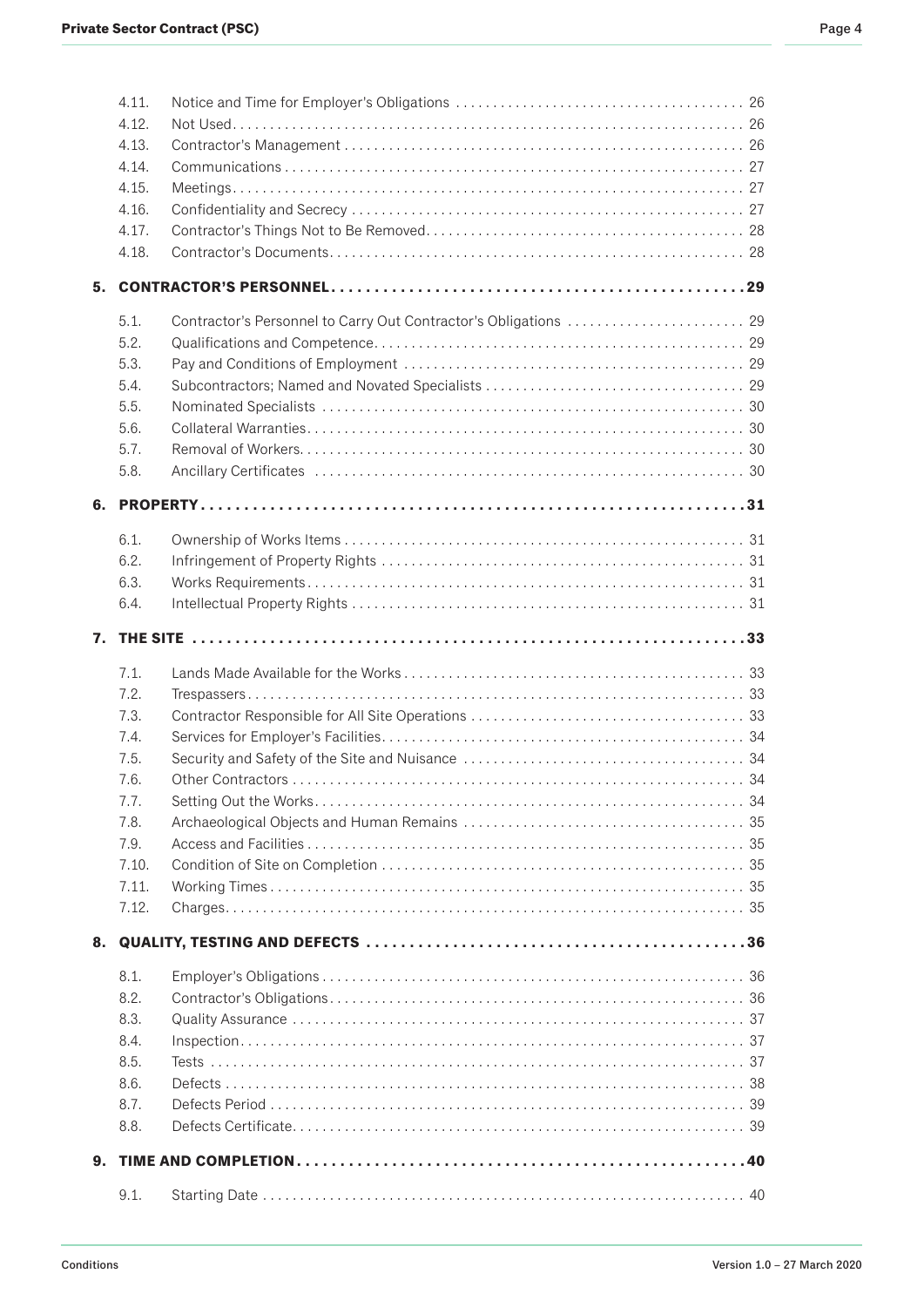| | | |
|---|---|---|
| 4.11. | Notice and Time for Employer's Obligations | 26 |
| 4.12. | Not Used | 26 |
| 4.13. | Contractor's Management | 26 |
| 4.14. | Communications | 27 |
| 4.15. | Meetings | 27 |
| 4.16. | Confidentiality and Secrecy | 27 |
| 4.17. | Contractor's Things Not to Be Removed | 28 |
| 4.18. | Contractor's Documents | 28 |

**5. CONTRACTOR'S PERSONNEL ... 29**

| | | |
|---|---|---|
| 5.1. | Contractor's Personnel to Carry Out Contractor's Obligations | 29 |
| 5.2. | Qualifications and Competence | 29 |
| 5.3. | Pay and Conditions of Employment | 29 |
| 5.4. | Subcontractors; Named and Novated Specialists | 29 |
| 5.5. | Nominated Specialists | 30 |
| 5.6. | Collateral Warranties | 30 |
| 5.7. | Removal of Workers | 30 |
| 5.8. | Ancillary Certificates | 30 |

**6. PROPERTY ... 31**

| | | |
|---|---|---|
| 6.1. | Ownership of Works Items | 31 |
| 6.2. | Infringement of Property Rights | 31 |
| 6.3. | Works Requirements | 31 |
| 6.4. | Intellectual Property Rights | 31 |

**7. THE SITE ... 33**

| | | |
|---|---|---|
| 7.1. | Lands Made Available for the Works | 33 |
| 7.2. | Trespassers | 33 |
| 7.3. | Contractor Responsible for All Site Operations | 33 |
| 7.4. | Services for Employer's Facilities | 34 |
| 7.5. | Security and Safety of the Site and Nuisance | 34 |
| 7.6. | Other Contractors | 34 |
| 7.7. | Setting Out the Works | 34 |
| 7.8. | Archaeological Objects and Human Remains | 35 |
| 7.9. | Access and Facilities | 35 |
| 7.10. | Condition of Site on Completion | 35 |
| 7.11. | Working Times | 35 |
| 7.12. | Charges | 35 |

**8. QUALITY, TESTING AND DEFECTS ... 36**

| | | |
|---|---|---|
| 8.1. | Employer's Obligations | 36 |
| 8.2. | Contractor's Obligations | 36 |
| 8.3. | Quality Assurance | 37 |
| 8.4. | Inspection | 37 |
| 8.5. | Tests | 37 |
| 8.6. | Defects | 38 |
| 8.7. | Defects Period | 39 |
| 8.8. | Defects Certificate | 39 |

**9. TIME AND COMPLETION ... 40**

| | | |
|---|---|---|
| 9.1. | Starting Date | 40 |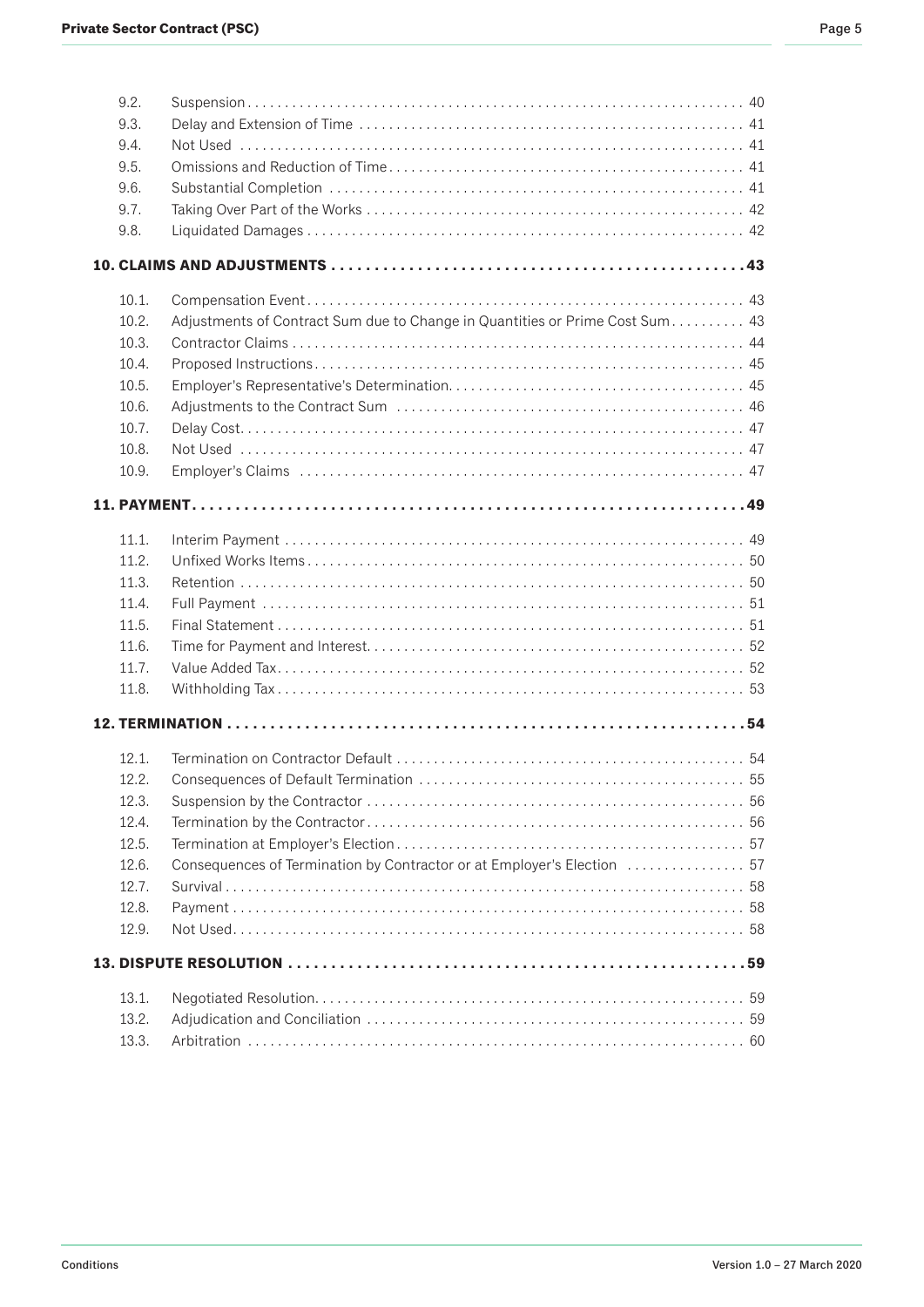| | | |
|---|---|---|
| 9.2. | Suspension | 40 |
| 9.3. | Delay and Extension of Time | 41 |
| 9.4. | Not Used | 41 |
| 9.5. | Omissions and Reduction of Time | 41 |
| 9.6. | Substantial Completion | 41 |
| 9.7. | Taking Over Part of the Works | 42 |
| 9.8. | Liquidated Damages | 42 |

**10. CLAIMS AND ADJUSTMENTS** .......... **43**

| | | |
|---|---|---|
| 10.1. | Compensation Event | 43 |
| 10.2. | Adjustments of Contract Sum due to Change in Quantities or Prime Cost Sum | 43 |
| 10.3. | Contractor Claims | 44 |
| 10.4. | Proposed Instructions | 45 |
| 10.5. | Employer's Representative's Determination | 45 |
| 10.6. | Adjustments to the Contract Sum | 46 |
| 10.7. | Delay Cost | 47 |
| 10.8. | Not Used | 47 |
| 10.9. | Employer's Claims | 47 |

**11. PAYMENT** .......... **49**

| | | |
|---|---|---|
| 11.1. | Interim Payment | 49 |
| 11.2. | Unfixed Works Items | 50 |
| 11.3. | Retention | 50 |
| 11.4. | Full Payment | 51 |
| 11.5. | Final Statement | 51 |
| 11.6. | Time for Payment and Interest | 52 |
| 11.7. | Value Added Tax | 52 |
| 11.8. | Withholding Tax | 53 |

**12. TERMINATION** .......... **54**

| | | |
|---|---|---|
| 12.1. | Termination on Contractor Default | 54 |
| 12.2. | Consequences of Default Termination | 55 |
| 12.3. | Suspension by the Contractor | 56 |
| 12.4. | Termination by the Contractor | 56 |
| 12.5. | Termination at Employer's Election | 57 |
| 12.6. | Consequences of Termination by Contractor or at Employer's Election | 57 |
| 12.7. | Survival | 58 |
| 12.8. | Payment | 58 |
| 12.9. | Not Used | 58 |

**13. DISPUTE RESOLUTION** .......... **59**

| | | |
|---|---|---|
| 13.1. | Negotiated Resolution | 59 |
| 13.2. | Adjudication and Conciliation | 59 |
| 13.3. | Arbitration | 60 |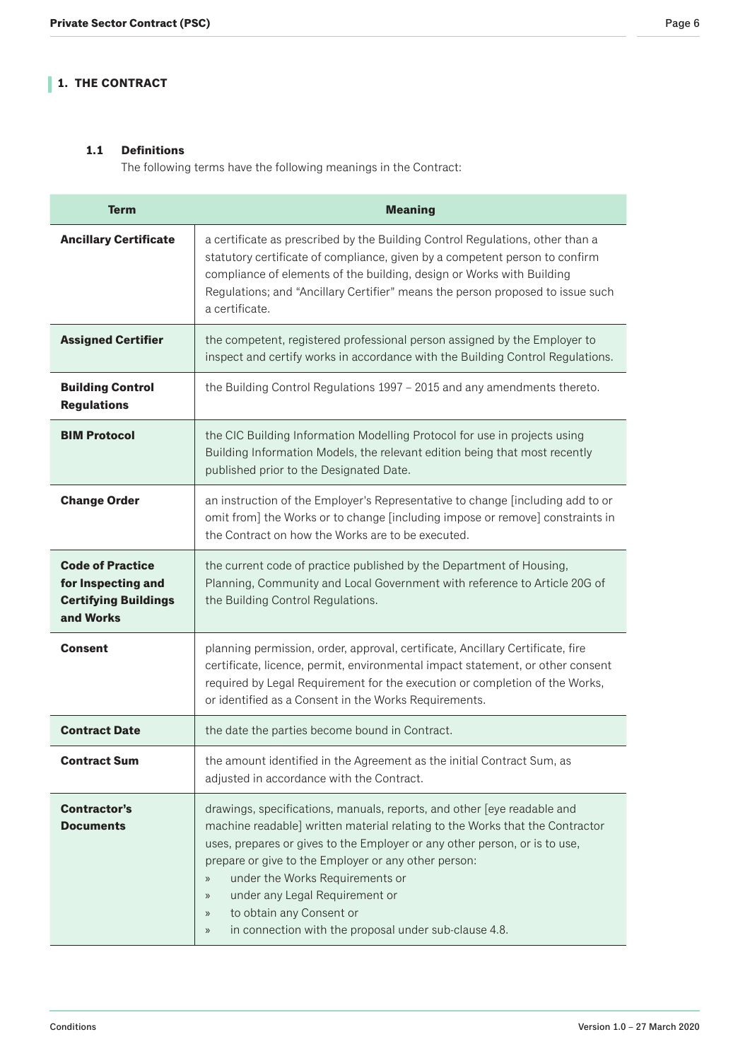## 1. THE CONTRACT

### 1.1 Definitions

The following terms have the following meanings in the Contract:

| Term | Meaning |
| --- | --- |
| **Ancillary Certificate** | a certificate as prescribed by the Building Control Regulations, other than a statutory certificate of compliance, given by a competent person to confirm compliance of elements of the building, design or Works with Building Regulations; and "Ancillary Certifier" means the person proposed to issue such a certificate. |
| **Assigned Certifier** | the competent, registered professional person assigned by the Employer to inspect and certify works in accordance with the Building Control Regulations. |
| **Building Control Regulations** | the Building Control Regulations 1997 – 2015 and any amendments thereto. |
| **BIM Protocol** | the CIC Building Information Modelling Protocol for use in projects using Building Information Models, the relevant edition being that most recently published prior to the Designated Date. |
| **Change Order** | an instruction of the Employer's Representative to change [including add to or omit from] the Works or to change [including impose or remove] constraints in the Contract on how the Works are to be executed. |
| **Code of Practice for Inspecting and Certifying Buildings and Works** | the current code of practice published by the Department of Housing, Planning, Community and Local Government with reference to Article 20G of the Building Control Regulations. |
| **Consent** | planning permission, order, approval, certificate, Ancillary Certificate, fire certificate, licence, permit, environmental impact statement, or other consent required by Legal Requirement for the execution or completion of the Works, or identified as a Consent in the Works Requirements. |
| **Contract Date** | the date the parties become bound in Contract. |
| **Contract Sum** | the amount identified in the Agreement as the initial Contract Sum, as adjusted in accordance with the Contract. |
| **Contractor's Documents** | drawings, specifications, manuals, reports, and other [eye readable and machine readable] written material relating to the Works that the Contractor uses, prepares or gives to the Employer or any other person, or is to use, prepare or give to the Employer or any other person:<br>» under the Works Requirements or<br>» under any Legal Requirement or<br>» to obtain any Consent or<br>» in connection with the proposal under sub-clause 4.8. |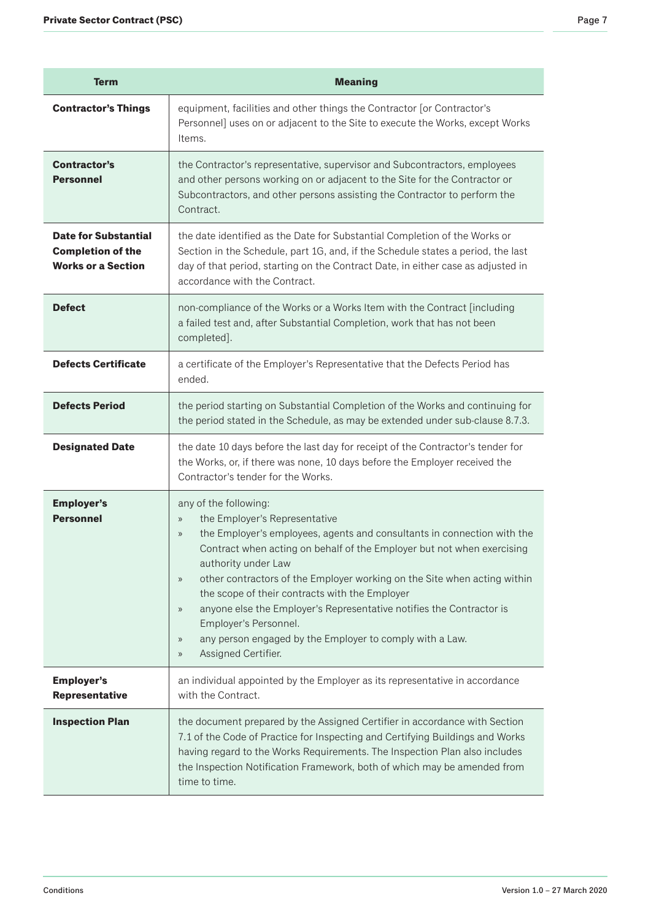| Term | Meaning |
|---|---|
| **Contractor's Things** | equipment, facilities and other things the Contractor [or Contractor's Personnel] uses on or adjacent to the Site to execute the Works, except Works Items. |
| **Contractor's Personnel** | the Contractor's representative, supervisor and Subcontractors, employees and other persons working on or adjacent to the Site for the Contractor or Subcontractors, and other persons assisting the Contractor to perform the Contract. |
| **Date for Substantial Completion of the Works or a Section** | the date identified as the Date for Substantial Completion of the Works or Section in the Schedule, part 1G, and, if the Schedule states a period, the last day of that period, starting on the Contract Date, in either case as adjusted in accordance with the Contract. |
| **Defect** | non-compliance of the Works or a Works Item with the Contract [including a failed test and, after Substantial Completion, work that has not been completed]. |
| **Defects Certificate** | a certificate of the Employer's Representative that the Defects Period has ended. |
| **Defects Period** | the period starting on Substantial Completion of the Works and continuing for the period stated in the Schedule, as may be extended under sub-clause 8.7.3. |
| **Designated Date** | the date 10 days before the last day for receipt of the Contractor's tender for the Works, or, if there was none, 10 days before the Employer received the Contractor's tender for the Works. |
| **Employer's Personnel** | any of the following:<br>» the Employer's Representative<br>» the Employer's employees, agents and consultants in connection with the Contract when acting on behalf of the Employer but not when exercising authority under Law<br>» other contractors of the Employer working on the Site when acting within the scope of their contracts with the Employer<br>» anyone else the Employer's Representative notifies the Contractor is Employer's Personnel.<br>» any person engaged by the Employer to comply with a Law.<br>» Assigned Certifier. |
| **Employer's Representative** | an individual appointed by the Employer as its representative in accordance with the Contract. |
| **Inspection Plan** | the document prepared by the Assigned Certifier in accordance with Section 7.1 of the Code of Practice for Inspecting and Certifying Buildings and Works having regard to the Works Requirements. The Inspection Plan also includes the Inspection Notification Framework, both of which may be amended from time to time. |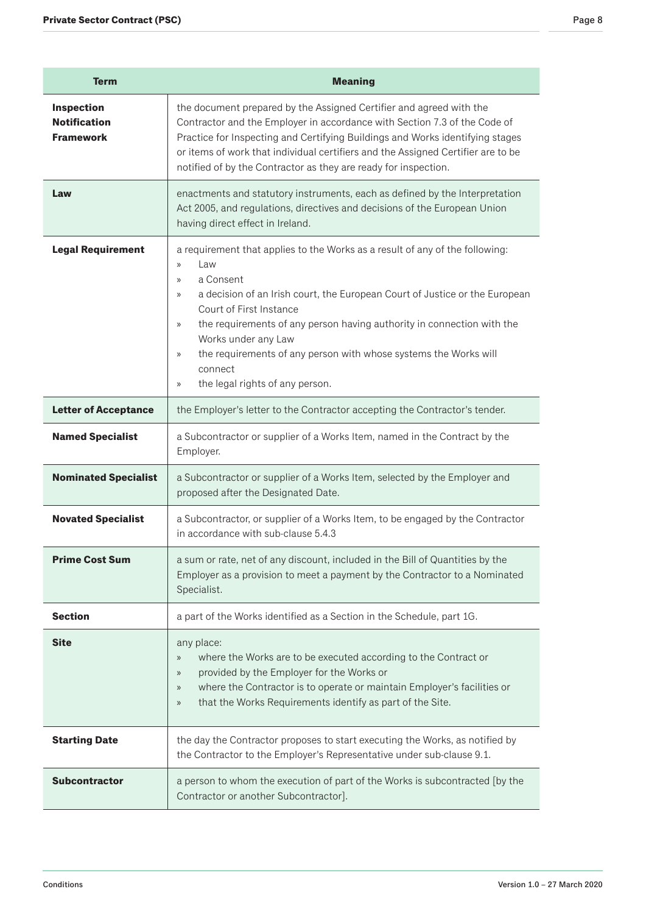| Term | Meaning |
|---|---|
| **Inspection Notification Framework** | the document prepared by the Assigned Certifier and agreed with the Contractor and the Employer in accordance with Section 7.3 of the Code of Practice for Inspecting and Certifying Buildings and Works identifying stages or items of work that individual certifiers and the Assigned Certifier are to be notified of by the Contractor as they are ready for inspection. |
| **Law** | enactments and statutory instruments, each as defined by the Interpretation Act 2005, and regulations, directives and decisions of the European Union having direct effect in Ireland. |
| **Legal Requirement** | a requirement that applies to the Works as a result of any of the following:<br>» Law<br>» a Consent<br>» a decision of an Irish court, the European Court of Justice or the European Court of First Instance<br>» the requirements of any person having authority in connection with the Works under any Law<br>» the requirements of any person with whose systems the Works will connect<br>» the legal rights of any person. |
| **Letter of Acceptance** | the Employer's letter to the Contractor accepting the Contractor's tender. |
| **Named Specialist** | a Subcontractor or supplier of a Works Item, named in the Contract by the Employer. |
| **Nominated Specialist** | a Subcontractor or supplier of a Works Item, selected by the Employer and proposed after the Designated Date. |
| **Novated Specialist** | a Subcontractor, or supplier of a Works Item, to be engaged by the Contractor in accordance with sub-clause 5.4.3 |
| **Prime Cost Sum** | a sum or rate, net of any discount, included in the Bill of Quantities by the Employer as a provision to meet a payment by the Contractor to a Nominated Specialist. |
| **Section** | a part of the Works identified as a Section in the Schedule, part 1G. |
| **Site** | any place:<br>» where the Works are to be executed according to the Contract or<br>» provided by the Employer for the Works or<br>» where the Contractor is to operate or maintain Employer's facilities or<br>» that the Works Requirements identify as part of the Site. |
| **Starting Date** | the day the Contractor proposes to start executing the Works, as notified by the Contractor to the Employer's Representative under sub-clause 9.1. |
| **Subcontractor** | a person to whom the execution of part of the Works is subcontracted [by the Contractor or another Subcontractor]. |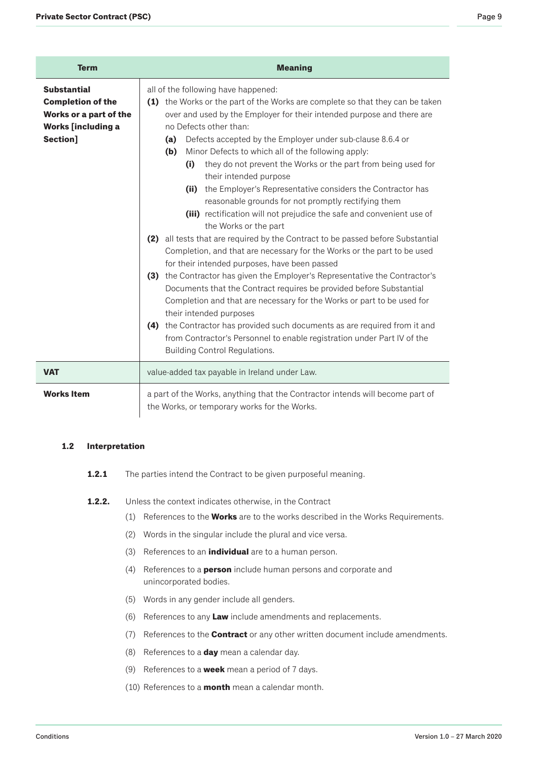| Term | Meaning |
|---|---|
| **Substantial Completion of the Works or a part of the Works [including a Section]** | all of the following have happened:<br>**(1)** the Works or the part of the Works are complete so that they can be taken over and used by the Employer for their intended purpose and there are no Defects other than:<br>**(a)** Defects accepted by the Employer under sub-clause 8.6.4 or<br>**(b)** Minor Defects to which all of the following apply:<br>**(i)** they do not prevent the Works or the part from being used for their intended purpose<br>**(ii)** the Employer's Representative considers the Contractor has reasonable grounds for not promptly rectifying them<br>**(iii)** rectification will not prejudice the safe and convenient use of the Works or the part<br>**(2)** all tests that are required by the Contract to be passed before Substantial Completion, and that are necessary for the Works or the part to be used for their intended purposes, have been passed<br>**(3)** the Contractor has given the Employer's Representative the Contractor's Documents that the Contract requires be provided before Substantial Completion and that are necessary for the Works or part to be used for their intended purposes<br>**(4)** the Contractor has provided such documents as are required from it and from Contractor's Personnel to enable registration under Part IV of the Building Control Regulations. |
| **VAT** | value-added tax payable in Ireland under Law. |
| **Works Item** | a part of the Works, anything that the Contractor intends will become part of the Works, or temporary works for the Works. |

### 1.2 Interpretation

**1.2.1** The parties intend the Contract to be given purposeful meaning.

**1.2.2.** Unless the context indicates otherwise, in the Contract

(1) References to the **Works** are to the works described in the Works Requirements.

(2) Words in the singular include the plural and vice versa.

(3) References to an **individual** are to a human person.

(4) References to a **person** include human persons and corporate and unincorporated bodies.

(5) Words in any gender include all genders.

(6) References to any **Law** include amendments and replacements.

(7) References to the **Contract** or any other written document include amendments.

(8) References to a **day** mean a calendar day.

(9) References to a **week** mean a period of 7 days.

(10) References to a **month** mean a calendar month.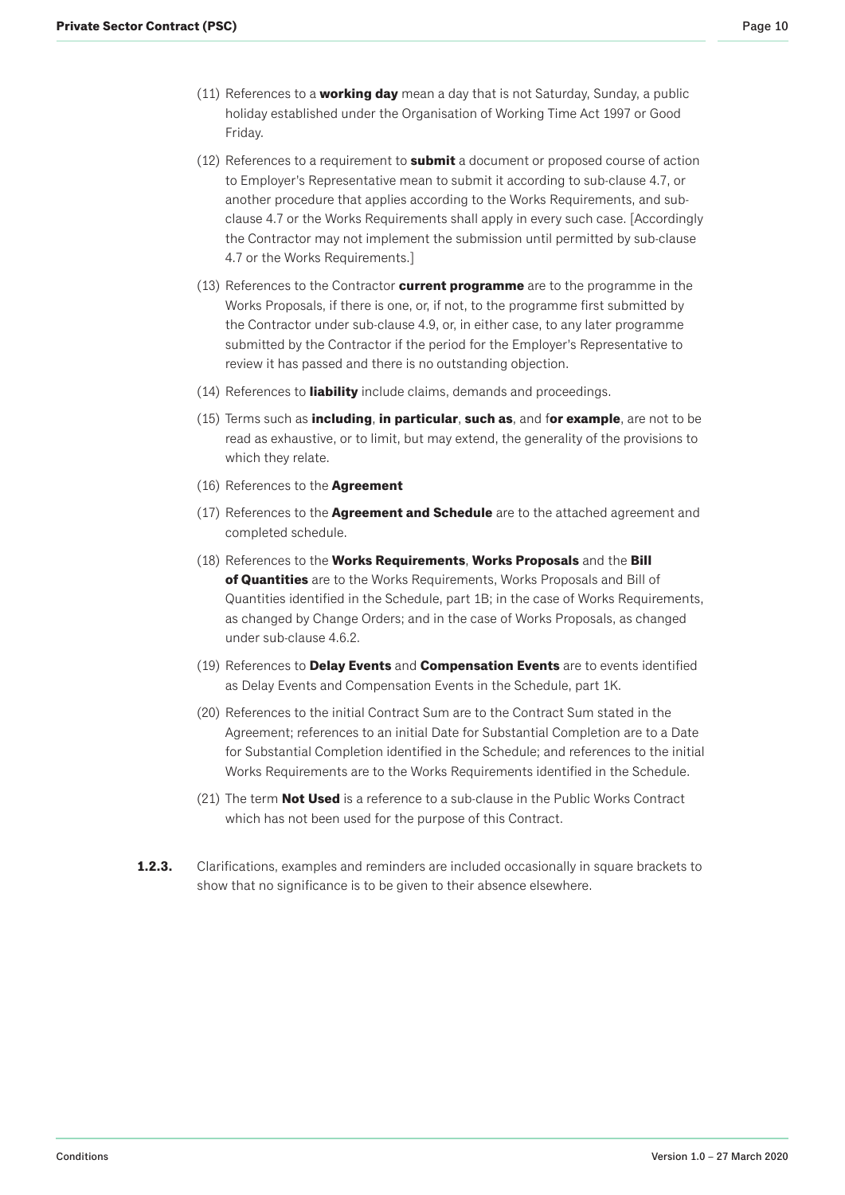(11) References to a **working day** mean a day that is not Saturday, Sunday, a public holiday established under the Organisation of Working Time Act 1997 or Good Friday.

(12) References to a requirement to **submit** a document or proposed course of action to Employer's Representative mean to submit it according to sub-clause 4.7, or another procedure that applies according to the Works Requirements, and sub-clause 4.7 or the Works Requirements shall apply in every such case. [Accordingly the Contractor may not implement the submission until permitted by sub-clause 4.7 or the Works Requirements.]

(13) References to the Contractor **current programme** are to the programme in the Works Proposals, if there is one, or, if not, to the programme first submitted by the Contractor under sub-clause 4.9, or, in either case, to any later programme submitted by the Contractor if the period for the Employer's Representative to review it has passed and there is no outstanding objection.

(14) References to **liability** include claims, demands and proceedings.

(15) Terms such as **including**, **in particular**, **such as**, and f**or example**, are not to be read as exhaustive, or to limit, but may extend, the generality of the provisions to which they relate.

(16) References to the **Agreement**

(17) References to the **Agreement and Schedule** are to the attached agreement and completed schedule.

(18) References to the **Works Requirements**, **Works Proposals** and the **Bill of Quantities** are to the Works Requirements, Works Proposals and Bill of Quantities identified in the Schedule, part 1B; in the case of Works Requirements, as changed by Change Orders; and in the case of Works Proposals, as changed under sub-clause 4.6.2.

(19) References to **Delay Events** and **Compensation Events** are to events identified as Delay Events and Compensation Events in the Schedule, part 1K.

(20) References to the initial Contract Sum are to the Contract Sum stated in the Agreement; references to an initial Date for Substantial Completion are to a Date for Substantial Completion identified in the Schedule; and references to the initial Works Requirements are to the Works Requirements identified in the Schedule.

(21) The term **Not Used** is a reference to a sub-clause in the Public Works Contract which has not been used for the purpose of this Contract.

**1.2.3.** Clarifications, examples and reminders are included occasionally in square brackets to show that no significance is to be given to their absence elsewhere.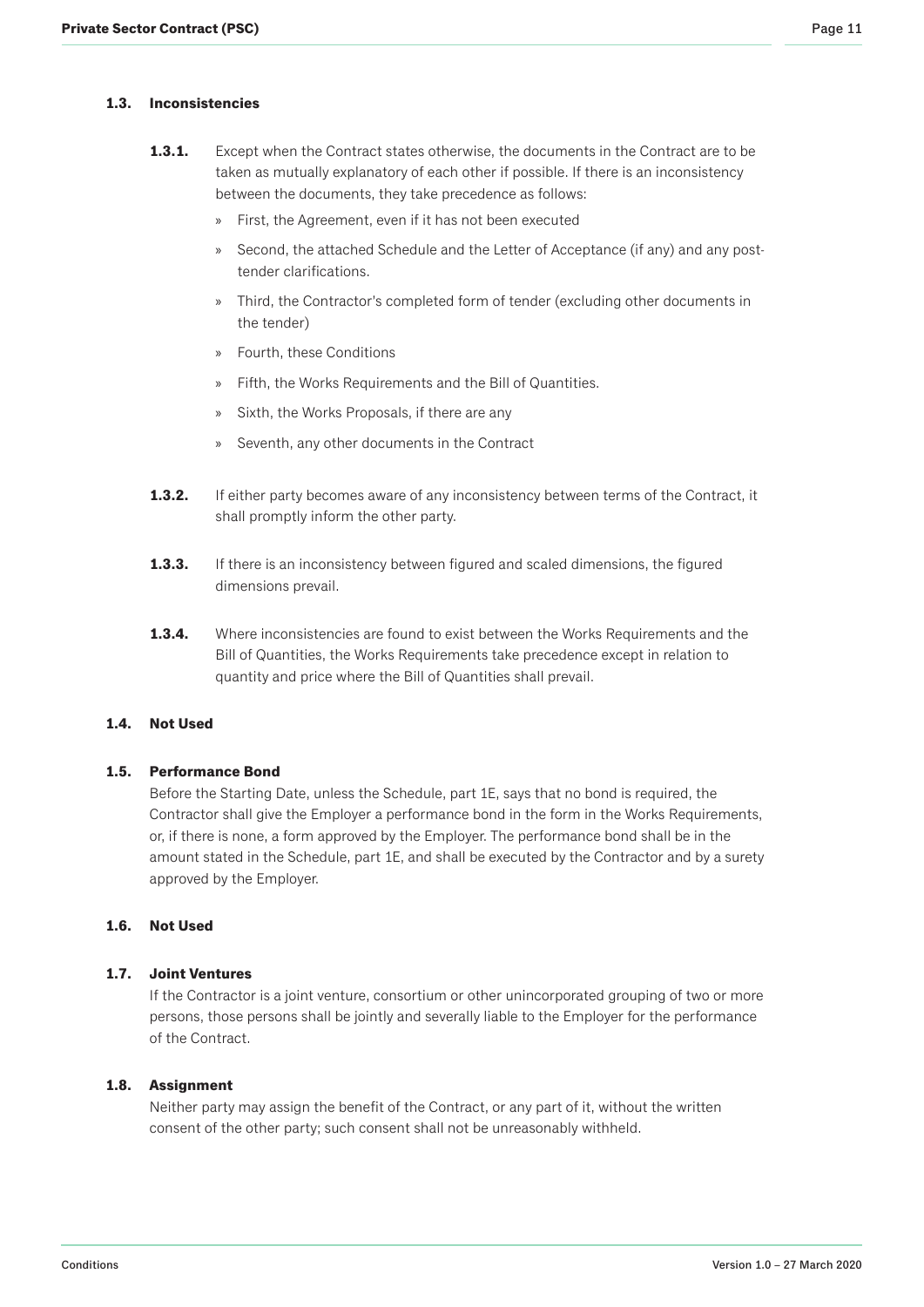### 1.3. Inconsistencies

**1.3.1.** Except when the Contract states otherwise, the documents in the Contract are to be taken as mutually explanatory of each other if possible. If there is an inconsistency between the documents, they take precedence as follows:

- First, the Agreement, even if it has not been executed
- Second, the attached Schedule and the Letter of Acceptance (if any) and any post-tender clarifications.
- Third, the Contractor's completed form of tender (excluding other documents in the tender)
- Fourth, these Conditions
- Fifth, the Works Requirements and the Bill of Quantities.
- Sixth, the Works Proposals, if there are any
- Seventh, any other documents in the Contract

**1.3.2.** If either party becomes aware of any inconsistency between terms of the Contract, it shall promptly inform the other party.

**1.3.3.** If there is an inconsistency between figured and scaled dimensions, the figured dimensions prevail.

**1.3.4.** Where inconsistencies are found to exist between the Works Requirements and the Bill of Quantities, the Works Requirements take precedence except in relation to quantity and price where the Bill of Quantities shall prevail.

### 1.4. Not Used

### 1.5. Performance Bond

Before the Starting Date, unless the Schedule, part 1E, says that no bond is required, the Contractor shall give the Employer a performance bond in the form in the Works Requirements, or, if there is none, a form approved by the Employer. The performance bond shall be in the amount stated in the Schedule, part 1E, and shall be executed by the Contractor and by a surety approved by the Employer.

### 1.6. Not Used

### 1.7. Joint Ventures

If the Contractor is a joint venture, consortium or other unincorporated grouping of two or more persons, those persons shall be jointly and severally liable to the Employer for the performance of the Contract.

### 1.8. Assignment

Neither party may assign the benefit of the Contract, or any part of it, without the written consent of the other party; such consent shall not be unreasonably withheld.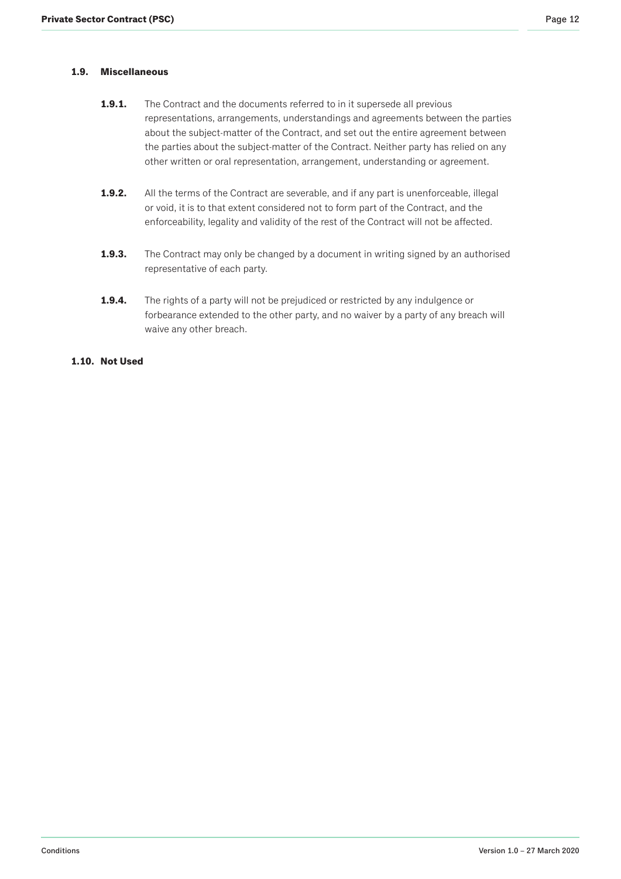### 1.9. Miscellaneous

**1.9.1.** The Contract and the documents referred to in it supersede all previous representations, arrangements, understandings and agreements between the parties about the subject-matter of the Contract, and set out the entire agreement between the parties about the subject-matter of the Contract. Neither party has relied on any other written or oral representation, arrangement, understanding or agreement.

**1.9.2.** All the terms of the Contract are severable, and if any part is unenforceable, illegal or void, it is to that extent considered not to form part of the Contract, and the enforceability, legality and validity of the rest of the Contract will not be affected.

**1.9.3.** The Contract may only be changed by a document in writing signed by an authorised representative of each party.

**1.9.4.** The rights of a party will not be prejudiced or restricted by any indulgence or forbearance extended to the other party, and no waiver by a party of any breach will waive any other breach.

### 1.10. Not Used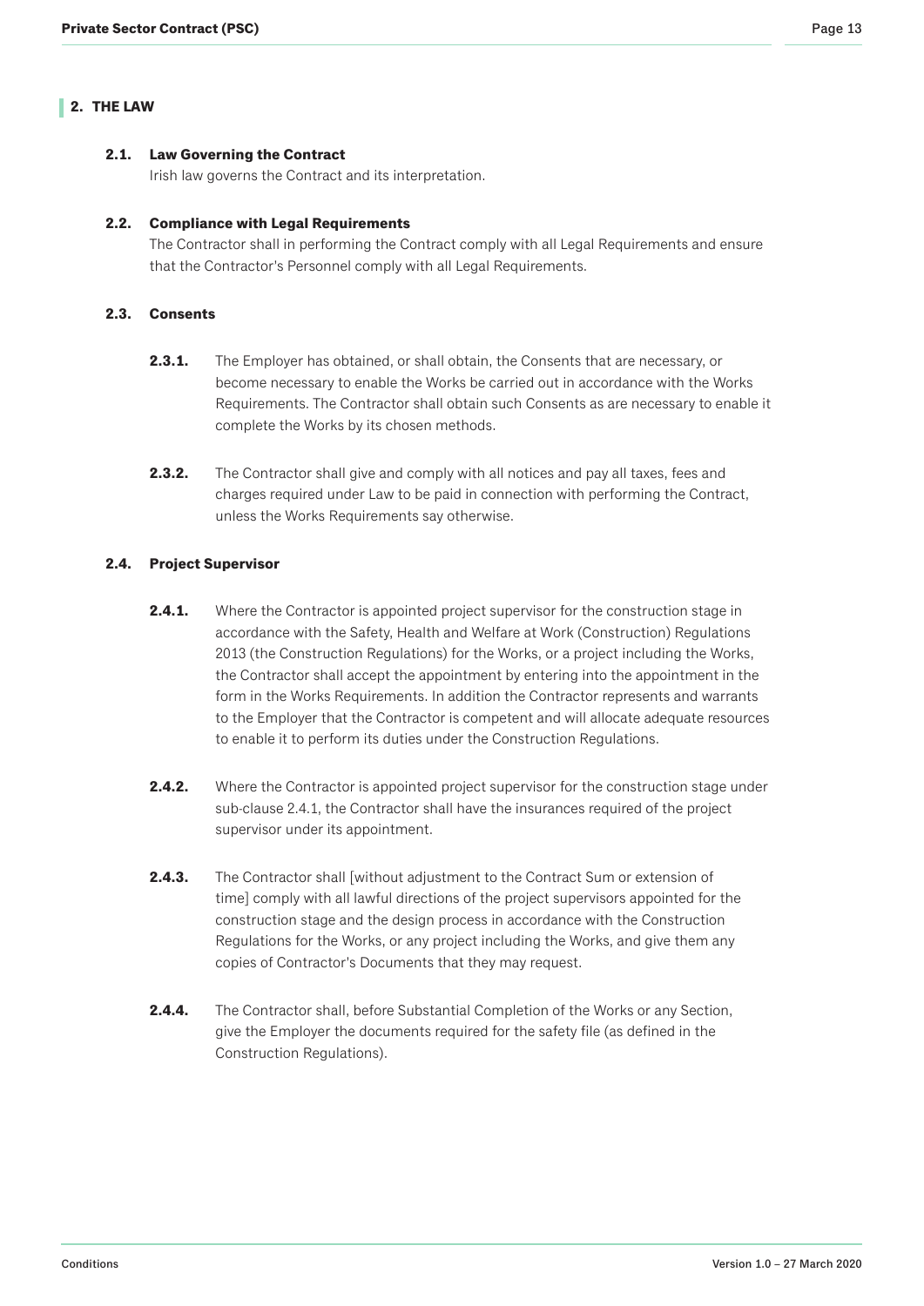## 2. THE LAW

### 2.1. Law Governing the Contract

Irish law governs the Contract and its interpretation.

### 2.2. Compliance with Legal Requirements

The Contractor shall in performing the Contract comply with all Legal Requirements and ensure that the Contractor's Personnel comply with all Legal Requirements.

### 2.3. Consents

**2.3.1.** The Employer has obtained, or shall obtain, the Consents that are necessary, or become necessary to enable the Works be carried out in accordance with the Works Requirements. The Contractor shall obtain such Consents as are necessary to enable it complete the Works by its chosen methods.

**2.3.2.** The Contractor shall give and comply with all notices and pay all taxes, fees and charges required under Law to be paid in connection with performing the Contract, unless the Works Requirements say otherwise.

### 2.4. Project Supervisor

**2.4.1.** Where the Contractor is appointed project supervisor for the construction stage in accordance with the Safety, Health and Welfare at Work (Construction) Regulations 2013 (the Construction Regulations) for the Works, or a project including the Works, the Contractor shall accept the appointment by entering into the appointment in the form in the Works Requirements. In addition the Contractor represents and warrants to the Employer that the Contractor is competent and will allocate adequate resources to enable it to perform its duties under the Construction Regulations.

**2.4.2.** Where the Contractor is appointed project supervisor for the construction stage under sub-clause 2.4.1, the Contractor shall have the insurances required of the project supervisor under its appointment.

**2.4.3.** The Contractor shall [without adjustment to the Contract Sum or extension of time] comply with all lawful directions of the project supervisors appointed for the construction stage and the design process in accordance with the Construction Regulations for the Works, or any project including the Works, and give them any copies of Contractor's Documents that they may request.

**2.4.4.** The Contractor shall, before Substantial Completion of the Works or any Section, give the Employer the documents required for the safety file (as defined in the Construction Regulations).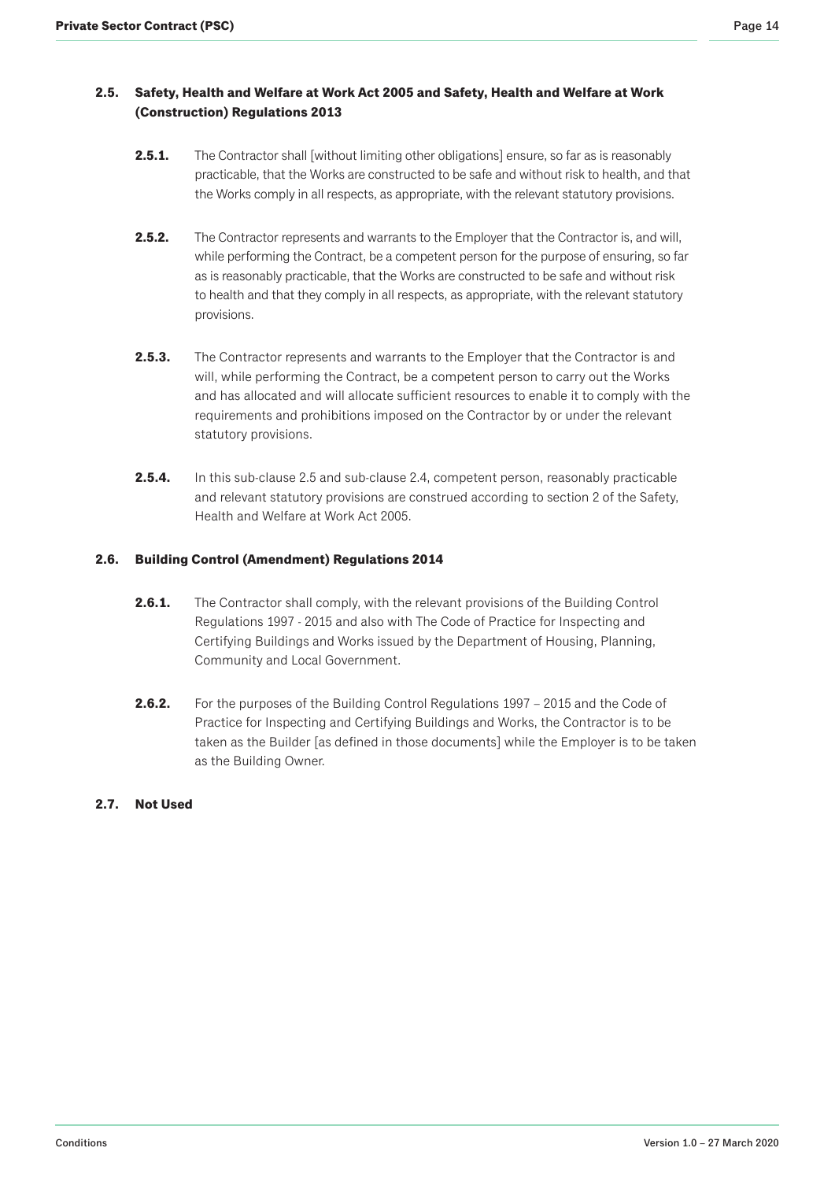### 2.5. Safety, Health and Welfare at Work Act 2005 and Safety, Health and Welfare at Work (Construction) Regulations 2013

**2.5.1.** The Contractor shall [without limiting other obligations] ensure, so far as is reasonably practicable, that the Works are constructed to be safe and without risk to health, and that the Works comply in all respects, as appropriate, with the relevant statutory provisions.

**2.5.2.** The Contractor represents and warrants to the Employer that the Contractor is, and will, while performing the Contract, be a competent person for the purpose of ensuring, so far as is reasonably practicable, that the Works are constructed to be safe and without risk to health and that they comply in all respects, as appropriate, with the relevant statutory provisions.

**2.5.3.** The Contractor represents and warrants to the Employer that the Contractor is and will, while performing the Contract, be a competent person to carry out the Works and has allocated and will allocate sufficient resources to enable it to comply with the requirements and prohibitions imposed on the Contractor by or under the relevant statutory provisions.

**2.5.4.** In this sub-clause 2.5 and sub-clause 2.4, competent person, reasonably practicable and relevant statutory provisions are construed according to section 2 of the Safety, Health and Welfare at Work Act 2005.

### 2.6. Building Control (Amendment) Regulations 2014

**2.6.1.** The Contractor shall comply, with the relevant provisions of the Building Control Regulations 1997 - 2015 and also with The Code of Practice for Inspecting and Certifying Buildings and Works issued by the Department of Housing, Planning, Community and Local Government.

**2.6.2.** For the purposes of the Building Control Regulations 1997 – 2015 and the Code of Practice for Inspecting and Certifying Buildings and Works, the Contractor is to be taken as the Builder [as defined in those documents] while the Employer is to be taken as the Building Owner.

### 2.7. Not Used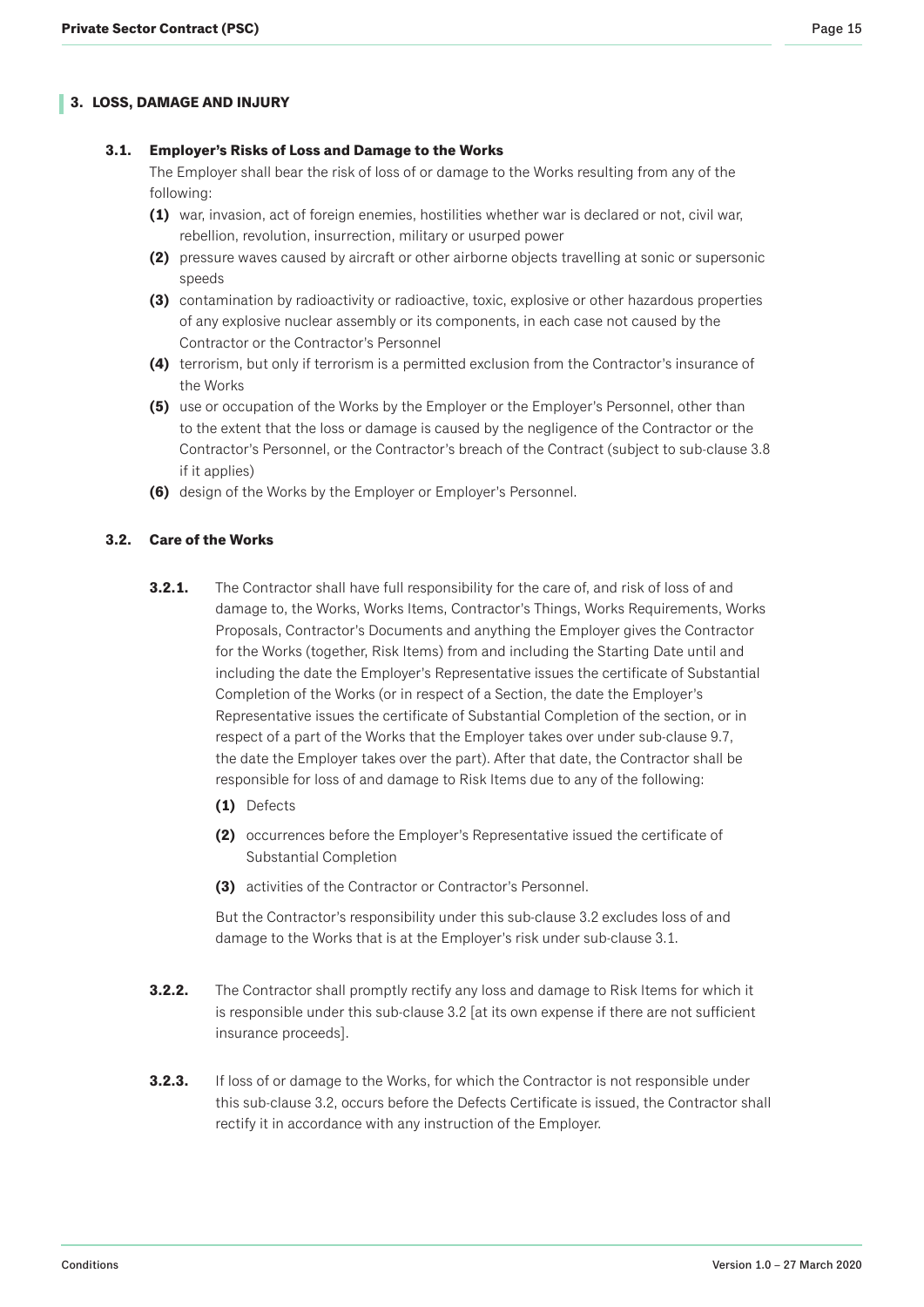## 3. LOSS, DAMAGE AND INJURY

### 3.1. Employer's Risks of Loss and Damage to the Works

The Employer shall bear the risk of loss of or damage to the Works resulting from any of the following:

**(1)** war, invasion, act of foreign enemies, hostilities whether war is declared or not, civil war, rebellion, revolution, insurrection, military or usurped power

**(2)** pressure waves caused by aircraft or other airborne objects travelling at sonic or supersonic speeds

**(3)** contamination by radioactivity or radioactive, toxic, explosive or other hazardous properties of any explosive nuclear assembly or its components, in each case not caused by the Contractor or the Contractor's Personnel

**(4)** terrorism, but only if terrorism is a permitted exclusion from the Contractor's insurance of the Works

**(5)** use or occupation of the Works by the Employer or the Employer's Personnel, other than to the extent that the loss or damage is caused by the negligence of the Contractor or the Contractor's Personnel, or the Contractor's breach of the Contract (subject to sub-clause 3.8 if it applies)

**(6)** design of the Works by the Employer or Employer's Personnel.

### 3.2. Care of the Works

**3.2.1.** The Contractor shall have full responsibility for the care of, and risk of loss of and damage to, the Works, Works Items, Contractor's Things, Works Requirements, Works Proposals, Contractor's Documents and anything the Employer gives the Contractor for the Works (together, Risk Items) from and including the Starting Date until and including the date the Employer's Representative issues the certificate of Substantial Completion of the Works (or in respect of a Section, the date the Employer's Representative issues the certificate of Substantial Completion of the section, or in respect of a part of the Works that the Employer takes over under sub-clause 9.7, the date the Employer takes over the part). After that date, the Contractor shall be responsible for loss of and damage to Risk Items due to any of the following:

**(1)** Defects

**(2)** occurrences before the Employer's Representative issued the certificate of Substantial Completion

**(3)** activities of the Contractor or Contractor's Personnel.

But the Contractor's responsibility under this sub-clause 3.2 excludes loss of and damage to the Works that is at the Employer's risk under sub-clause 3.1.

**3.2.2.** The Contractor shall promptly rectify any loss and damage to Risk Items for which it is responsible under this sub-clause 3.2 [at its own expense if there are not sufficient insurance proceeds].

**3.2.3.** If loss of or damage to the Works, for which the Contractor is not responsible under this sub-clause 3.2, occurs before the Defects Certificate is issued, the Contractor shall rectify it in accordance with any instruction of the Employer.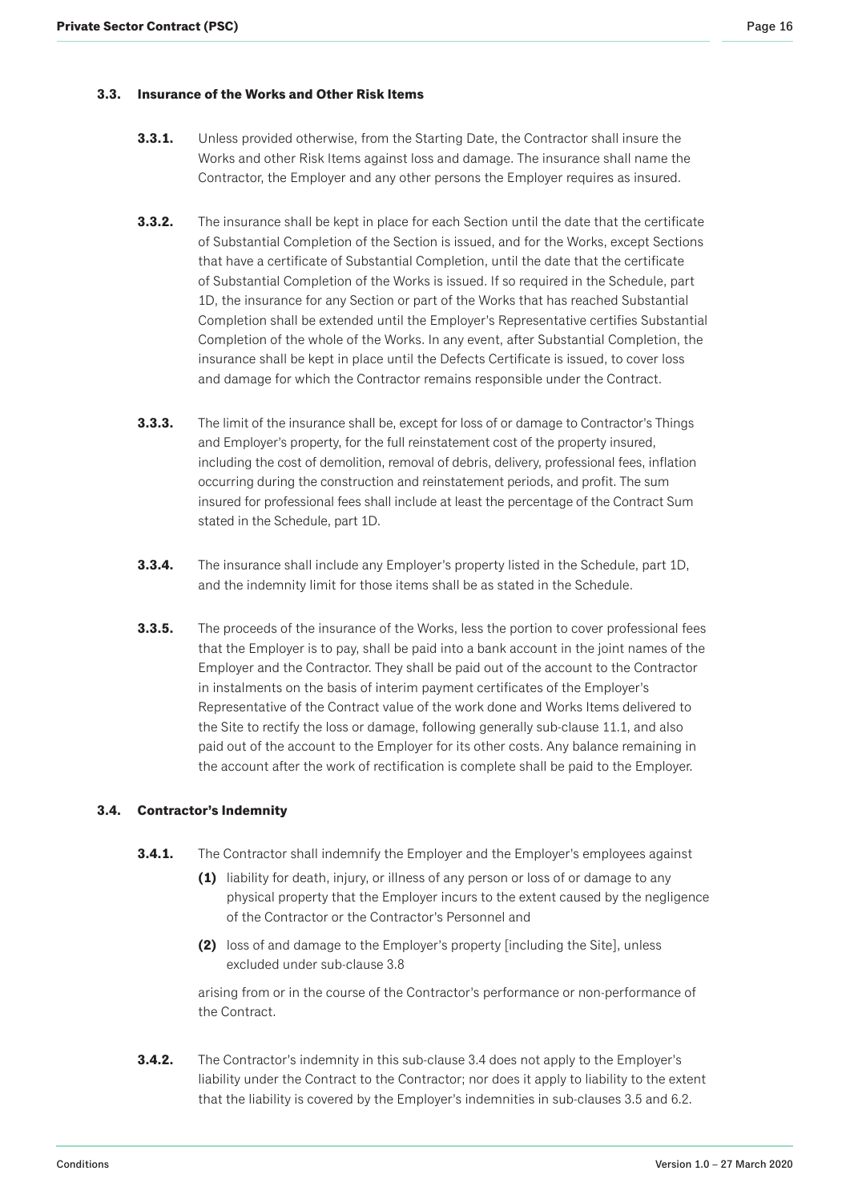### 3.3. Insurance of the Works and Other Risk Items

**3.3.1.** Unless provided otherwise, from the Starting Date, the Contractor shall insure the Works and other Risk Items against loss and damage. The insurance shall name the Contractor, the Employer and any other persons the Employer requires as insured.

**3.3.2.** The insurance shall be kept in place for each Section until the date that the certificate of Substantial Completion of the Section is issued, and for the Works, except Sections that have a certificate of Substantial Completion, until the date that the certificate of Substantial Completion of the Works is issued. If so required in the Schedule, part 1D, the insurance for any Section or part of the Works that has reached Substantial Completion shall be extended until the Employer's Representative certifies Substantial Completion of the whole of the Works. In any event, after Substantial Completion, the insurance shall be kept in place until the Defects Certificate is issued, to cover loss and damage for which the Contractor remains responsible under the Contract.

**3.3.3.** The limit of the insurance shall be, except for loss of or damage to Contractor's Things and Employer's property, for the full reinstatement cost of the property insured, including the cost of demolition, removal of debris, delivery, professional fees, inflation occurring during the construction and reinstatement periods, and profit. The sum insured for professional fees shall include at least the percentage of the Contract Sum stated in the Schedule, part 1D.

**3.3.4.** The insurance shall include any Employer's property listed in the Schedule, part 1D, and the indemnity limit for those items shall be as stated in the Schedule.

**3.3.5.** The proceeds of the insurance of the Works, less the portion to cover professional fees that the Employer is to pay, shall be paid into a bank account in the joint names of the Employer and the Contractor. They shall be paid out of the account to the Contractor in instalments on the basis of interim payment certificates of the Employer's Representative of the Contract value of the work done and Works Items delivered to the Site to rectify the loss or damage, following generally sub-clause 11.1, and also paid out of the account to the Employer for its other costs. Any balance remaining in the account after the work of rectification is complete shall be paid to the Employer.

### 3.4. Contractor's Indemnity

**3.4.1.** The Contractor shall indemnify the Employer and the Employer's employees against

**(1)** liability for death, injury, or illness of any person or loss of or damage to any physical property that the Employer incurs to the extent caused by the negligence of the Contractor or the Contractor's Personnel and

**(2)** loss of and damage to the Employer's property [including the Site], unless excluded under sub-clause 3.8

arising from or in the course of the Contractor's performance or non-performance of the Contract.

**3.4.2.** The Contractor's indemnity in this sub-clause 3.4 does not apply to the Employer's liability under the Contract to the Contractor; nor does it apply to liability to the extent that the liability is covered by the Employer's indemnities in sub-clauses 3.5 and 6.2.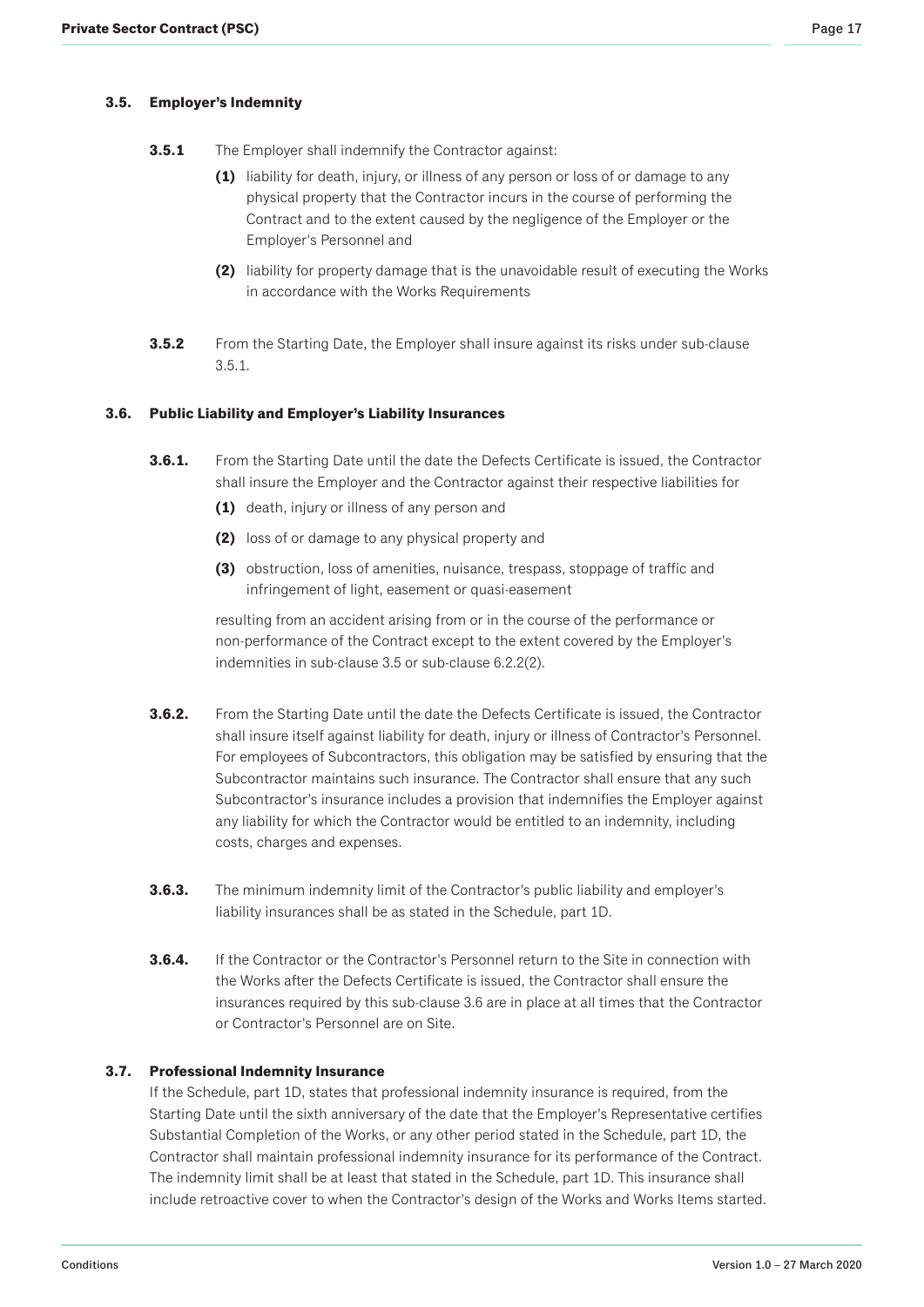### 3.5. Employer's Indemnity

**3.5.1** The Employer shall indemnify the Contractor against:

**(1)** liability for death, injury, or illness of any person or loss of or damage to any physical property that the Contractor incurs in the course of performing the Contract and to the extent caused by the negligence of the Employer or the Employer's Personnel and

**(2)** liability for property damage that is the unavoidable result of executing the Works in accordance with the Works Requirements

**3.5.2** From the Starting Date, the Employer shall insure against its risks under sub-clause 3.5.1.

### 3.6. Public Liability and Employer's Liability Insurances

**3.6.1.** From the Starting Date until the date the Defects Certificate is issued, the Contractor shall insure the Employer and the Contractor against their respective liabilities for

**(1)** death, injury or illness of any person and

**(2)** loss of or damage to any physical property and

**(3)** obstruction, loss of amenities, nuisance, trespass, stoppage of traffic and infringement of light, easement or quasi-easement

resulting from an accident arising from or in the course of the performance or non-performance of the Contract except to the extent covered by the Employer's indemnities in sub-clause 3.5 or sub-clause 6.2.2(2).

**3.6.2.** From the Starting Date until the date the Defects Certificate is issued, the Contractor shall insure itself against liability for death, injury or illness of Contractor's Personnel. For employees of Subcontractors, this obligation may be satisfied by ensuring that the Subcontractor maintains such insurance. The Contractor shall ensure that any such Subcontractor's insurance includes a provision that indemnifies the Employer against any liability for which the Contractor would be entitled to an indemnity, including costs, charges and expenses.

**3.6.3.** The minimum indemnity limit of the Contractor's public liability and employer's liability insurances shall be as stated in the Schedule, part 1D.

**3.6.4.** If the Contractor or the Contractor's Personnel return to the Site in connection with the Works after the Defects Certificate is issued, the Contractor shall ensure the insurances required by this sub-clause 3.6 are in place at all times that the Contractor or Contractor's Personnel are on Site.

### 3.7. Professional Indemnity Insurance

If the Schedule, part 1D, states that professional indemnity insurance is required, from the Starting Date until the sixth anniversary of the date that the Employer's Representative certifies Substantial Completion of the Works, or any other period stated in the Schedule, part 1D, the Contractor shall maintain professional indemnity insurance for its performance of the Contract. The indemnity limit shall be at least that stated in the Schedule, part 1D. This insurance shall include retroactive cover to when the Contractor's design of the Works and Works Items started.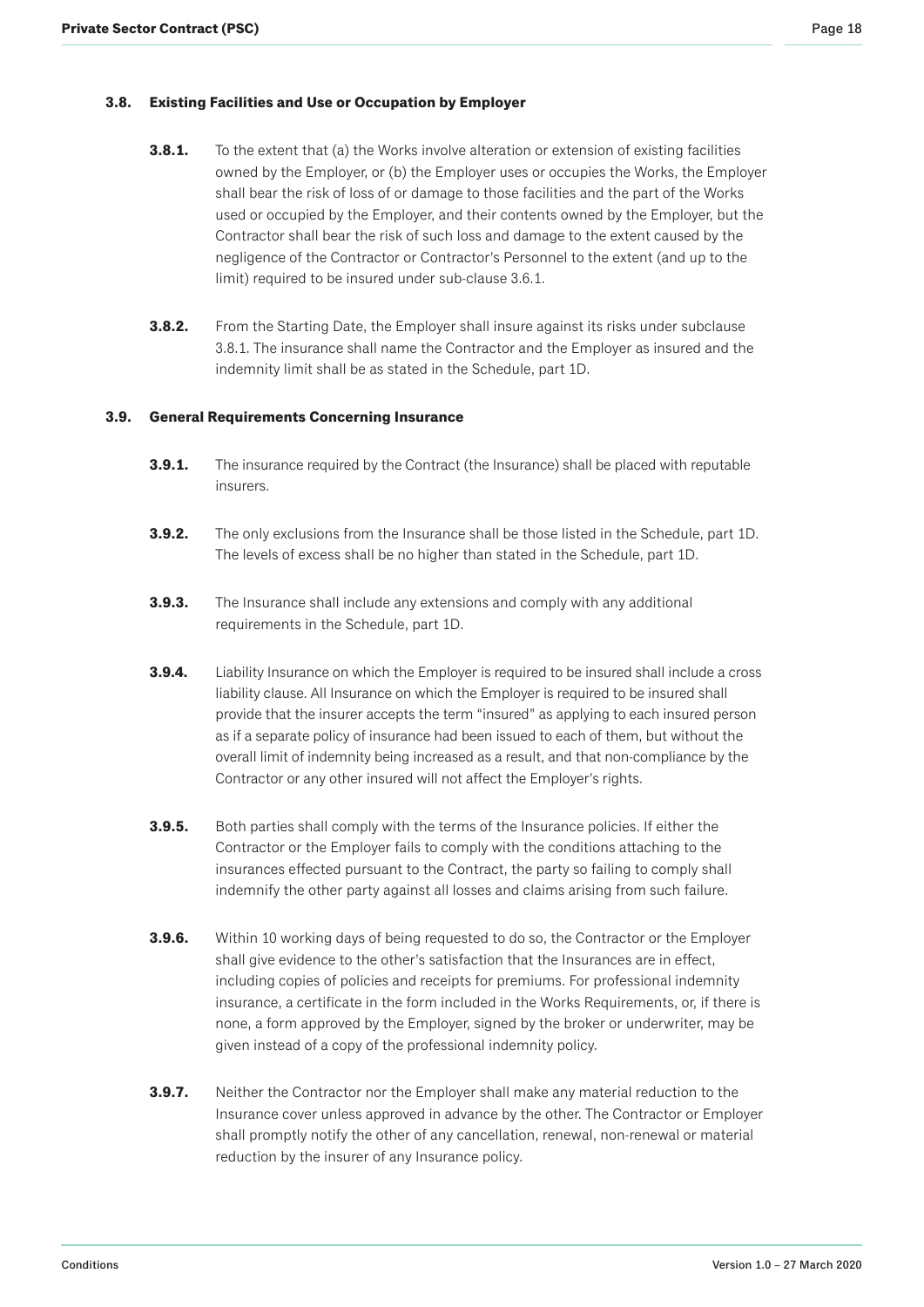### 3.8. Existing Facilities and Use or Occupation by Employer

**3.8.1.** To the extent that (a) the Works involve alteration or extension of existing facilities owned by the Employer, or (b) the Employer uses or occupies the Works, the Employer shall bear the risk of loss of or damage to those facilities and the part of the Works used or occupied by the Employer, and their contents owned by the Employer, but the Contractor shall bear the risk of such loss and damage to the extent caused by the negligence of the Contractor or Contractor's Personnel to the extent (and up to the limit) required to be insured under sub-clause 3.6.1.

**3.8.2.** From the Starting Date, the Employer shall insure against its risks under subclause 3.8.1. The insurance shall name the Contractor and the Employer as insured and the indemnity limit shall be as stated in the Schedule, part 1D.

### 3.9. General Requirements Concerning Insurance

**3.9.1.** The insurance required by the Contract (the Insurance) shall be placed with reputable insurers.

**3.9.2.** The only exclusions from the Insurance shall be those listed in the Schedule, part 1D. The levels of excess shall be no higher than stated in the Schedule, part 1D.

**3.9.3.** The Insurance shall include any extensions and comply with any additional requirements in the Schedule, part 1D.

**3.9.4.** Liability Insurance on which the Employer is required to be insured shall include a cross liability clause. All Insurance on which the Employer is required to be insured shall provide that the insurer accepts the term "insured" as applying to each insured person as if a separate policy of insurance had been issued to each of them, but without the overall limit of indemnity being increased as a result, and that non-compliance by the Contractor or any other insured will not affect the Employer's rights.

**3.9.5.** Both parties shall comply with the terms of the Insurance policies. If either the Contractor or the Employer fails to comply with the conditions attaching to the insurances effected pursuant to the Contract, the party so failing to comply shall indemnify the other party against all losses and claims arising from such failure.

**3.9.6.** Within 10 working days of being requested to do so, the Contractor or the Employer shall give evidence to the other's satisfaction that the Insurances are in effect, including copies of policies and receipts for premiums. For professional indemnity insurance, a certificate in the form included in the Works Requirements, or, if there is none, a form approved by the Employer, signed by the broker or underwriter, may be given instead of a copy of the professional indemnity policy.

**3.9.7.** Neither the Contractor nor the Employer shall make any material reduction to the Insurance cover unless approved in advance by the other. The Contractor or Employer shall promptly notify the other of any cancellation, renewal, non-renewal or material reduction by the insurer of any Insurance policy.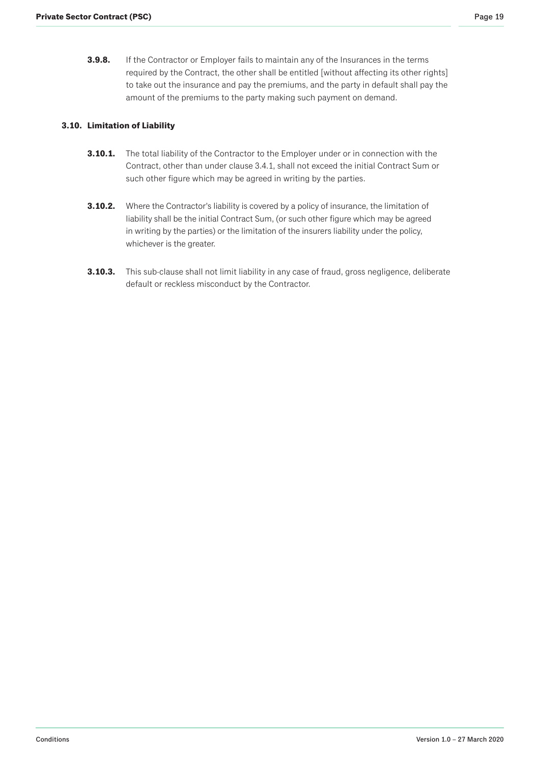**3.9.8.** If the Contractor or Employer fails to maintain any of the Insurances in the terms required by the Contract, the other shall be entitled [without affecting its other rights] to take out the insurance and pay the premiums, and the party in default shall pay the amount of the premiums to the party making such payment on demand.

### 3.10. Limitation of Liability

**3.10.1.** The total liability of the Contractor to the Employer under or in connection with the Contract, other than under clause 3.4.1, shall not exceed the initial Contract Sum or such other figure which may be agreed in writing by the parties.

**3.10.2.** Where the Contractor's liability is covered by a policy of insurance, the limitation of liability shall be the initial Contract Sum, (or such other figure which may be agreed in writing by the parties) or the limitation of the insurers liability under the policy, whichever is the greater.

**3.10.3.** This sub-clause shall not limit liability in any case of fraud, gross negligence, deliberate default or reckless misconduct by the Contractor.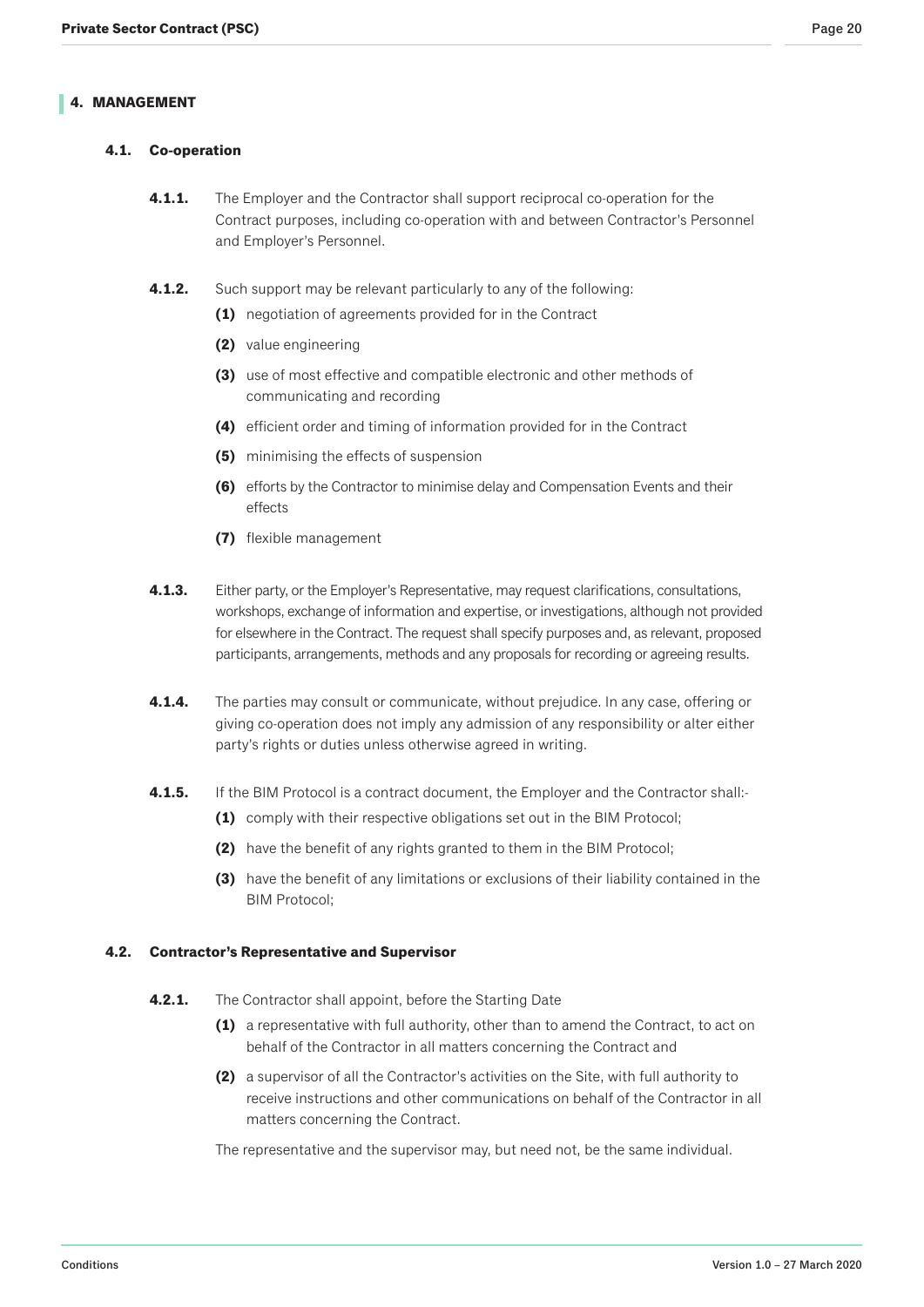## 4. MANAGEMENT

### 4.1. Co-operation

**4.1.1.** The Employer and the Contractor shall support reciprocal co-operation for the Contract purposes, including co-operation with and between Contractor's Personnel and Employer's Personnel.

**4.1.2.** Such support may be relevant particularly to any of the following:

- **(1)** negotiation of agreements provided for in the Contract
- **(2)** value engineering
- **(3)** use of most effective and compatible electronic and other methods of communicating and recording
- **(4)** efficient order and timing of information provided for in the Contract
- **(5)** minimising the effects of suspension
- **(6)** efforts by the Contractor to minimise delay and Compensation Events and their effects
- **(7)** flexible management

**4.1.3.** Either party, or the Employer's Representative, may request clarifications, consultations, workshops, exchange of information and expertise, or investigations, although not provided for elsewhere in the Contract. The request shall specify purposes and, as relevant, proposed participants, arrangements, methods and any proposals for recording or agreeing results.

**4.1.4.** The parties may consult or communicate, without prejudice. In any case, offering or giving co-operation does not imply any admission of any responsibility or alter either party's rights or duties unless otherwise agreed in writing.

**4.1.5.** If the BIM Protocol is a contract document, the Employer and the Contractor shall:-

- **(1)** comply with their respective obligations set out in the BIM Protocol;
- **(2)** have the benefit of any rights granted to them in the BIM Protocol;
- **(3)** have the benefit of any limitations or exclusions of their liability contained in the BIM Protocol;

### 4.2. Contractor's Representative and Supervisor

**4.2.1.** The Contractor shall appoint, before the Starting Date

- **(1)** a representative with full authority, other than to amend the Contract, to act on behalf of the Contractor in all matters concerning the Contract and
- **(2)** a supervisor of all the Contractor's activities on the Site, with full authority to receive instructions and other communications on behalf of the Contractor in all matters concerning the Contract.

The representative and the supervisor may, but need not, be the same individual.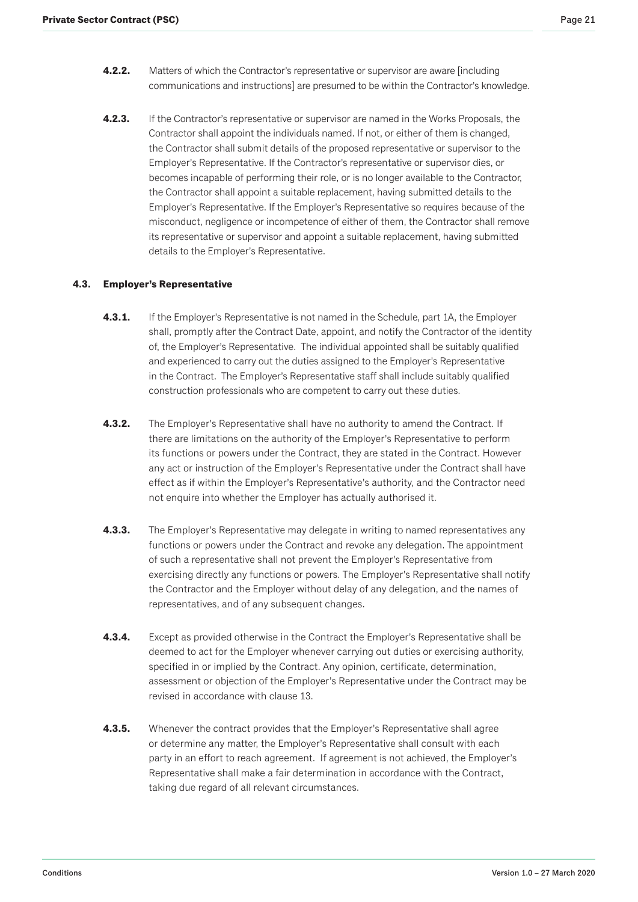**4.2.2.** Matters of which the Contractor's representative or supervisor are aware [including communications and instructions] are presumed to be within the Contractor's knowledge.

**4.2.3.** If the Contractor's representative or supervisor are named in the Works Proposals, the Contractor shall appoint the individuals named. If not, or either of them is changed, the Contractor shall submit details of the proposed representative or supervisor to the Employer's Representative. If the Contractor's representative or supervisor dies, or becomes incapable of performing their role, or is no longer available to the Contractor, the Contractor shall appoint a suitable replacement, having submitted details to the Employer's Representative. If the Employer's Representative so requires because of the misconduct, negligence or incompetence of either of them, the Contractor shall remove its representative or supervisor and appoint a suitable replacement, having submitted details to the Employer's Representative.

### 4.3. Employer's Representative

**4.3.1.** If the Employer's Representative is not named in the Schedule, part 1A, the Employer shall, promptly after the Contract Date, appoint, and notify the Contractor of the identity of, the Employer's Representative. The individual appointed shall be suitably qualified and experienced to carry out the duties assigned to the Employer's Representative in the Contract. The Employer's Representative staff shall include suitably qualified construction professionals who are competent to carry out these duties.

**4.3.2.** The Employer's Representative shall have no authority to amend the Contract. If there are limitations on the authority of the Employer's Representative to perform its functions or powers under the Contract, they are stated in the Contract. However any act or instruction of the Employer's Representative under the Contract shall have effect as if within the Employer's Representative's authority, and the Contractor need not enquire into whether the Employer has actually authorised it.

**4.3.3.** The Employer's Representative may delegate in writing to named representatives any functions or powers under the Contract and revoke any delegation. The appointment of such a representative shall not prevent the Employer's Representative from exercising directly any functions or powers. The Employer's Representative shall notify the Contractor and the Employer without delay of any delegation, and the names of representatives, and of any subsequent changes.

**4.3.4.** Except as provided otherwise in the Contract the Employer's Representative shall be deemed to act for the Employer whenever carrying out duties or exercising authority, specified in or implied by the Contract. Any opinion, certificate, determination, assessment or objection of the Employer's Representative under the Contract may be revised in accordance with clause 13.

**4.3.5.** Whenever the contract provides that the Employer's Representative shall agree or determine any matter, the Employer's Representative shall consult with each party in an effort to reach agreement. If agreement is not achieved, the Employer's Representative shall make a fair determination in accordance with the Contract, taking due regard of all relevant circumstances.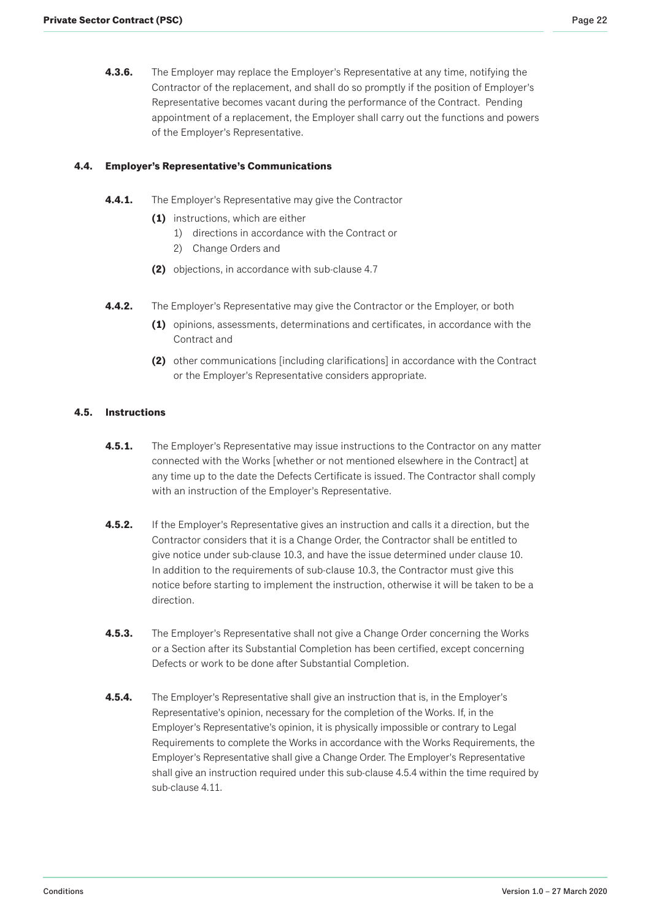**4.3.6.** The Employer may replace the Employer's Representative at any time, notifying the Contractor of the replacement, and shall do so promptly if the position of Employer's Representative becomes vacant during the performance of the Contract. Pending appointment of a replacement, the Employer shall carry out the functions and powers of the Employer's Representative.

### 4.4. Employer's Representative's Communications

**4.4.1.** The Employer's Representative may give the Contractor

- **(1)** instructions, which are either
  1) directions in accordance with the Contract or
  2) Change Orders and
- **(2)** objections, in accordance with sub-clause 4.7

**4.4.2.** The Employer's Representative may give the Contractor or the Employer, or both

- **(1)** opinions, assessments, determinations and certificates, in accordance with the Contract and
- **(2)** other communications [including clarifications] in accordance with the Contract or the Employer's Representative considers appropriate.

### 4.5. Instructions

**4.5.1.** The Employer's Representative may issue instructions to the Contractor on any matter connected with the Works [whether or not mentioned elsewhere in the Contract] at any time up to the date the Defects Certificate is issued. The Contractor shall comply with an instruction of the Employer's Representative.

**4.5.2.** If the Employer's Representative gives an instruction and calls it a direction, but the Contractor considers that it is a Change Order, the Contractor shall be entitled to give notice under sub-clause 10.3, and have the issue determined under clause 10. In addition to the requirements of sub-clause 10.3, the Contractor must give this notice before starting to implement the instruction, otherwise it will be taken to be a direction.

**4.5.3.** The Employer's Representative shall not give a Change Order concerning the Works or a Section after its Substantial Completion has been certified, except concerning Defects or work to be done after Substantial Completion.

**4.5.4.** The Employer's Representative shall give an instruction that is, in the Employer's Representative's opinion, necessary for the completion of the Works. If, in the Employer's Representative's opinion, it is physically impossible or contrary to Legal Requirements to complete the Works in accordance with the Works Requirements, the Employer's Representative shall give a Change Order. The Employer's Representative shall give an instruction required under this sub-clause 4.5.4 within the time required by sub-clause 4.11.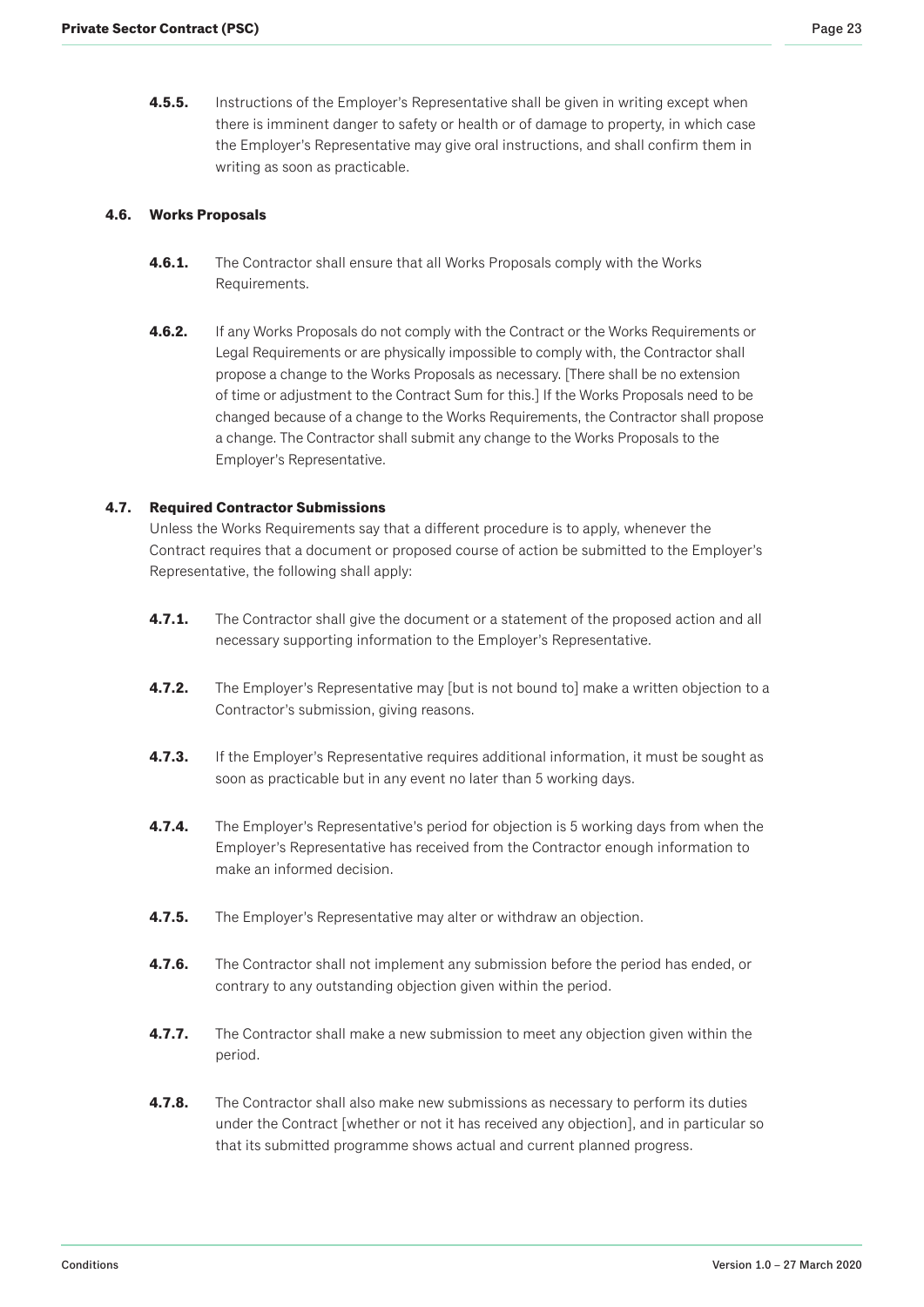**4.5.5.** Instructions of the Employer's Representative shall be given in writing except when there is imminent danger to safety or health or of damage to property, in which case the Employer's Representative may give oral instructions, and shall confirm them in writing as soon as practicable.

### 4.6. Works Proposals

**4.6.1.** The Contractor shall ensure that all Works Proposals comply with the Works Requirements.

**4.6.2.** If any Works Proposals do not comply with the Contract or the Works Requirements or Legal Requirements or are physically impossible to comply with, the Contractor shall propose a change to the Works Proposals as necessary. [There shall be no extension of time or adjustment to the Contract Sum for this.] If the Works Proposals need to be changed because of a change to the Works Requirements, the Contractor shall propose a change. The Contractor shall submit any change to the Works Proposals to the Employer's Representative.

### 4.7. Required Contractor Submissions

Unless the Works Requirements say that a different procedure is to apply, whenever the Contract requires that a document or proposed course of action be submitted to the Employer's Representative, the following shall apply:

**4.7.1.** The Contractor shall give the document or a statement of the proposed action and all necessary supporting information to the Employer's Representative.

**4.7.2.** The Employer's Representative may [but is not bound to] make a written objection to a Contractor's submission, giving reasons.

**4.7.3.** If the Employer's Representative requires additional information, it must be sought as soon as practicable but in any event no later than 5 working days.

**4.7.4.** The Employer's Representative's period for objection is 5 working days from when the Employer's Representative has received from the Contractor enough information to make an informed decision.

**4.7.5.** The Employer's Representative may alter or withdraw an objection.

**4.7.6.** The Contractor shall not implement any submission before the period has ended, or contrary to any outstanding objection given within the period.

**4.7.7.** The Contractor shall make a new submission to meet any objection given within the period.

**4.7.8.** The Contractor shall also make new submissions as necessary to perform its duties under the Contract [whether or not it has received any objection], and in particular so that its submitted programme shows actual and current planned progress.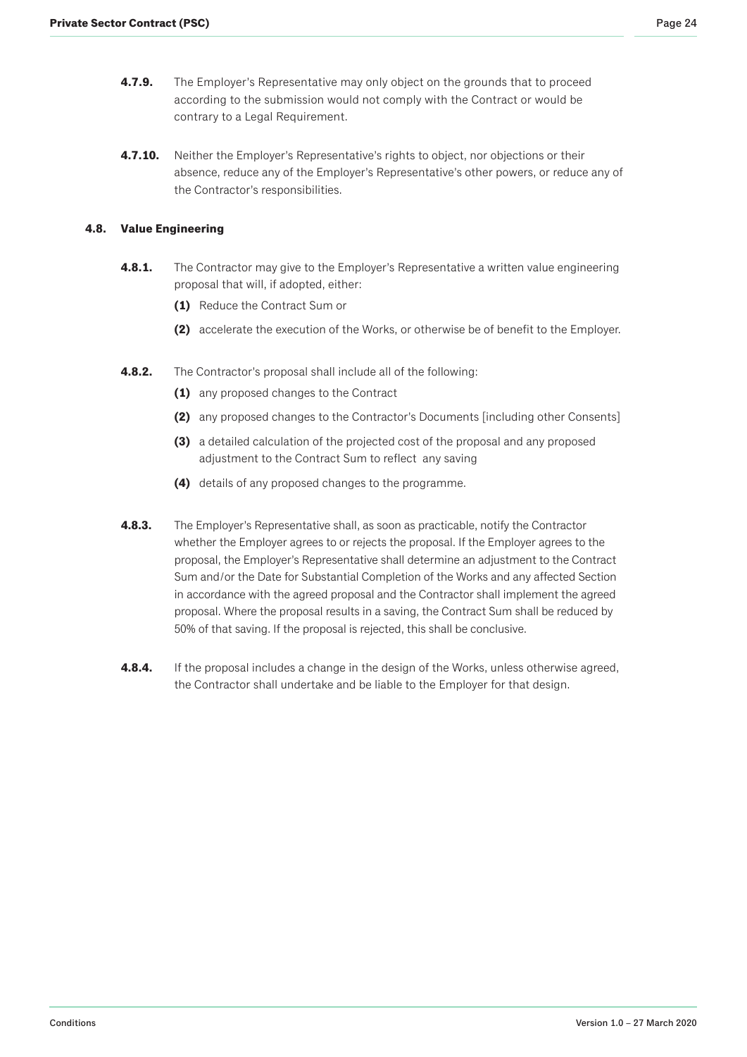**4.7.9.** The Employer's Representative may only object on the grounds that to proceed according to the submission would not comply with the Contract or would be contrary to a Legal Requirement.

**4.7.10.** Neither the Employer's Representative's rights to object, nor objections or their absence, reduce any of the Employer's Representative's other powers, or reduce any of the Contractor's responsibilities.

### 4.8. Value Engineering

**4.8.1.** The Contractor may give to the Employer's Representative a written value engineering proposal that will, if adopted, either:

**(1)** Reduce the Contract Sum or

**(2)** accelerate the execution of the Works, or otherwise be of benefit to the Employer.

**4.8.2.** The Contractor's proposal shall include all of the following:

**(1)** any proposed changes to the Contract

**(2)** any proposed changes to the Contractor's Documents [including other Consents]

**(3)** a detailed calculation of the projected cost of the proposal and any proposed adjustment to the Contract Sum to reflect any saving

**(4)** details of any proposed changes to the programme.

**4.8.3.** The Employer's Representative shall, as soon as practicable, notify the Contractor whether the Employer agrees to or rejects the proposal. If the Employer agrees to the proposal, the Employer's Representative shall determine an adjustment to the Contract Sum and/or the Date for Substantial Completion of the Works and any affected Section in accordance with the agreed proposal and the Contractor shall implement the agreed proposal. Where the proposal results in a saving, the Contract Sum shall be reduced by 50% of that saving. If the proposal is rejected, this shall be conclusive.

**4.8.4.** If the proposal includes a change in the design of the Works, unless otherwise agreed, the Contractor shall undertake and be liable to the Employer for that design.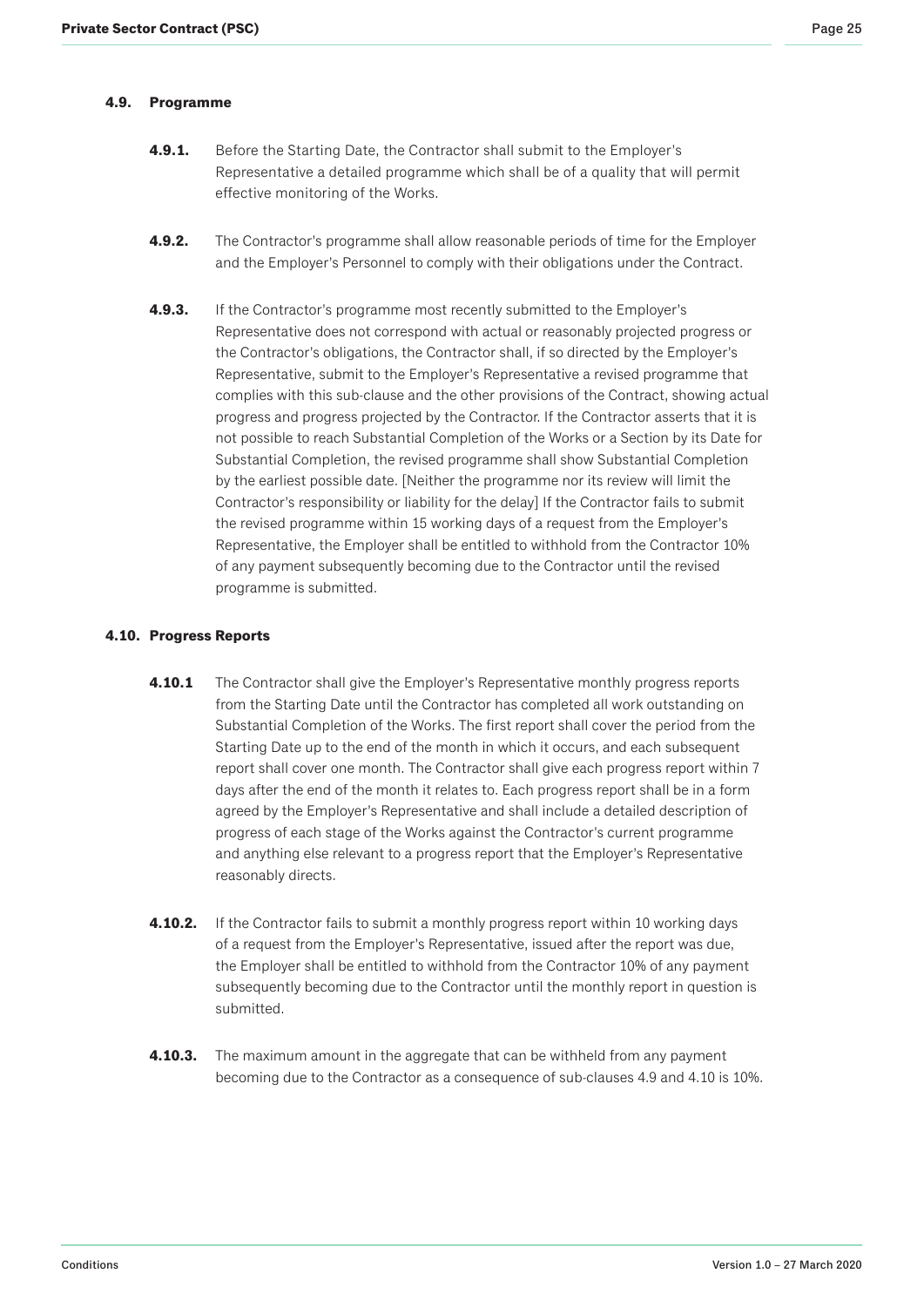### 4.9. Programme

**4.9.1.** Before the Starting Date, the Contractor shall submit to the Employer's Representative a detailed programme which shall be of a quality that will permit effective monitoring of the Works.

**4.9.2.** The Contractor's programme shall allow reasonable periods of time for the Employer and the Employer's Personnel to comply with their obligations under the Contract.

**4.9.3.** If the Contractor's programme most recently submitted to the Employer's Representative does not correspond with actual or reasonably projected progress or the Contractor's obligations, the Contractor shall, if so directed by the Employer's Representative, submit to the Employer's Representative a revised programme that complies with this sub-clause and the other provisions of the Contract, showing actual progress and progress projected by the Contractor. If the Contractor asserts that it is not possible to reach Substantial Completion of the Works or a Section by its Date for Substantial Completion, the revised programme shall show Substantial Completion by the earliest possible date. [Neither the programme nor its review will limit the Contractor's responsibility or liability for the delay] If the Contractor fails to submit the revised programme within 15 working days of a request from the Employer's Representative, the Employer shall be entitled to withhold from the Contractor 10% of any payment subsequently becoming due to the Contractor until the revised programme is submitted.

### 4.10. Progress Reports

**4.10.1** The Contractor shall give the Employer's Representative monthly progress reports from the Starting Date until the Contractor has completed all work outstanding on Substantial Completion of the Works. The first report shall cover the period from the Starting Date up to the end of the month in which it occurs, and each subsequent report shall cover one month. The Contractor shall give each progress report within 7 days after the end of the month it relates to. Each progress report shall be in a form agreed by the Employer's Representative and shall include a detailed description of progress of each stage of the Works against the Contractor's current programme and anything else relevant to a progress report that the Employer's Representative reasonably directs.

**4.10.2.** If the Contractor fails to submit a monthly progress report within 10 working days of a request from the Employer's Representative, issued after the report was due, the Employer shall be entitled to withhold from the Contractor 10% of any payment subsequently becoming due to the Contractor until the monthly report in question is submitted.

**4.10.3.** The maximum amount in the aggregate that can be withheld from any payment becoming due to the Contractor as a consequence of sub-clauses 4.9 and 4.10 is 10%.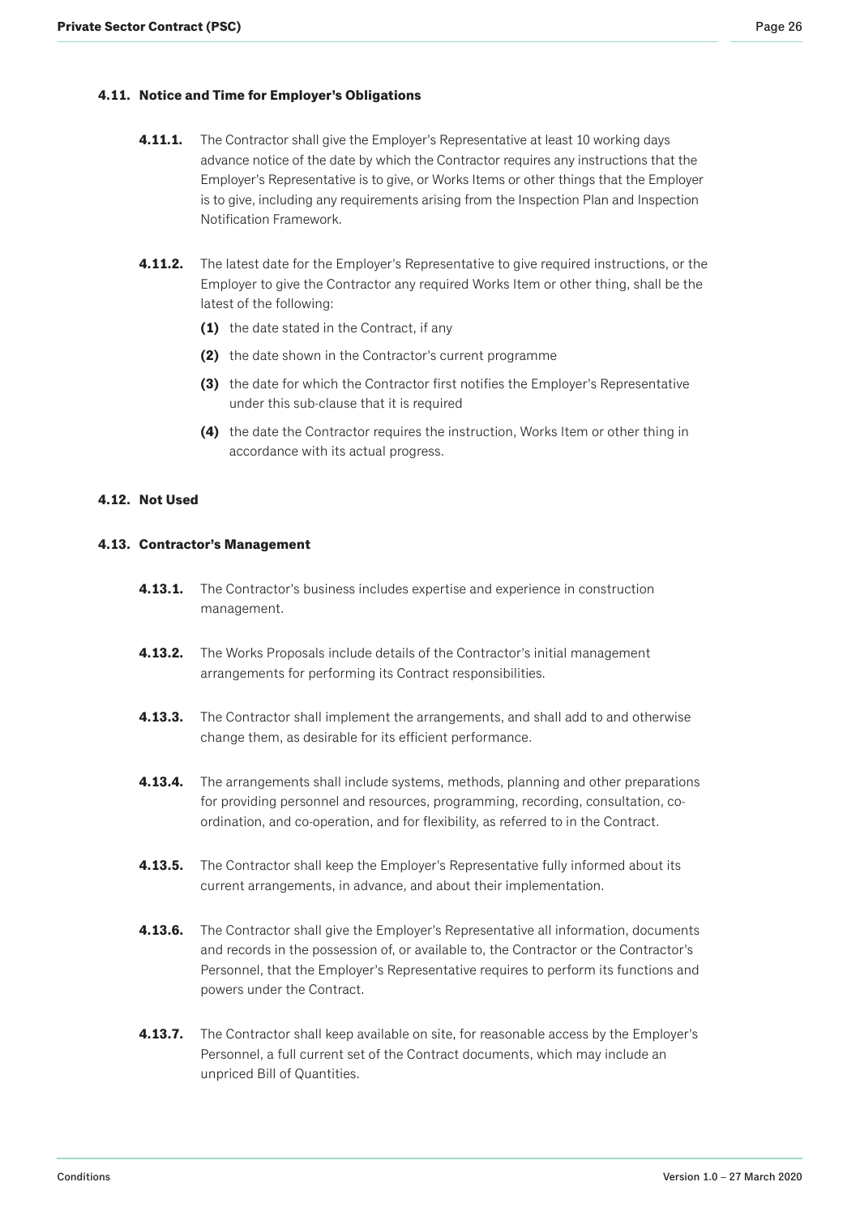### 4.11. Notice and Time for Employer's Obligations

**4.11.1.** The Contractor shall give the Employer's Representative at least 10 working days advance notice of the date by which the Contractor requires any instructions that the Employer's Representative is to give, or Works Items or other things that the Employer is to give, including any requirements arising from the Inspection Plan and Inspection Notification Framework.

**4.11.2.** The latest date for the Employer's Representative to give required instructions, or the Employer to give the Contractor any required Works Item or other thing, shall be the latest of the following:

- **(1)** the date stated in the Contract, if any
- **(2)** the date shown in the Contractor's current programme
- **(3)** the date for which the Contractor first notifies the Employer's Representative under this sub-clause that it is required
- **(4)** the date the Contractor requires the instruction, Works Item or other thing in accordance with its actual progress.

### 4.12. Not Used

### 4.13. Contractor's Management

**4.13.1.** The Contractor's business includes expertise and experience in construction management.

**4.13.2.** The Works Proposals include details of the Contractor's initial management arrangements for performing its Contract responsibilities.

**4.13.3.** The Contractor shall implement the arrangements, and shall add to and otherwise change them, as desirable for its efficient performance.

**4.13.4.** The arrangements shall include systems, methods, planning and other preparations for providing personnel and resources, programming, recording, consultation, co-ordination, and co-operation, and for flexibility, as referred to in the Contract.

**4.13.5.** The Contractor shall keep the Employer's Representative fully informed about its current arrangements, in advance, and about their implementation.

**4.13.6.** The Contractor shall give the Employer's Representative all information, documents and records in the possession of, or available to, the Contractor or the Contractor's Personnel, that the Employer's Representative requires to perform its functions and powers under the Contract.

**4.13.7.** The Contractor shall keep available on site, for reasonable access by the Employer's Personnel, a full current set of the Contract documents, which may include an unpriced Bill of Quantities.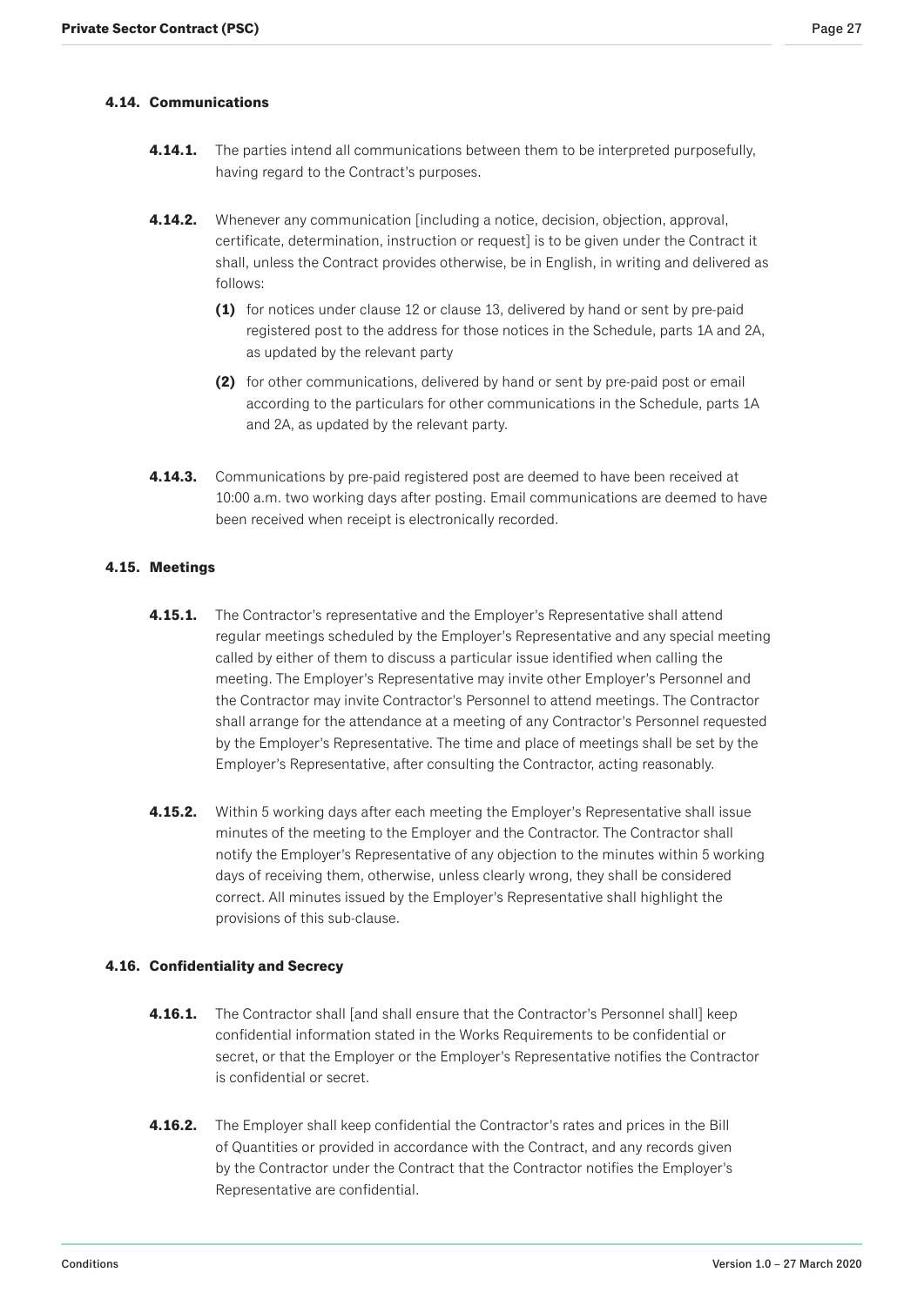#### 4.14. Communications

**4.14.1.** The parties intend all communications between them to be interpreted purposefully, having regard to the Contract's purposes.

**4.14.2.** Whenever any communication [including a notice, decision, objection, approval, certificate, determination, instruction or request] is to be given under the Contract it shall, unless the Contract provides otherwise, be in English, in writing and delivered as follows:

- **(1)** for notices under clause 12 or clause 13, delivered by hand or sent by pre-paid registered post to the address for those notices in the Schedule, parts 1A and 2A, as updated by the relevant party
- **(2)** for other communications, delivered by hand or sent by pre-paid post or email according to the particulars for other communications in the Schedule, parts 1A and 2A, as updated by the relevant party.

**4.14.3.** Communications by pre-paid registered post are deemed to have been received at 10:00 a.m. two working days after posting. Email communications are deemed to have been received when receipt is electronically recorded.

#### 4.15. Meetings

**4.15.1.** The Contractor's representative and the Employer's Representative shall attend regular meetings scheduled by the Employer's Representative and any special meeting called by either of them to discuss a particular issue identified when calling the meeting. The Employer's Representative may invite other Employer's Personnel and the Contractor may invite Contractor's Personnel to attend meetings. The Contractor shall arrange for the attendance at a meeting of any Contractor's Personnel requested by the Employer's Representative. The time and place of meetings shall be set by the Employer's Representative, after consulting the Contractor, acting reasonably.

**4.15.2.** Within 5 working days after each meeting the Employer's Representative shall issue minutes of the meeting to the Employer and the Contractor. The Contractor shall notify the Employer's Representative of any objection to the minutes within 5 working days of receiving them, otherwise, unless clearly wrong, they shall be considered correct. All minutes issued by the Employer's Representative shall highlight the provisions of this sub-clause.

#### 4.16. Confidentiality and Secrecy

**4.16.1.** The Contractor shall [and shall ensure that the Contractor's Personnel shall] keep confidential information stated in the Works Requirements to be confidential or secret, or that the Employer or the Employer's Representative notifies the Contractor is confidential or secret.

**4.16.2.** The Employer shall keep confidential the Contractor's rates and prices in the Bill of Quantities or provided in accordance with the Contract, and any records given by the Contractor under the Contract that the Contractor notifies the Employer's Representative are confidential.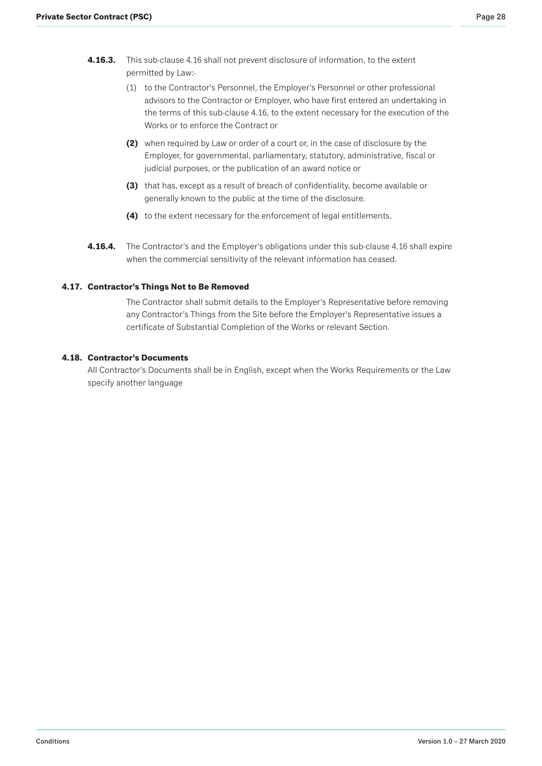**4.16.3.** This sub-clause 4.16 shall not prevent disclosure of information, to the extent permitted by Law:-

(1) to the Contractor's Personnel, the Employer's Personnel or other professional advisors to the Contractor or Employer, who have first entered an undertaking in the terms of this sub-clause 4.16, to the extent necessary for the execution of the Works or to enforce the Contract or

**(2)** when required by Law or order of a court or, in the case of disclosure by the Employer, for governmental, parliamentary, statutory, administrative, fiscal or judicial purposes, or the publication of an award notice or

**(3)** that has, except as a result of breach of confidentiality, become available or generally known to the public at the time of the disclosure.

**(4)** to the extent necessary for the enforcement of legal entitlements.

**4.16.4.** The Contractor's and the Employer's obligations under this sub-clause 4.16 shall expire when the commercial sensitivity of the relevant information has ceased.

### 4.17. Contractor's Things Not to Be Removed

The Contractor shall submit details to the Employer's Representative before removing any Contractor's Things from the Site before the Employer's Representative issues a certificate of Substantial Completion of the Works or relevant Section.

### 4.18. Contractor's Documents

All Contractor's Documents shall be in English, except when the Works Requirements or the Law specify another language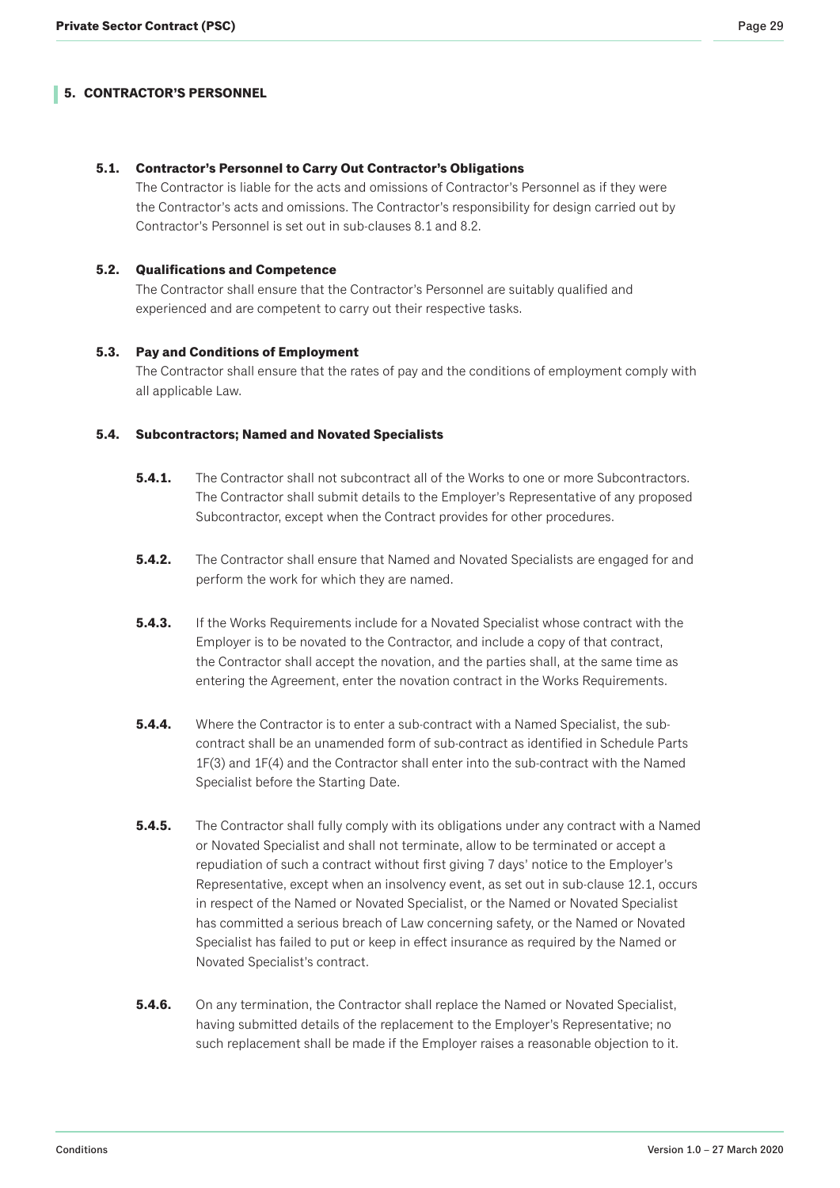## 5. CONTRACTOR'S PERSONNEL

### 5.1. Contractor's Personnel to Carry Out Contractor's Obligations

The Contractor is liable for the acts and omissions of Contractor's Personnel as if they were the Contractor's acts and omissions. The Contractor's responsibility for design carried out by Contractor's Personnel is set out in sub-clauses 8.1 and 8.2.

### 5.2. Qualifications and Competence

The Contractor shall ensure that the Contractor's Personnel are suitably qualified and experienced and are competent to carry out their respective tasks.

### 5.3. Pay and Conditions of Employment

The Contractor shall ensure that the rates of pay and the conditions of employment comply with all applicable Law.

### 5.4. Subcontractors; Named and Novated Specialists

**5.4.1.** The Contractor shall not subcontract all of the Works to one or more Subcontractors. The Contractor shall submit details to the Employer's Representative of any proposed Subcontractor, except when the Contract provides for other procedures.

**5.4.2.** The Contractor shall ensure that Named and Novated Specialists are engaged for and perform the work for which they are named.

**5.4.3.** If the Works Requirements include for a Novated Specialist whose contract with the Employer is to be novated to the Contractor, and include a copy of that contract, the Contractor shall accept the novation, and the parties shall, at the same time as entering the Agreement, enter the novation contract in the Works Requirements.

**5.4.4.** Where the Contractor is to enter a sub-contract with a Named Specialist, the sub-contract shall be an unamended form of sub-contract as identified in Schedule Parts 1F(3) and 1F(4) and the Contractor shall enter into the sub-contract with the Named Specialist before the Starting Date.

**5.4.5.** The Contractor shall fully comply with its obligations under any contract with a Named or Novated Specialist and shall not terminate, allow to be terminated or accept a repudiation of such a contract without first giving 7 days' notice to the Employer's Representative, except when an insolvency event, as set out in sub-clause 12.1, occurs in respect of the Named or Novated Specialist, or the Named or Novated Specialist has committed a serious breach of Law concerning safety, or the Named or Novated Specialist has failed to put or keep in effect insurance as required by the Named or Novated Specialist's contract.

**5.4.6.** On any termination, the Contractor shall replace the Named or Novated Specialist, having submitted details of the replacement to the Employer's Representative; no such replacement shall be made if the Employer raises a reasonable objection to it.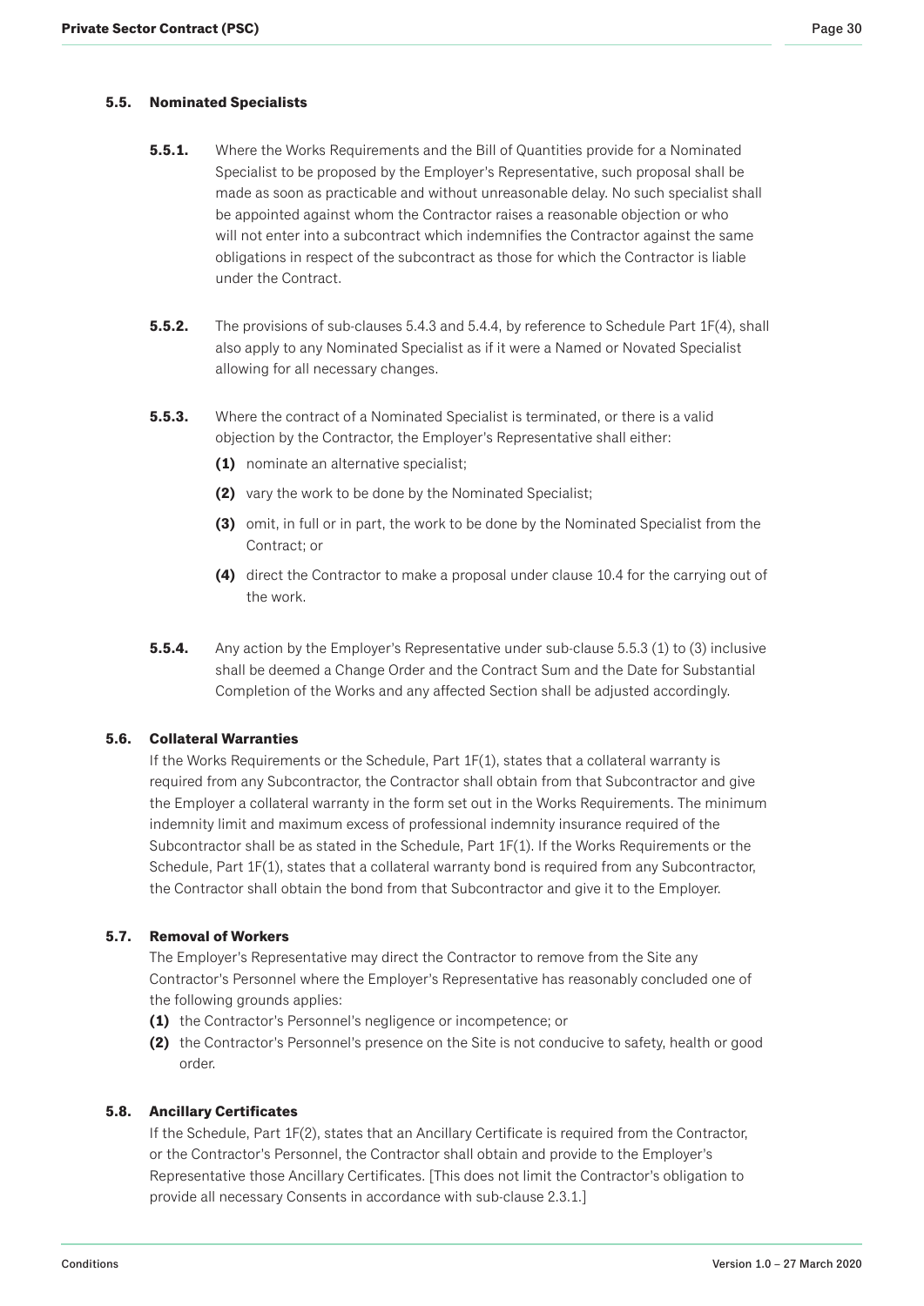### 5.5. Nominated Specialists

**5.5.1.** Where the Works Requirements and the Bill of Quantities provide for a Nominated Specialist to be proposed by the Employer's Representative, such proposal shall be made as soon as practicable and without unreasonable delay. No such specialist shall be appointed against whom the Contractor raises a reasonable objection or who will not enter into a subcontract which indemnifies the Contractor against the same obligations in respect of the subcontract as those for which the Contractor is liable under the Contract.

**5.5.2.** The provisions of sub-clauses 5.4.3 and 5.4.4, by reference to Schedule Part 1F(4), shall also apply to any Nominated Specialist as if it were a Named or Novated Specialist allowing for all necessary changes.

**5.5.3.** Where the contract of a Nominated Specialist is terminated, or there is a valid objection by the Contractor, the Employer's Representative shall either:

**(1)** nominate an alternative specialist;

**(2)** vary the work to be done by the Nominated Specialist;

**(3)** omit, in full or in part, the work to be done by the Nominated Specialist from the Contract; or

**(4)** direct the Contractor to make a proposal under clause 10.4 for the carrying out of the work.

**5.5.4.** Any action by the Employer's Representative under sub-clause 5.5.3 (1) to (3) inclusive shall be deemed a Change Order and the Contract Sum and the Date for Substantial Completion of the Works and any affected Section shall be adjusted accordingly.

### 5.6. Collateral Warranties

If the Works Requirements or the Schedule, Part 1F(1), states that a collateral warranty is required from any Subcontractor, the Contractor shall obtain from that Subcontractor and give the Employer a collateral warranty in the form set out in the Works Requirements. The minimum indemnity limit and maximum excess of professional indemnity insurance required of the Subcontractor shall be as stated in the Schedule, Part 1F(1). If the Works Requirements or the Schedule, Part 1F(1), states that a collateral warranty bond is required from any Subcontractor, the Contractor shall obtain the bond from that Subcontractor and give it to the Employer.

### 5.7. Removal of Workers

The Employer's Representative may direct the Contractor to remove from the Site any Contractor's Personnel where the Employer's Representative has reasonably concluded one of the following grounds applies:

**(1)** the Contractor's Personnel's negligence or incompetence; or

**(2)** the Contractor's Personnel's presence on the Site is not conducive to safety, health or good order.

### 5.8. Ancillary Certificates

If the Schedule, Part 1F(2), states that an Ancillary Certificate is required from the Contractor, or the Contractor's Personnel, the Contractor shall obtain and provide to the Employer's Representative those Ancillary Certificates. [This does not limit the Contractor's obligation to provide all necessary Consents in accordance with sub-clause 2.3.1.]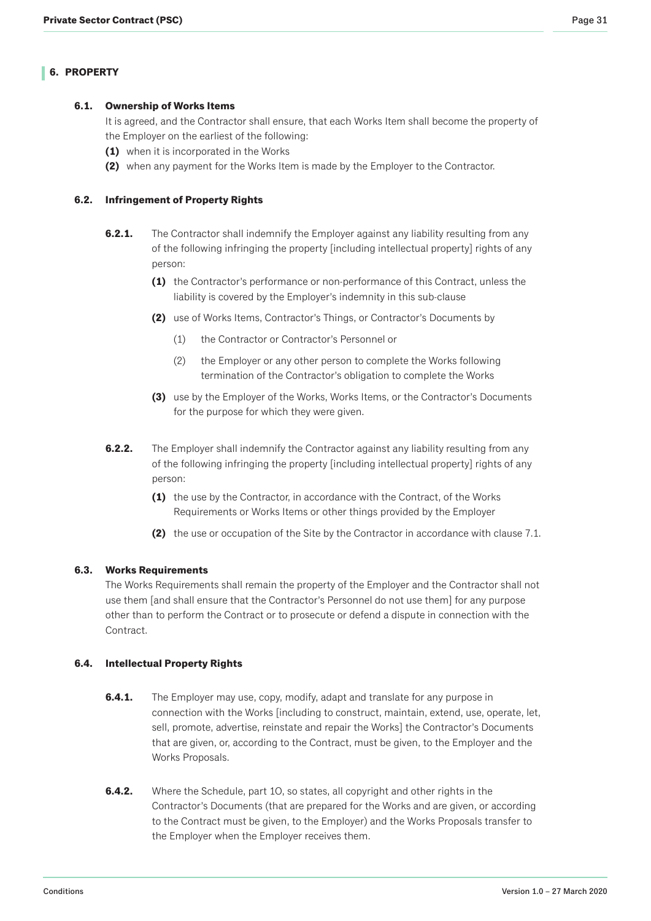## 6. PROPERTY

### 6.1. Ownership of Works Items

It is agreed, and the Contractor shall ensure, that each Works Item shall become the property of the Employer on the earliest of the following:

**(1)** when it is incorporated in the Works

**(2)** when any payment for the Works Item is made by the Employer to the Contractor.

### 6.2. Infringement of Property Rights

**6.2.1.** The Contractor shall indemnify the Employer against any liability resulting from any of the following infringing the property [including intellectual property] rights of any person:

- **(1)** the Contractor's performance or non-performance of this Contract, unless the liability is covered by the Employer's indemnity in this sub-clause
- **(2)** use of Works Items, Contractor's Things, or Contractor's Documents by
  - (1) the Contractor or Contractor's Personnel or
  - (2) the Employer or any other person to complete the Works following termination of the Contractor's obligation to complete the Works
- **(3)** use by the Employer of the Works, Works Items, or the Contractor's Documents for the purpose for which they were given.

**6.2.2.** The Employer shall indemnify the Contractor against any liability resulting from any of the following infringing the property [including intellectual property] rights of any person:

- **(1)** the use by the Contractor, in accordance with the Contract, of the Works Requirements or Works Items or other things provided by the Employer
- **(2)** the use or occupation of the Site by the Contractor in accordance with clause 7.1.

### 6.3. Works Requirements

The Works Requirements shall remain the property of the Employer and the Contractor shall not use them [and shall ensure that the Contractor's Personnel do not use them] for any purpose other than to perform the Contract or to prosecute or defend a dispute in connection with the Contract.

### 6.4. Intellectual Property Rights

**6.4.1.** The Employer may use, copy, modify, adapt and translate for any purpose in connection with the Works [including to construct, maintain, extend, use, operate, let, sell, promote, advertise, reinstate and repair the Works] the Contractor's Documents that are given, or, according to the Contract, must be given, to the Employer and the Works Proposals.

**6.4.2.** Where the Schedule, part 1O, so states, all copyright and other rights in the Contractor's Documents (that are prepared for the Works and are given, or according to the Contract must be given, to the Employer) and the Works Proposals transfer to the Employer when the Employer receives them.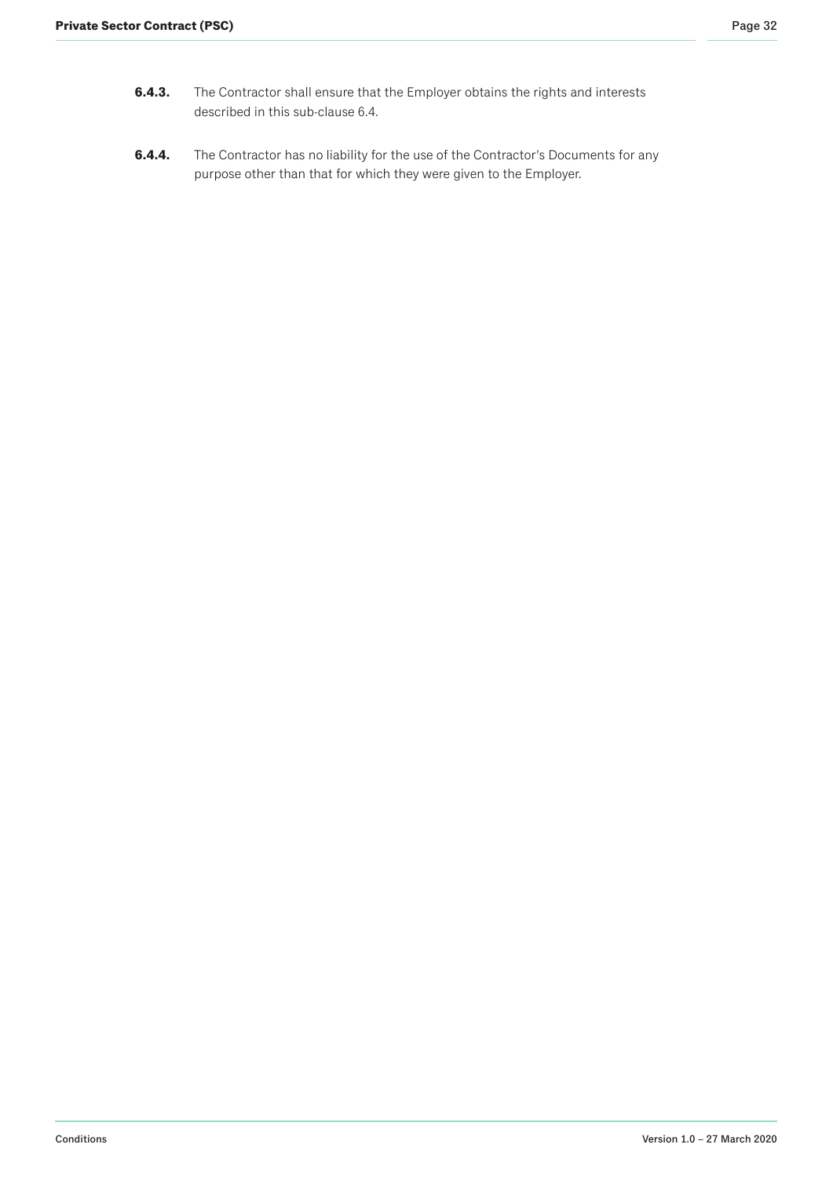**6.4.3.** The Contractor shall ensure that the Employer obtains the rights and interests described in this sub-clause 6.4.

**6.4.4.** The Contractor has no liability for the use of the Contractor's Documents for any purpose other than that for which they were given to the Employer.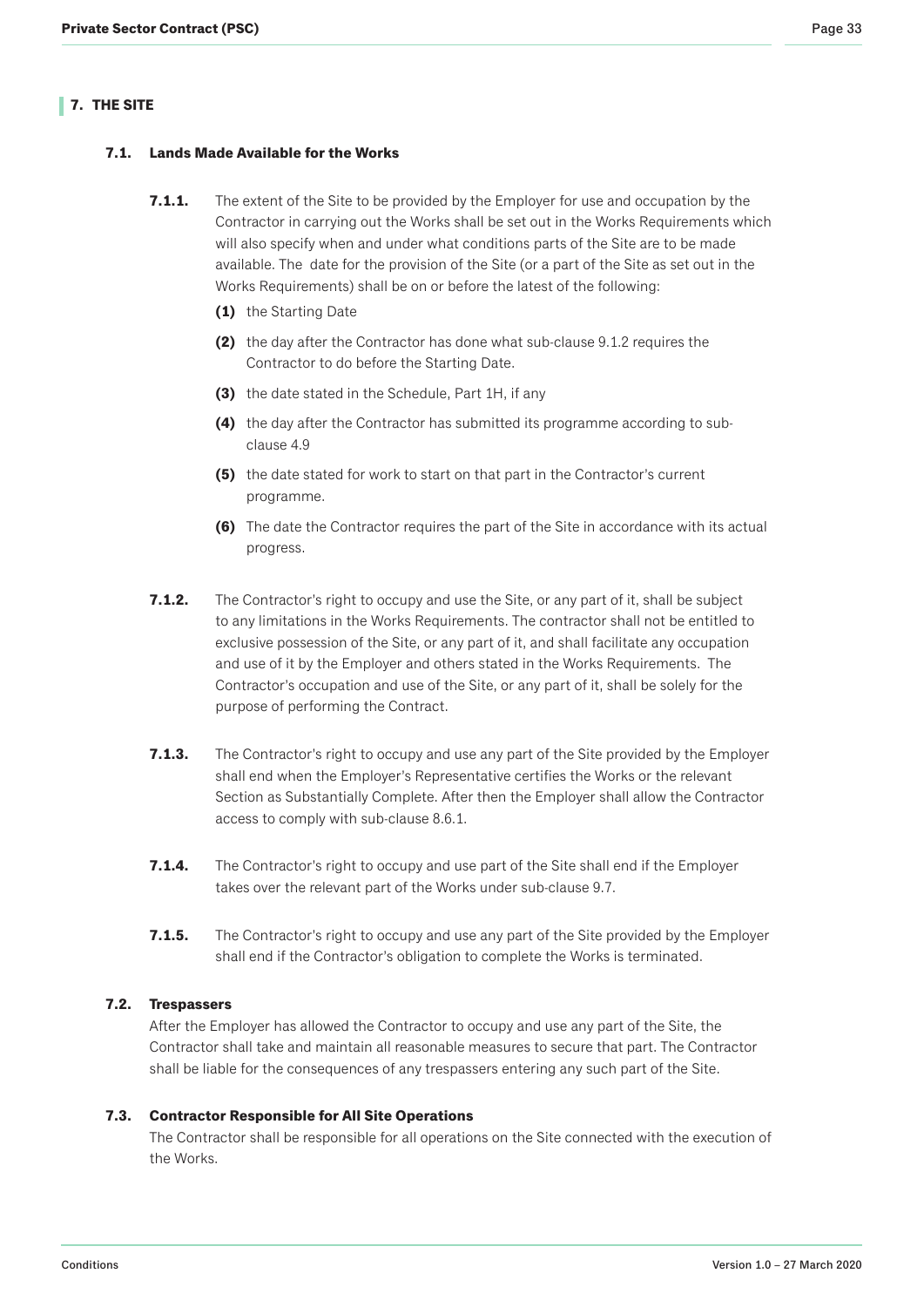## 7. THE SITE

### 7.1. Lands Made Available for the Works

**7.1.1.** The extent of the Site to be provided by the Employer for use and occupation by the Contractor in carrying out the Works shall be set out in the Works Requirements which will also specify when and under what conditions parts of the Site are to be made available. The date for the provision of the Site (or a part of the Site as set out in the Works Requirements) shall be on or before the latest of the following:

- **(1)** the Starting Date
- **(2)** the day after the Contractor has done what sub-clause 9.1.2 requires the Contractor to do before the Starting Date.
- **(3)** the date stated in the Schedule, Part 1H, if any
- **(4)** the day after the Contractor has submitted its programme according to sub-clause 4.9
- **(5)** the date stated for work to start on that part in the Contractor's current programme.
- **(6)** The date the Contractor requires the part of the Site in accordance with its actual progress.

**7.1.2.** The Contractor's right to occupy and use the Site, or any part of it, shall be subject to any limitations in the Works Requirements. The contractor shall not be entitled to exclusive possession of the Site, or any part of it, and shall facilitate any occupation and use of it by the Employer and others stated in the Works Requirements. The Contractor's occupation and use of the Site, or any part of it, shall be solely for the purpose of performing the Contract.

**7.1.3.** The Contractor's right to occupy and use any part of the Site provided by the Employer shall end when the Employer's Representative certifies the Works or the relevant Section as Substantially Complete. After then the Employer shall allow the Contractor access to comply with sub-clause 8.6.1.

**7.1.4.** The Contractor's right to occupy and use part of the Site shall end if the Employer takes over the relevant part of the Works under sub-clause 9.7.

**7.1.5.** The Contractor's right to occupy and use any part of the Site provided by the Employer shall end if the Contractor's obligation to complete the Works is terminated.

### 7.2. Trespassers

After the Employer has allowed the Contractor to occupy and use any part of the Site, the Contractor shall take and maintain all reasonable measures to secure that part. The Contractor shall be liable for the consequences of any trespassers entering any such part of the Site.

### 7.3. Contractor Responsible for All Site Operations

The Contractor shall be responsible for all operations on the Site connected with the execution of the Works.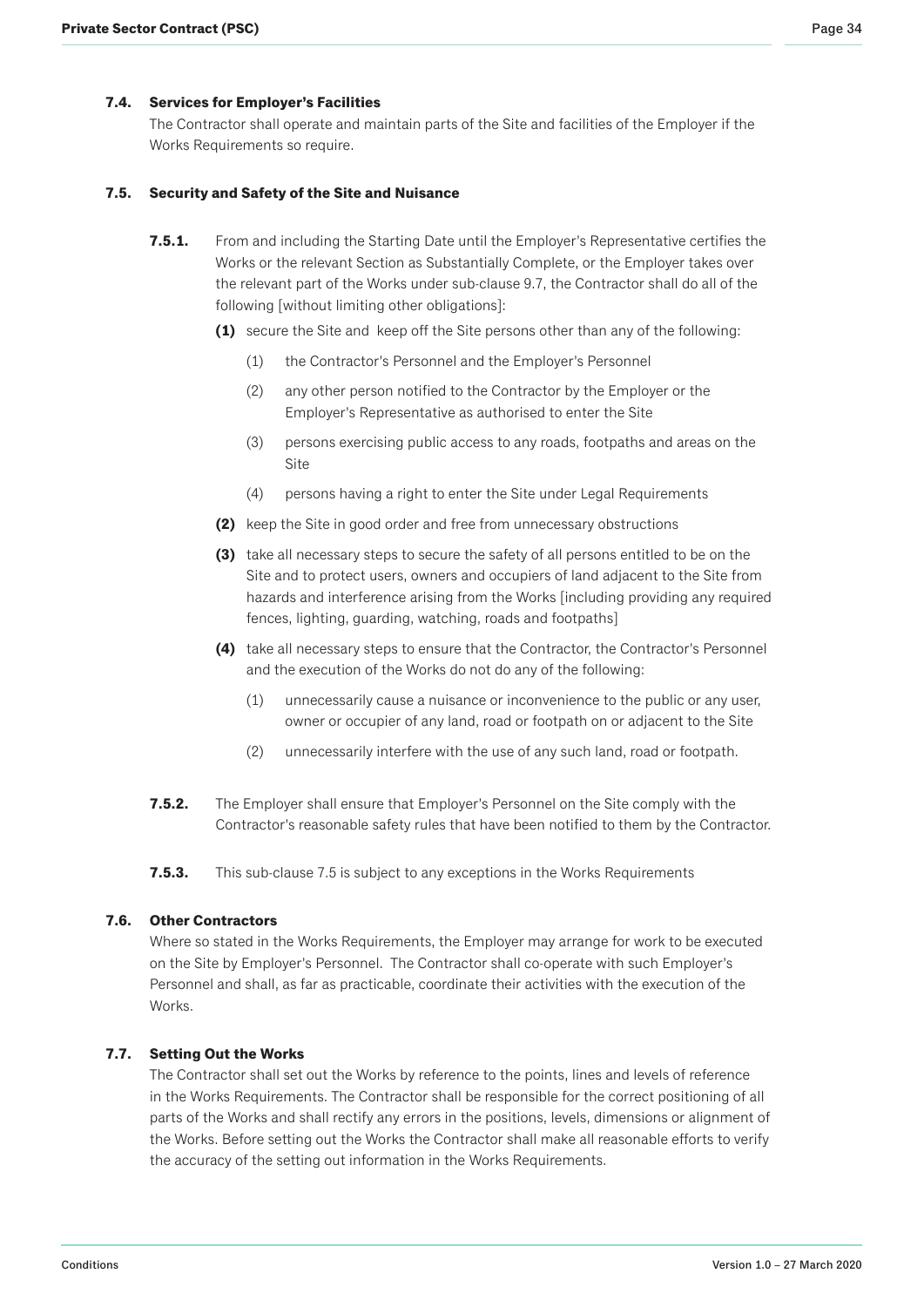### 7.4. Services for Employer's Facilities

The Contractor shall operate and maintain parts of the Site and facilities of the Employer if the Works Requirements so require.

### 7.5. Security and Safety of the Site and Nuisance

**7.5.1.** From and including the Starting Date until the Employer's Representative certifies the Works or the relevant Section as Substantially Complete, or the Employer takes over the relevant part of the Works under sub-clause 9.7, the Contractor shall do all of the following [without limiting other obligations]:

- **(1)** secure the Site and keep off the Site persons other than any of the following:
  - (1) the Contractor's Personnel and the Employer's Personnel
  - (2) any other person notified to the Contractor by the Employer or the Employer's Representative as authorised to enter the Site
  - (3) persons exercising public access to any roads, footpaths and areas on the Site
  - (4) persons having a right to enter the Site under Legal Requirements
- **(2)** keep the Site in good order and free from unnecessary obstructions
- **(3)** take all necessary steps to secure the safety of all persons entitled to be on the Site and to protect users, owners and occupiers of land adjacent to the Site from hazards and interference arising from the Works [including providing any required fences, lighting, guarding, watching, roads and footpaths]
- **(4)** take all necessary steps to ensure that the Contractor, the Contractor's Personnel and the execution of the Works do not do any of the following:
  - (1) unnecessarily cause a nuisance or inconvenience to the public or any user, owner or occupier of any land, road or footpath on or adjacent to the Site
  - (2) unnecessarily interfere with the use of any such land, road or footpath.

**7.5.2.** The Employer shall ensure that Employer's Personnel on the Site comply with the Contractor's reasonable safety rules that have been notified to them by the Contractor.

**7.5.3.** This sub-clause 7.5 is subject to any exceptions in the Works Requirements

### 7.6. Other Contractors

Where so stated in the Works Requirements, the Employer may arrange for work to be executed on the Site by Employer's Personnel. The Contractor shall co-operate with such Employer's Personnel and shall, as far as practicable, coordinate their activities with the execution of the Works.

### 7.7. Setting Out the Works

The Contractor shall set out the Works by reference to the points, lines and levels of reference in the Works Requirements. The Contractor shall be responsible for the correct positioning of all parts of the Works and shall rectify any errors in the positions, levels, dimensions or alignment of the Works. Before setting out the Works the Contractor shall make all reasonable efforts to verify the accuracy of the setting out information in the Works Requirements.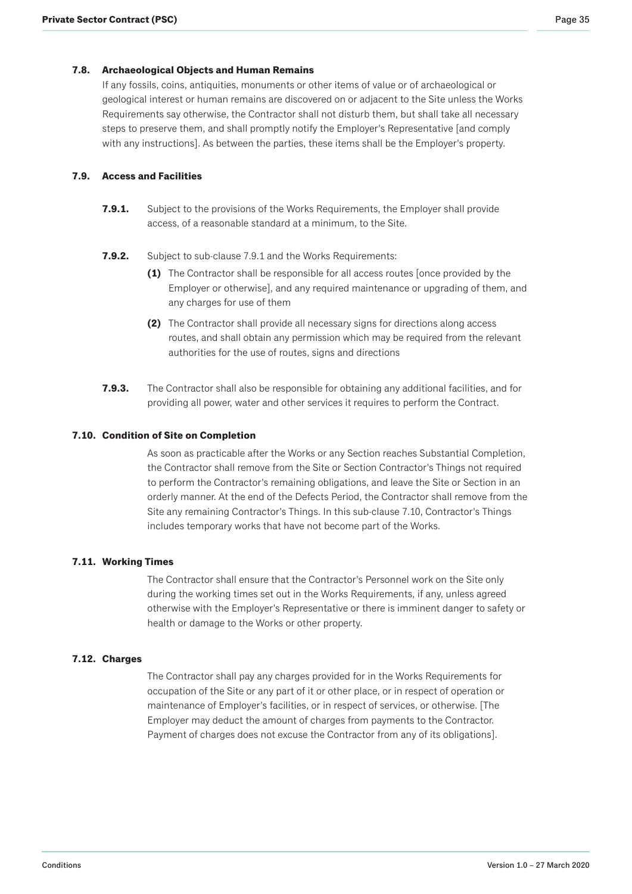### 7.8. Archaeological Objects and Human Remains

If any fossils, coins, antiquities, monuments or other items of value or of archaeological or geological interest or human remains are discovered on or adjacent to the Site unless the Works Requirements say otherwise, the Contractor shall not disturb them, but shall take all necessary steps to preserve them, and shall promptly notify the Employer's Representative [and comply with any instructions]. As between the parties, these items shall be the Employer's property.

### 7.9. Access and Facilities

**7.9.1.** Subject to the provisions of the Works Requirements, the Employer shall provide access, of a reasonable standard at a minimum, to the Site.

**7.9.2.** Subject to sub-clause 7.9.1 and the Works Requirements:

**(1)** The Contractor shall be responsible for all access routes [once provided by the Employer or otherwise], and any required maintenance or upgrading of them, and any charges for use of them

**(2)** The Contractor shall provide all necessary signs for directions along access routes, and shall obtain any permission which may be required from the relevant authorities for the use of routes, signs and directions

**7.9.3.** The Contractor shall also be responsible for obtaining any additional facilities, and for providing all power, water and other services it requires to perform the Contract.

### 7.10. Condition of Site on Completion

As soon as practicable after the Works or any Section reaches Substantial Completion, the Contractor shall remove from the Site or Section Contractor's Things not required to perform the Contractor's remaining obligations, and leave the Site or Section in an orderly manner. At the end of the Defects Period, the Contractor shall remove from the Site any remaining Contractor's Things. In this sub-clause 7.10, Contractor's Things includes temporary works that have not become part of the Works.

### 7.11. Working Times

The Contractor shall ensure that the Contractor's Personnel work on the Site only during the working times set out in the Works Requirements, if any, unless agreed otherwise with the Employer's Representative or there is imminent danger to safety or health or damage to the Works or other property.

### 7.12. Charges

The Contractor shall pay any charges provided for in the Works Requirements for occupation of the Site or any part of it or other place, or in respect of operation or maintenance of Employer's facilities, or in respect of services, or otherwise. [The Employer may deduct the amount of charges from payments to the Contractor. Payment of charges does not excuse the Contractor from any of its obligations].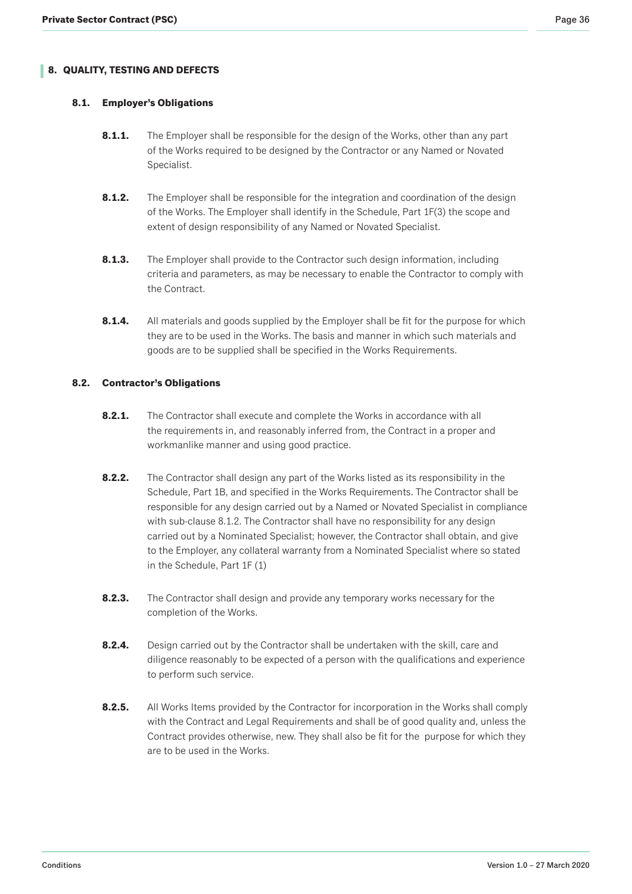## 8. QUALITY, TESTING AND DEFECTS

### 8.1. Employer's Obligations

**8.1.1.** The Employer shall be responsible for the design of the Works, other than any part of the Works required to be designed by the Contractor or any Named or Novated Specialist.

**8.1.2.** The Employer shall be responsible for the integration and coordination of the design of the Works. The Employer shall identify in the Schedule, Part 1F(3) the scope and extent of design responsibility of any Named or Novated Specialist.

**8.1.3.** The Employer shall provide to the Contractor such design information, including criteria and parameters, as may be necessary to enable the Contractor to comply with the Contract.

**8.1.4.** All materials and goods supplied by the Employer shall be fit for the purpose for which they are to be used in the Works. The basis and manner in which such materials and goods are to be supplied shall be specified in the Works Requirements.

### 8.2. Contractor's Obligations

**8.2.1.** The Contractor shall execute and complete the Works in accordance with all the requirements in, and reasonably inferred from, the Contract in a proper and workmanlike manner and using good practice.

**8.2.2.** The Contractor shall design any part of the Works listed as its responsibility in the Schedule, Part 1B, and specified in the Works Requirements. The Contractor shall be responsible for any design carried out by a Named or Novated Specialist in compliance with sub-clause 8.1.2. The Contractor shall have no responsibility for any design carried out by a Nominated Specialist; however, the Contractor shall obtain, and give to the Employer, any collateral warranty from a Nominated Specialist where so stated in the Schedule, Part 1F (1)

**8.2.3.** The Contractor shall design and provide any temporary works necessary for the completion of the Works.

**8.2.4.** Design carried out by the Contractor shall be undertaken with the skill, care and diligence reasonably to be expected of a person with the qualifications and experience to perform such service.

**8.2.5.** All Works Items provided by the Contractor for incorporation in the Works shall comply with the Contract and Legal Requirements and shall be of good quality and, unless the Contract provides otherwise, new. They shall also be fit for the purpose for which they are to be used in the Works.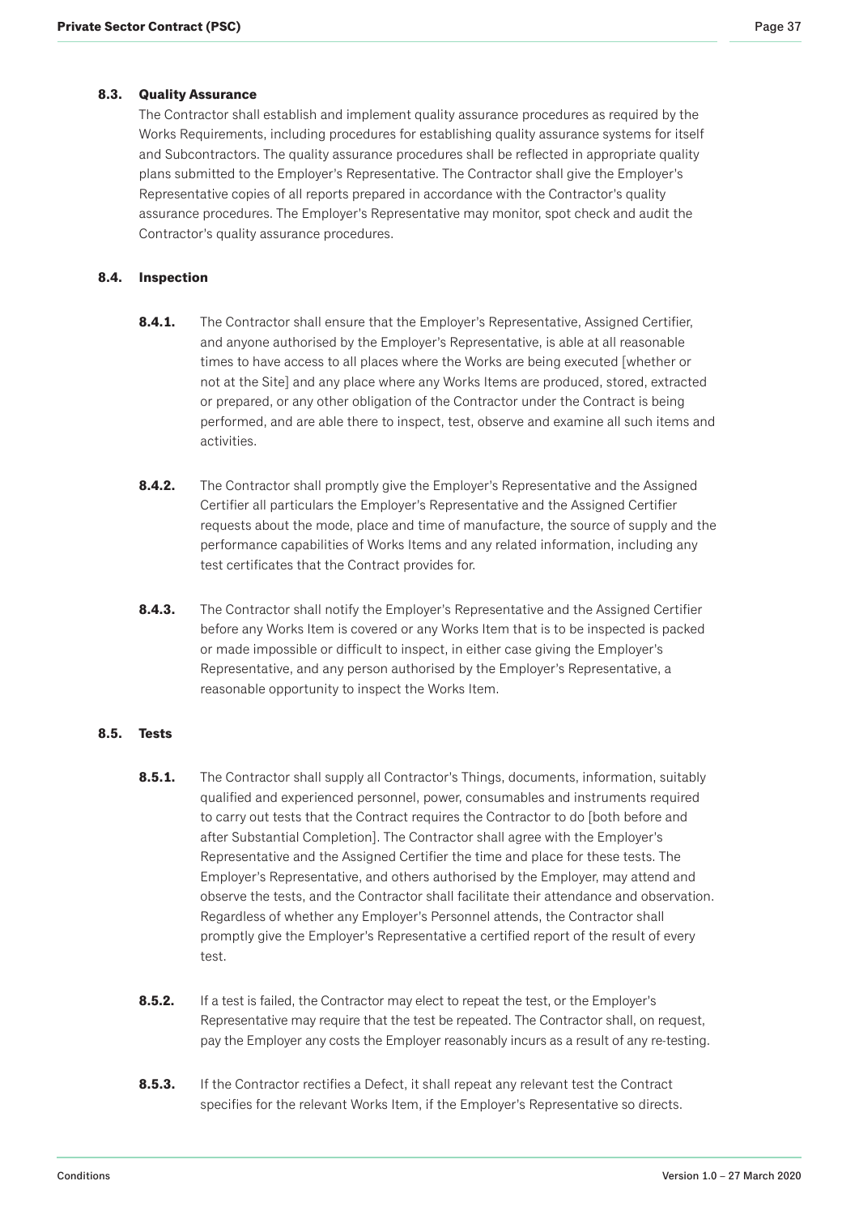### 8.3. Quality Assurance

The Contractor shall establish and implement quality assurance procedures as required by the Works Requirements, including procedures for establishing quality assurance systems for itself and Subcontractors. The quality assurance procedures shall be reflected in appropriate quality plans submitted to the Employer's Representative. The Contractor shall give the Employer's Representative copies of all reports prepared in accordance with the Contractor's quality assurance procedures. The Employer's Representative may monitor, spot check and audit the Contractor's quality assurance procedures.

### 8.4. Inspection

**8.4.1.** The Contractor shall ensure that the Employer's Representative, Assigned Certifier, and anyone authorised by the Employer's Representative, is able at all reasonable times to have access to all places where the Works are being executed [whether or not at the Site] and any place where any Works Items are produced, stored, extracted or prepared, or any other obligation of the Contractor under the Contract is being performed, and are able there to inspect, test, observe and examine all such items and activities.

**8.4.2.** The Contractor shall promptly give the Employer's Representative and the Assigned Certifier all particulars the Employer's Representative and the Assigned Certifier requests about the mode, place and time of manufacture, the source of supply and the performance capabilities of Works Items and any related information, including any test certificates that the Contract provides for.

**8.4.3.** The Contractor shall notify the Employer's Representative and the Assigned Certifier before any Works Item is covered or any Works Item that is to be inspected is packed or made impossible or difficult to inspect, in either case giving the Employer's Representative, and any person authorised by the Employer's Representative, a reasonable opportunity to inspect the Works Item.

### 8.5. Tests

**8.5.1.** The Contractor shall supply all Contractor's Things, documents, information, suitably qualified and experienced personnel, power, consumables and instruments required to carry out tests that the Contract requires the Contractor to do [both before and after Substantial Completion]. The Contractor shall agree with the Employer's Representative and the Assigned Certifier the time and place for these tests. The Employer's Representative, and others authorised by the Employer, may attend and observe the tests, and the Contractor shall facilitate their attendance and observation. Regardless of whether any Employer's Personnel attends, the Contractor shall promptly give the Employer's Representative a certified report of the result of every test.

**8.5.2.** If a test is failed, the Contractor may elect to repeat the test, or the Employer's Representative may require that the test be repeated. The Contractor shall, on request, pay the Employer any costs the Employer reasonably incurs as a result of any re-testing.

**8.5.3.** If the Contractor rectifies a Defect, it shall repeat any relevant test the Contract specifies for the relevant Works Item, if the Employer's Representative so directs.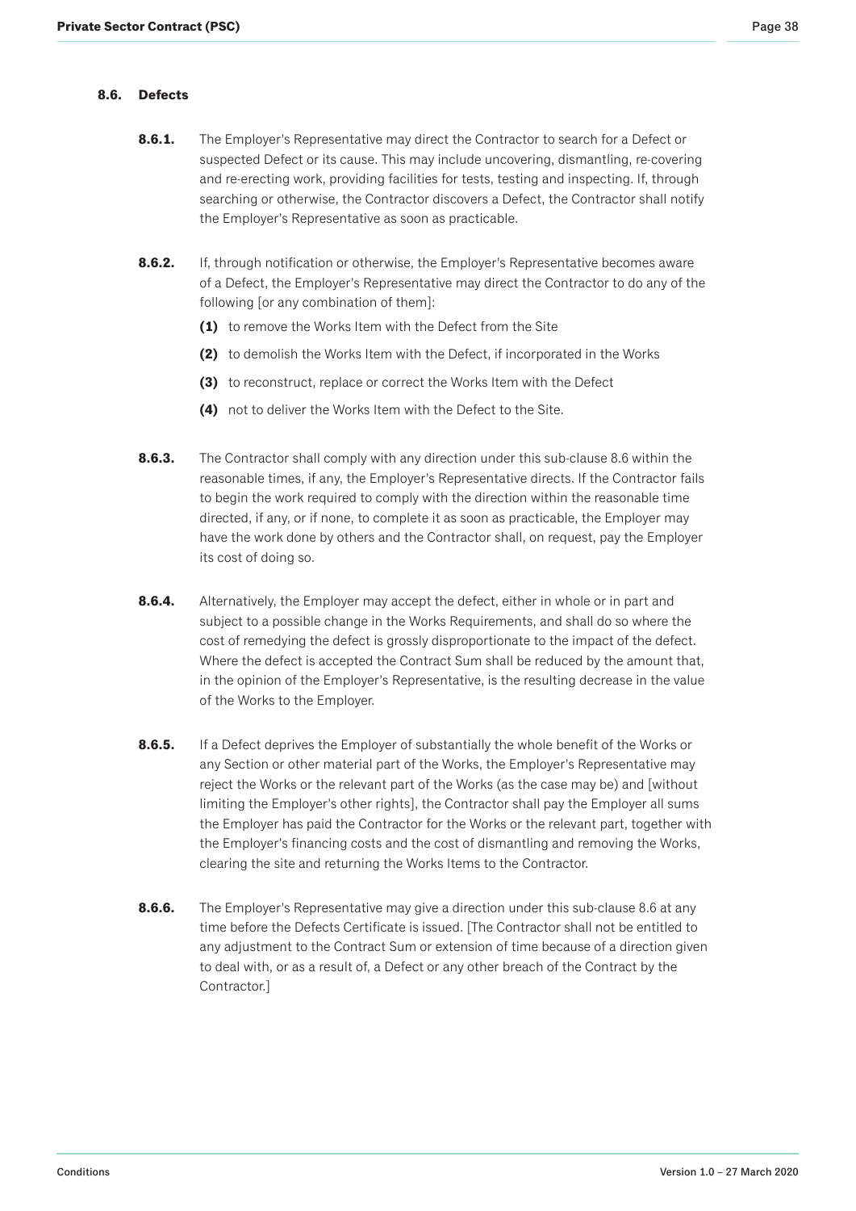### 8.6. Defects

**8.6.1.** The Employer's Representative may direct the Contractor to search for a Defect or suspected Defect or its cause. This may include uncovering, dismantling, re-covering and re-erecting work, providing facilities for tests, testing and inspecting. If, through searching or otherwise, the Contractor discovers a Defect, the Contractor shall notify the Employer's Representative as soon as practicable.

**8.6.2.** If, through notification or otherwise, the Employer's Representative becomes aware of a Defect, the Employer's Representative may direct the Contractor to do any of the following [or any combination of them]:

- **(1)** to remove the Works Item with the Defect from the Site
- **(2)** to demolish the Works Item with the Defect, if incorporated in the Works
- **(3)** to reconstruct, replace or correct the Works Item with the Defect
- **(4)** not to deliver the Works Item with the Defect to the Site.

**8.6.3.** The Contractor shall comply with any direction under this sub-clause 8.6 within the reasonable times, if any, the Employer's Representative directs. If the Contractor fails to begin the work required to comply with the direction within the reasonable time directed, if any, or if none, to complete it as soon as practicable, the Employer may have the work done by others and the Contractor shall, on request, pay the Employer its cost of doing so.

**8.6.4.** Alternatively, the Employer may accept the defect, either in whole or in part and subject to a possible change in the Works Requirements, and shall do so where the cost of remedying the defect is grossly disproportionate to the impact of the defect. Where the defect is accepted the Contract Sum shall be reduced by the amount that, in the opinion of the Employer's Representative, is the resulting decrease in the value of the Works to the Employer.

**8.6.5.** If a Defect deprives the Employer of substantially the whole benefit of the Works or any Section or other material part of the Works, the Employer's Representative may reject the Works or the relevant part of the Works (as the case may be) and [without limiting the Employer's other rights], the Contractor shall pay the Employer all sums the Employer has paid the Contractor for the Works or the relevant part, together with the Employer's financing costs and the cost of dismantling and removing the Works, clearing the site and returning the Works Items to the Contractor.

**8.6.6.** The Employer's Representative may give a direction under this sub-clause 8.6 at any time before the Defects Certificate is issued. [The Contractor shall not be entitled to any adjustment to the Contract Sum or extension of time because of a direction given to deal with, or as a result of, a Defect or any other breach of the Contract by the Contractor.]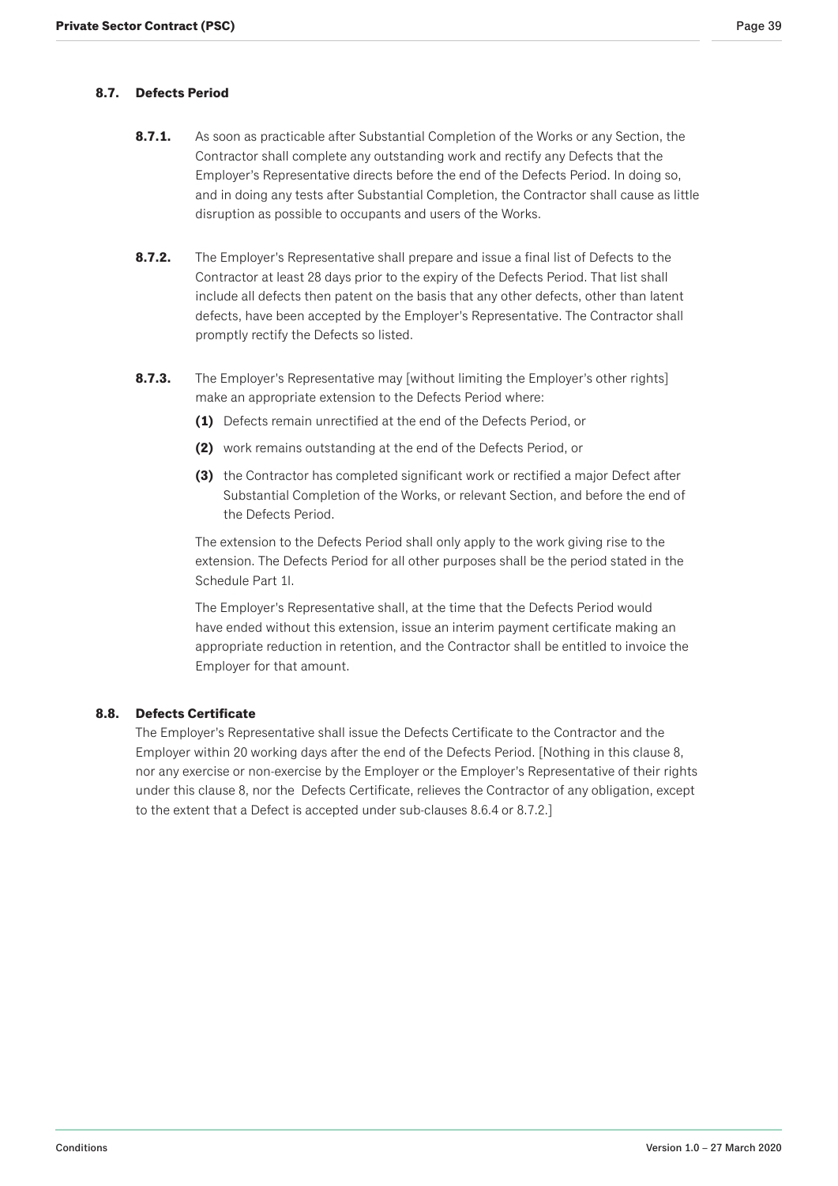### 8.7. Defects Period

**8.7.1.** As soon as practicable after Substantial Completion of the Works or any Section, the Contractor shall complete any outstanding work and rectify any Defects that the Employer's Representative directs before the end of the Defects Period. In doing so, and in doing any tests after Substantial Completion, the Contractor shall cause as little disruption as possible to occupants and users of the Works.

**8.7.2.** The Employer's Representative shall prepare and issue a final list of Defects to the Contractor at least 28 days prior to the expiry of the Defects Period. That list shall include all defects then patent on the basis that any other defects, other than latent defects, have been accepted by the Employer's Representative. The Contractor shall promptly rectify the Defects so listed.

**8.7.3.** The Employer's Representative may [without limiting the Employer's other rights] make an appropriate extension to the Defects Period where:

**(1)** Defects remain unrectified at the end of the Defects Period, or

**(2)** work remains outstanding at the end of the Defects Period, or

**(3)** the Contractor has completed significant work or rectified a major Defect after Substantial Completion of the Works, or relevant Section, and before the end of the Defects Period.

The extension to the Defects Period shall only apply to the work giving rise to the extension. The Defects Period for all other purposes shall be the period stated in the Schedule Part 1I.

The Employer's Representative shall, at the time that the Defects Period would have ended without this extension, issue an interim payment certificate making an appropriate reduction in retention, and the Contractor shall be entitled to invoice the Employer for that amount.

### 8.8. Defects Certificate

The Employer's Representative shall issue the Defects Certificate to the Contractor and the Employer within 20 working days after the end of the Defects Period. [Nothing in this clause 8, nor any exercise or non-exercise by the Employer or the Employer's Representative of their rights under this clause 8, nor the Defects Certificate, relieves the Contractor of any obligation, except to the extent that a Defect is accepted under sub-clauses 8.6.4 or 8.7.2.]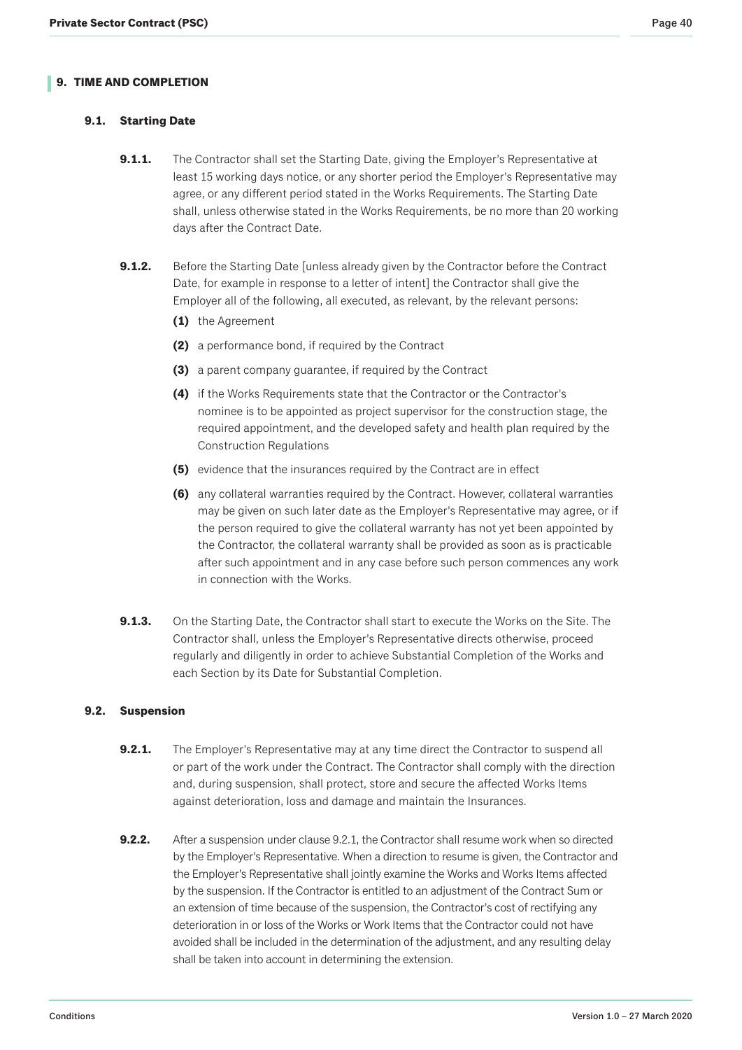## 9. TIME AND COMPLETION

### 9.1. Starting Date

**9.1.1.** The Contractor shall set the Starting Date, giving the Employer's Representative at least 15 working days notice, or any shorter period the Employer's Representative may agree, or any different period stated in the Works Requirements. The Starting Date shall, unless otherwise stated in the Works Requirements, be no more than 20 working days after the Contract Date.

**9.1.2.** Before the Starting Date [unless already given by the Contractor before the Contract Date, for example in response to a letter of intent] the Contractor shall give the Employer all of the following, all executed, as relevant, by the relevant persons:

**(1)** the Agreement

**(2)** a performance bond, if required by the Contract

**(3)** a parent company guarantee, if required by the Contract

**(4)** if the Works Requirements state that the Contractor or the Contractor's nominee is to be appointed as project supervisor for the construction stage, the required appointment, and the developed safety and health plan required by the Construction Regulations

**(5)** evidence that the insurances required by the Contract are in effect

**(6)** any collateral warranties required by the Contract. However, collateral warranties may be given on such later date as the Employer's Representative may agree, or if the person required to give the collateral warranty has not yet been appointed by the Contractor, the collateral warranty shall be provided as soon as is practicable after such appointment and in any case before such person commences any work in connection with the Works.

**9.1.3.** On the Starting Date, the Contractor shall start to execute the Works on the Site. The Contractor shall, unless the Employer's Representative directs otherwise, proceed regularly and diligently in order to achieve Substantial Completion of the Works and each Section by its Date for Substantial Completion.

### 9.2. Suspension

**9.2.1.** The Employer's Representative may at any time direct the Contractor to suspend all or part of the work under the Contract. The Contractor shall comply with the direction and, during suspension, shall protect, store and secure the affected Works Items against deterioration, loss and damage and maintain the Insurances.

**9.2.2.** After a suspension under clause 9.2.1, the Contractor shall resume work when so directed by the Employer's Representative. When a direction to resume is given, the Contractor and the Employer's Representative shall jointly examine the Works and Works Items affected by the suspension. If the Contractor is entitled to an adjustment of the Contract Sum or an extension of time because of the suspension, the Contractor's cost of rectifying any deterioration in or loss of the Works or Work Items that the Contractor could not have avoided shall be included in the determination of the adjustment, and any resulting delay shall be taken into account in determining the extension.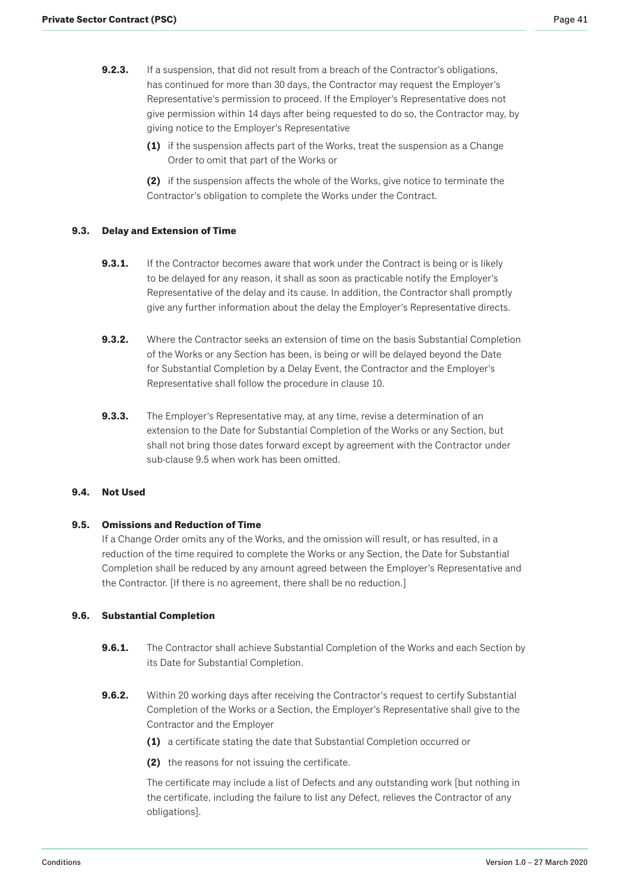**9.2.3.** If a suspension, that did not result from a breach of the Contractor's obligations, has continued for more than 30 days, the Contractor may request the Employer's Representative's permission to proceed. If the Employer's Representative does not give permission within 14 days after being requested to do so, the Contractor may, by giving notice to the Employer's Representative

**(1)** if the suspension affects part of the Works, treat the suspension as a Change Order to omit that part of the Works or

**(2)** if the suspension affects the whole of the Works, give notice to terminate the Contractor's obligation to complete the Works under the Contract.

### 9.3. Delay and Extension of Time

**9.3.1.** If the Contractor becomes aware that work under the Contract is being or is likely to be delayed for any reason, it shall as soon as practicable notify the Employer's Representative of the delay and its cause. In addition, the Contractor shall promptly give any further information about the delay the Employer's Representative directs.

**9.3.2.** Where the Contractor seeks an extension of time on the basis Substantial Completion of the Works or any Section has been, is being or will be delayed beyond the Date for Substantial Completion by a Delay Event, the Contractor and the Employer's Representative shall follow the procedure in clause 10.

**9.3.3.** The Employer's Representative may, at any time, revise a determination of an extension to the Date for Substantial Completion of the Works or any Section, but shall not bring those dates forward except by agreement with the Contractor under sub-clause 9.5 when work has been omitted.

### 9.4. Not Used

### 9.5. Omissions and Reduction of Time

If a Change Order omits any of the Works, and the omission will result, or has resulted, in a reduction of the time required to complete the Works or any Section, the Date for Substantial Completion shall be reduced by any amount agreed between the Employer's Representative and the Contractor. [If there is no agreement, there shall be no reduction.]

### 9.6. Substantial Completion

**9.6.1.** The Contractor shall achieve Substantial Completion of the Works and each Section by its Date for Substantial Completion.

**9.6.2.** Within 20 working days after receiving the Contractor's request to certify Substantial Completion of the Works or a Section, the Employer's Representative shall give to the Contractor and the Employer

**(1)** a certificate stating the date that Substantial Completion occurred or

**(2)** the reasons for not issuing the certificate.

The certificate may include a list of Defects and any outstanding work [but nothing in the certificate, including the failure to list any Defect, relieves the Contractor of any obligations].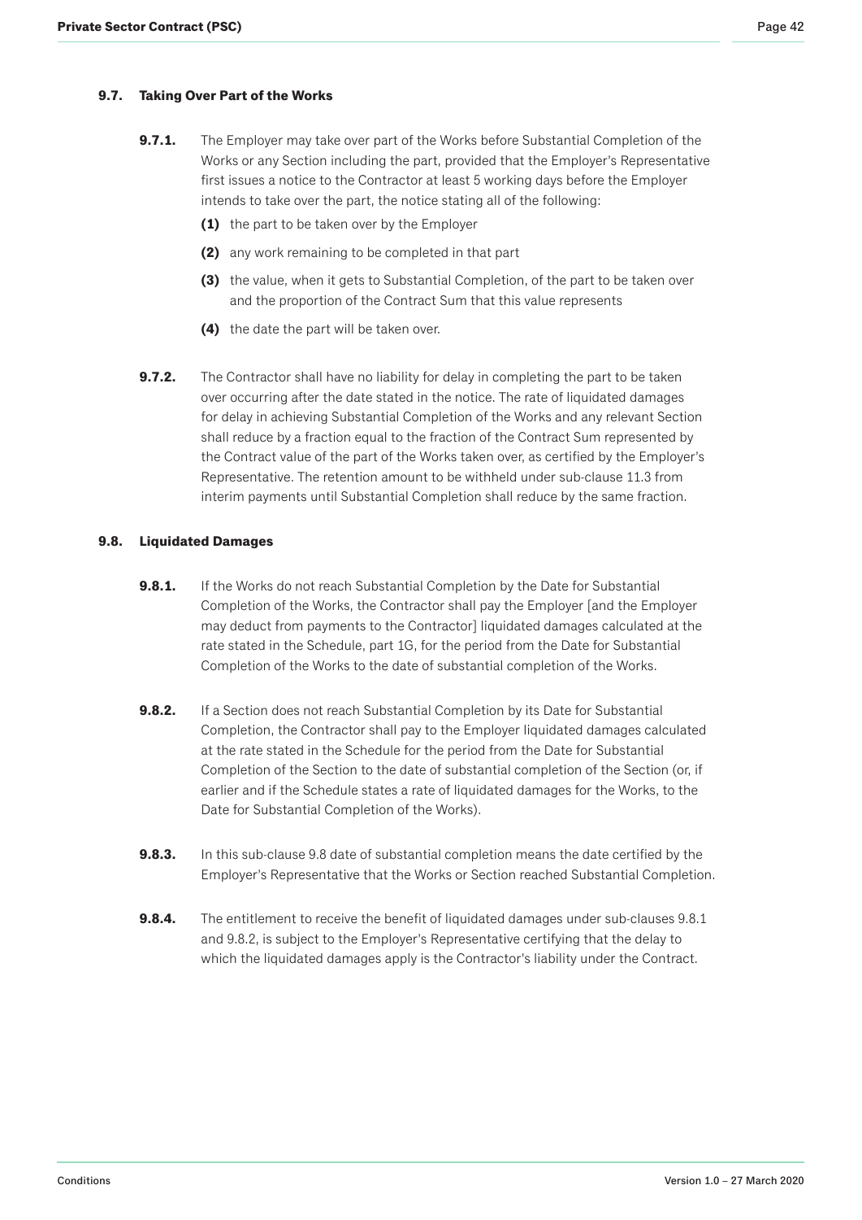### 9.7. Taking Over Part of the Works

**9.7.1.** The Employer may take over part of the Works before Substantial Completion of the Works or any Section including the part, provided that the Employer's Representative first issues a notice to the Contractor at least 5 working days before the Employer intends to take over the part, the notice stating all of the following:

**(1)** the part to be taken over by the Employer

**(2)** any work remaining to be completed in that part

**(3)** the value, when it gets to Substantial Completion, of the part to be taken over and the proportion of the Contract Sum that this value represents

**(4)** the date the part will be taken over.

**9.7.2.** The Contractor shall have no liability for delay in completing the part to be taken over occurring after the date stated in the notice. The rate of liquidated damages for delay in achieving Substantial Completion of the Works and any relevant Section shall reduce by a fraction equal to the fraction of the Contract Sum represented by the Contract value of the part of the Works taken over, as certified by the Employer's Representative. The retention amount to be withheld under sub-clause 11.3 from interim payments until Substantial Completion shall reduce by the same fraction.

### 9.8. Liquidated Damages

**9.8.1.** If the Works do not reach Substantial Completion by the Date for Substantial Completion of the Works, the Contractor shall pay the Employer [and the Employer may deduct from payments to the Contractor] liquidated damages calculated at the rate stated in the Schedule, part 1G, for the period from the Date for Substantial Completion of the Works to the date of substantial completion of the Works.

**9.8.2.** If a Section does not reach Substantial Completion by its Date for Substantial Completion, the Contractor shall pay to the Employer liquidated damages calculated at the rate stated in the Schedule for the period from the Date for Substantial Completion of the Section to the date of substantial completion of the Section (or, if earlier and if the Schedule states a rate of liquidated damages for the Works, to the Date for Substantial Completion of the Works).

**9.8.3.** In this sub-clause 9.8 date of substantial completion means the date certified by the Employer's Representative that the Works or Section reached Substantial Completion.

**9.8.4.** The entitlement to receive the benefit of liquidated damages under sub-clauses 9.8.1 and 9.8.2, is subject to the Employer's Representative certifying that the delay to which the liquidated damages apply is the Contractor's liability under the Contract.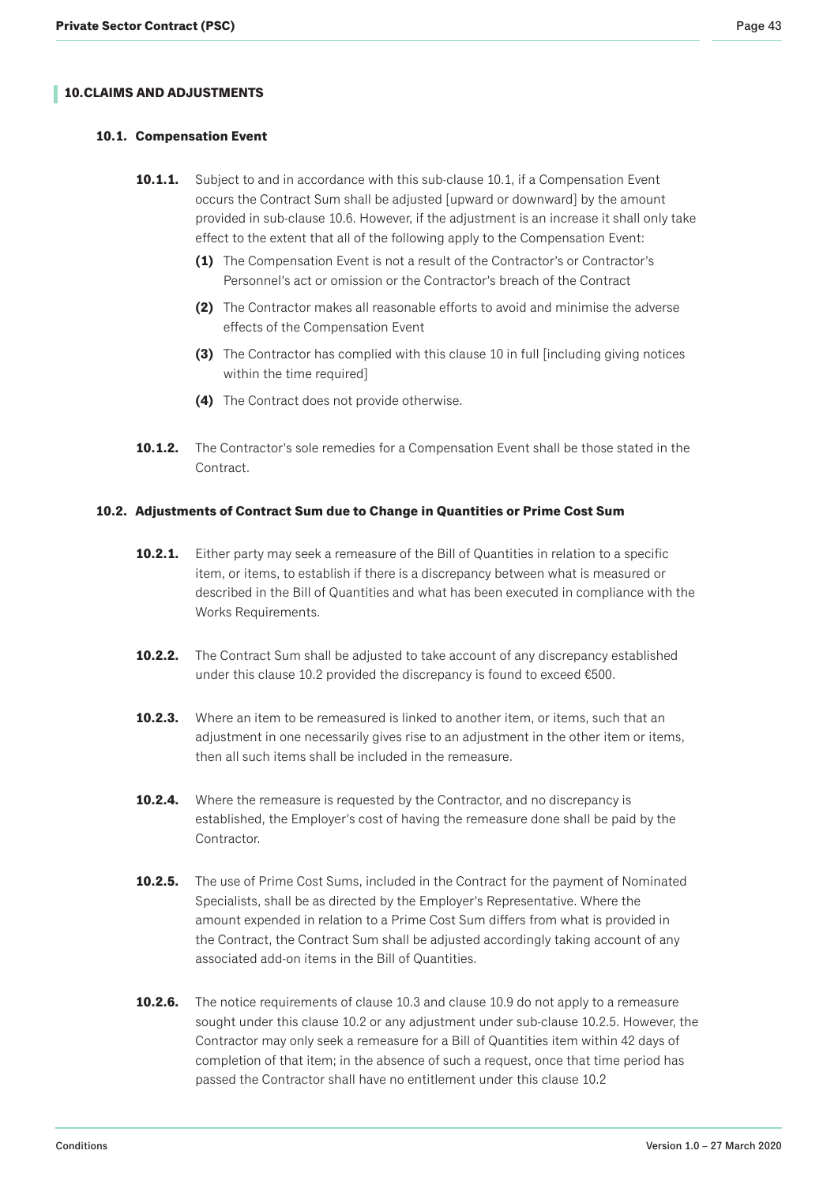## 10. CLAIMS AND ADJUSTMENTS

### 10.1. Compensation Event

**10.1.1.** Subject to and in accordance with this sub-clause 10.1, if a Compensation Event occurs the Contract Sum shall be adjusted [upward or downward] by the amount provided in sub-clause 10.6. However, if the adjustment is an increase it shall only take effect to the extent that all of the following apply to the Compensation Event:

- **(1)** The Compensation Event is not a result of the Contractor's or Contractor's Personnel's act or omission or the Contractor's breach of the Contract
- **(2)** The Contractor makes all reasonable efforts to avoid and minimise the adverse effects of the Compensation Event
- **(3)** The Contractor has complied with this clause 10 in full [including giving notices within the time required]
- **(4)** The Contract does not provide otherwise.

**10.1.2.** The Contractor's sole remedies for a Compensation Event shall be those stated in the Contract.

### 10.2. Adjustments of Contract Sum due to Change in Quantities or Prime Cost Sum

**10.2.1.** Either party may seek a remeasure of the Bill of Quantities in relation to a specific item, or items, to establish if there is a discrepancy between what is measured or described in the Bill of Quantities and what has been executed in compliance with the Works Requirements.

**10.2.2.** The Contract Sum shall be adjusted to take account of any discrepancy established under this clause 10.2 provided the discrepancy is found to exceed €500.

**10.2.3.** Where an item to be remeasured is linked to another item, or items, such that an adjustment in one necessarily gives rise to an adjustment in the other item or items, then all such items shall be included in the remeasure.

**10.2.4.** Where the remeasure is requested by the Contractor, and no discrepancy is established, the Employer's cost of having the remeasure done shall be paid by the Contractor.

**10.2.5.** The use of Prime Cost Sums, included in the Contract for the payment of Nominated Specialists, shall be as directed by the Employer's Representative. Where the amount expended in relation to a Prime Cost Sum differs from what is provided in the Contract, the Contract Sum shall be adjusted accordingly taking account of any associated add-on items in the Bill of Quantities.

**10.2.6.** The notice requirements of clause 10.3 and clause 10.9 do not apply to a remeasure sought under this clause 10.2 or any adjustment under sub-clause 10.2.5. However, the Contractor may only seek a remeasure for a Bill of Quantities item within 42 days of completion of that item; in the absence of such a request, once that time period has passed the Contractor shall have no entitlement under this clause 10.2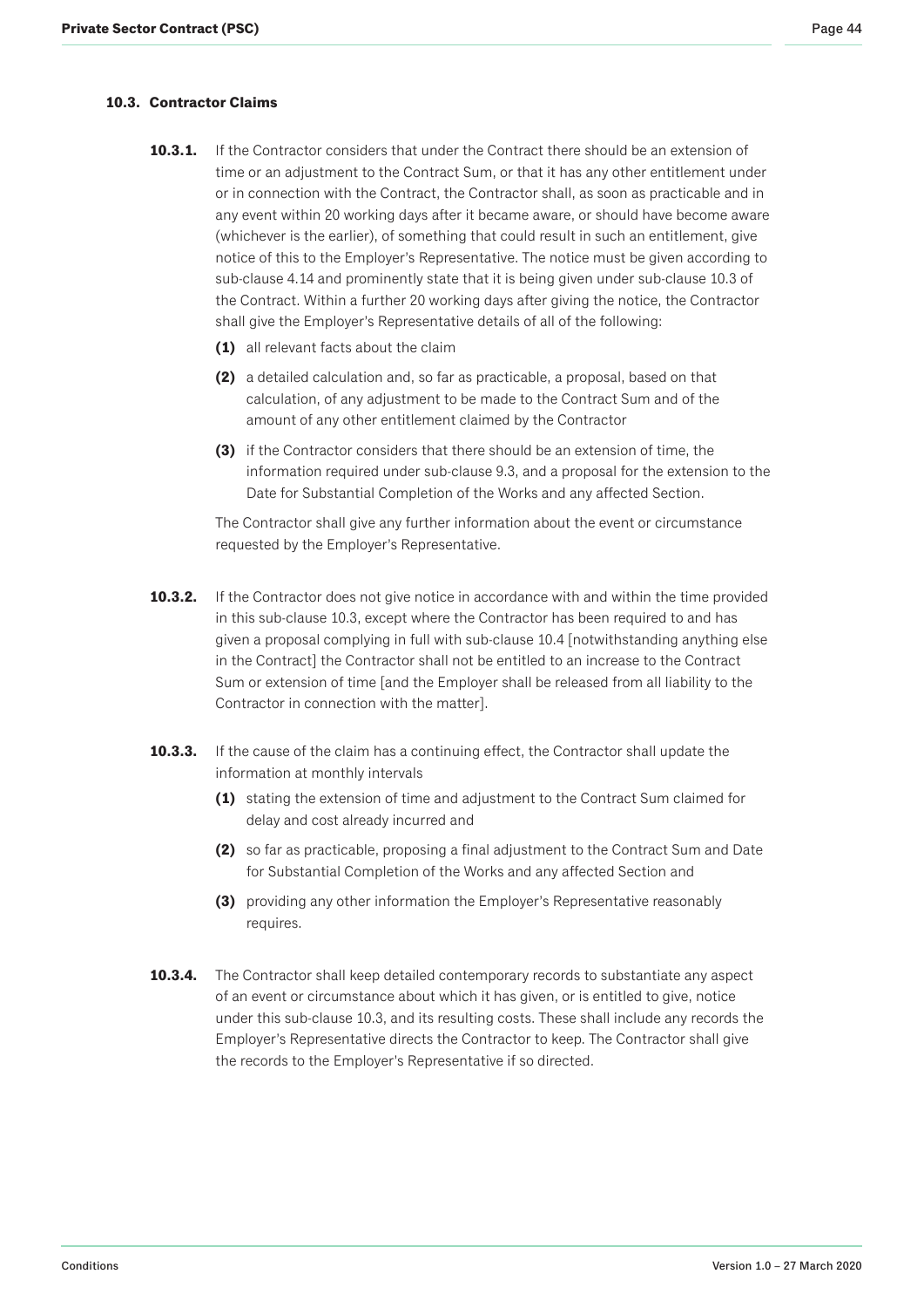### 10.3. Contractor Claims

**10.3.1.** If the Contractor considers that under the Contract there should be an extension of time or an adjustment to the Contract Sum, or that it has any other entitlement under or in connection with the Contract, the Contractor shall, as soon as practicable and in any event within 20 working days after it became aware, or should have become aware (whichever is the earlier), of something that could result in such an entitlement, give notice of this to the Employer's Representative. The notice must be given according to sub-clause 4.14 and prominently state that it is being given under sub-clause 10.3 of the Contract. Within a further 20 working days after giving the notice, the Contractor shall give the Employer's Representative details of all of the following:

**(1)** all relevant facts about the claim

**(2)** a detailed calculation and, so far as practicable, a proposal, based on that calculation, of any adjustment to be made to the Contract Sum and of the amount of any other entitlement claimed by the Contractor

**(3)** if the Contractor considers that there should be an extension of time, the information required under sub-clause 9.3, and a proposal for the extension to the Date for Substantial Completion of the Works and any affected Section.

The Contractor shall give any further information about the event or circumstance requested by the Employer's Representative.

**10.3.2.** If the Contractor does not give notice in accordance with and within the time provided in this sub-clause 10.3, except where the Contractor has been required to and has given a proposal complying in full with sub-clause 10.4 [notwithstanding anything else in the Contract] the Contractor shall not be entitled to an increase to the Contract Sum or extension of time [and the Employer shall be released from all liability to the Contractor in connection with the matter].

**10.3.3.** If the cause of the claim has a continuing effect, the Contractor shall update the information at monthly intervals

**(1)** stating the extension of time and adjustment to the Contract Sum claimed for delay and cost already incurred and

**(2)** so far as practicable, proposing a final adjustment to the Contract Sum and Date for Substantial Completion of the Works and any affected Section and

**(3)** providing any other information the Employer's Representative reasonably requires.

**10.3.4.** The Contractor shall keep detailed contemporary records to substantiate any aspect of an event or circumstance about which it has given, or is entitled to give, notice under this sub-clause 10.3, and its resulting costs. These shall include any records the Employer's Representative directs the Contractor to keep. The Contractor shall give the records to the Employer's Representative if so directed.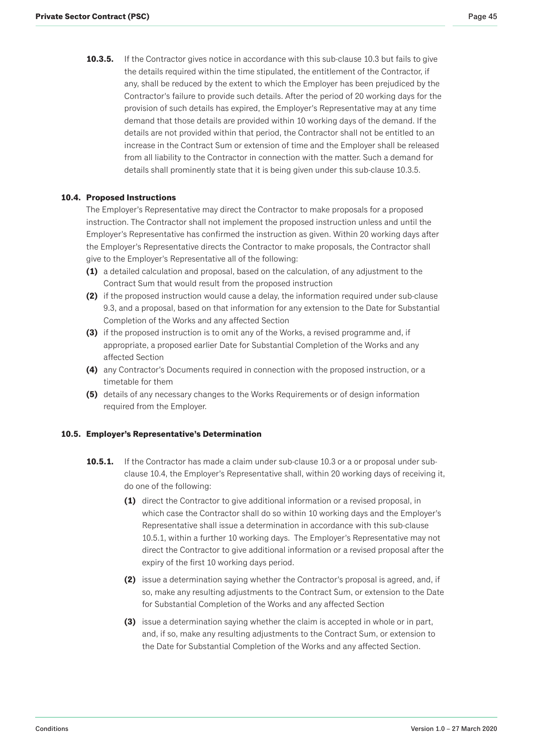**10.3.5.** If the Contractor gives notice in accordance with this sub-clause 10.3 but fails to give the details required within the time stipulated, the entitlement of the Contractor, if any, shall be reduced by the extent to which the Employer has been prejudiced by the Contractor's failure to provide such details. After the period of 20 working days for the provision of such details has expired, the Employer's Representative may at any time demand that those details are provided within 10 working days of the demand. If the details are not provided within that period, the Contractor shall not be entitled to an increase in the Contract Sum or extension of time and the Employer shall be released from all liability to the Contractor in connection with the matter. Such a demand for details shall prominently state that it is being given under this sub-clause 10.3.5.

### 10.4. Proposed Instructions

The Employer's Representative may direct the Contractor to make proposals for a proposed instruction. The Contractor shall not implement the proposed instruction unless and until the Employer's Representative has confirmed the instruction as given. Within 20 working days after the Employer's Representative directs the Contractor to make proposals, the Contractor shall give to the Employer's Representative all of the following:

**(1)** a detailed calculation and proposal, based on the calculation, of any adjustment to the Contract Sum that would result from the proposed instruction

**(2)** if the proposed instruction would cause a delay, the information required under sub-clause 9.3, and a proposal, based on that information for any extension to the Date for Substantial Completion of the Works and any affected Section

**(3)** if the proposed instruction is to omit any of the Works, a revised programme and, if appropriate, a proposed earlier Date for Substantial Completion of the Works and any affected Section

**(4)** any Contractor's Documents required in connection with the proposed instruction, or a timetable for them

**(5)** details of any necessary changes to the Works Requirements or of design information required from the Employer.

### 10.5. Employer's Representative's Determination

**10.5.1.** If the Contractor has made a claim under sub-clause 10.3 or a or proposal under sub-clause 10.4, the Employer's Representative shall, within 20 working days of receiving it, do one of the following:

**(1)** direct the Contractor to give additional information or a revised proposal, in which case the Contractor shall do so within 10 working days and the Employer's Representative shall issue a determination in accordance with this sub-clause 10.5.1, within a further 10 working days. The Employer's Representative may not direct the Contractor to give additional information or a revised proposal after the expiry of the first 10 working days period.

**(2)** issue a determination saying whether the Contractor's proposal is agreed, and, if so, make any resulting adjustments to the Contract Sum, or extension to the Date for Substantial Completion of the Works and any affected Section

**(3)** issue a determination saying whether the claim is accepted in whole or in part, and, if so, make any resulting adjustments to the Contract Sum, or extension to the Date for Substantial Completion of the Works and any affected Section.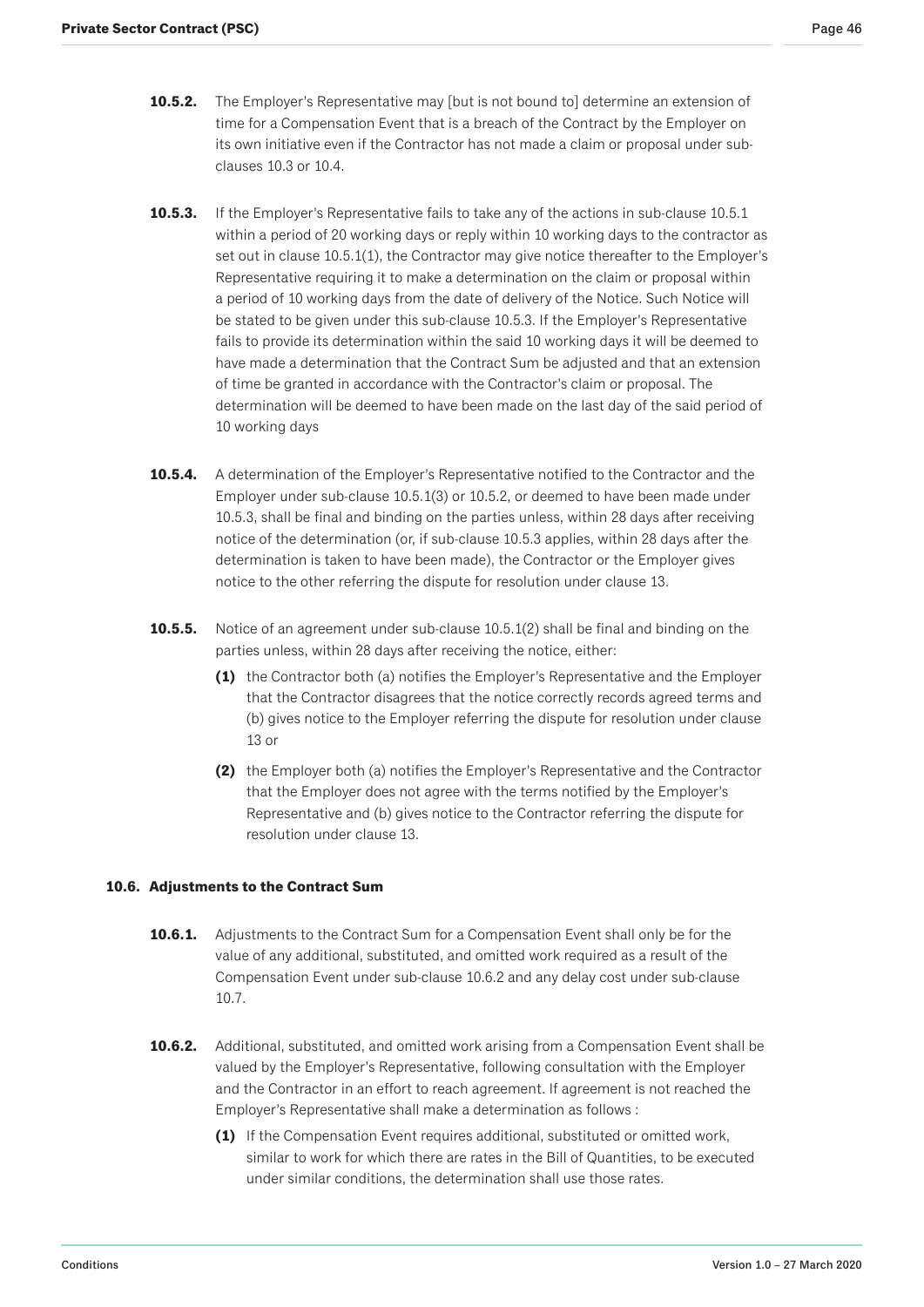**10.5.2.** The Employer's Representative may [but is not bound to] determine an extension of time for a Compensation Event that is a breach of the Contract by the Employer on its own initiative even if the Contractor has not made a claim or proposal under sub-clauses 10.3 or 10.4.

**10.5.3.** If the Employer's Representative fails to take any of the actions in sub-clause 10.5.1 within a period of 20 working days or reply within 10 working days to the contractor as set out in clause 10.5.1(1), the Contractor may give notice thereafter to the Employer's Representative requiring it to make a determination on the claim or proposal within a period of 10 working days from the date of delivery of the Notice. Such Notice will be stated to be given under this sub-clause 10.5.3. If the Employer's Representative fails to provide its determination within the said 10 working days it will be deemed to have made a determination that the Contract Sum be adjusted and that an extension of time be granted in accordance with the Contractor's claim or proposal. The determination will be deemed to have been made on the last day of the said period of 10 working days

**10.5.4.** A determination of the Employer's Representative notified to the Contractor and the Employer under sub-clause 10.5.1(3) or 10.5.2, or deemed to have been made under 10.5.3, shall be final and binding on the parties unless, within 28 days after receiving notice of the determination (or, if sub-clause 10.5.3 applies, within 28 days after the determination is taken to have been made), the Contractor or the Employer gives notice to the other referring the dispute for resolution under clause 13.

**10.5.5.** Notice of an agreement under sub-clause 10.5.1(2) shall be final and binding on the parties unless, within 28 days after receiving the notice, either:

- **(1)** the Contractor both (a) notifies the Employer's Representative and the Employer that the Contractor disagrees that the notice correctly records agreed terms and (b) gives notice to the Employer referring the dispute for resolution under clause 13 or
- **(2)** the Employer both (a) notifies the Employer's Representative and the Contractor that the Employer does not agree with the terms notified by the Employer's Representative and (b) gives notice to the Contractor referring the dispute for resolution under clause 13.

#### 10.6. Adjustments to the Contract Sum

**10.6.1.** Adjustments to the Contract Sum for a Compensation Event shall only be for the value of any additional, substituted, and omitted work required as a result of the Compensation Event under sub-clause 10.6.2 and any delay cost under sub-clause 10.7.

**10.6.2.** Additional, substituted, and omitted work arising from a Compensation Event shall be valued by the Employer's Representative, following consultation with the Employer and the Contractor in an effort to reach agreement. If agreement is not reached the Employer's Representative shall make a determination as follows :

- **(1)** If the Compensation Event requires additional, substituted or omitted work, similar to work for which there are rates in the Bill of Quantities, to be executed under similar conditions, the determination shall use those rates.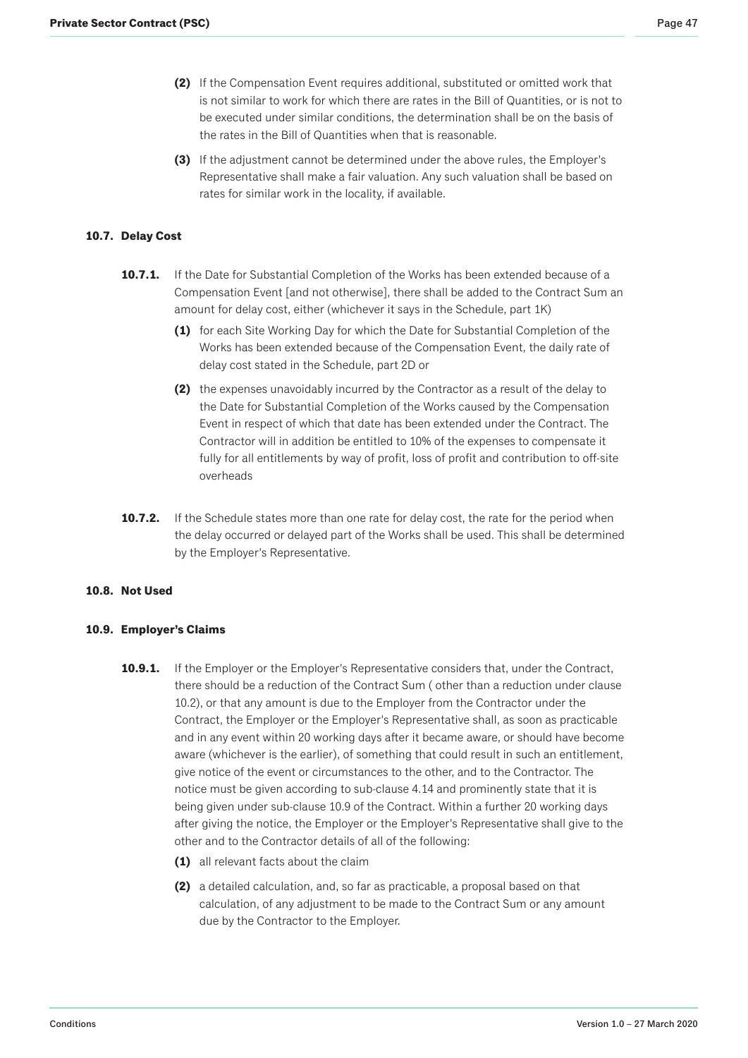**(2)** If the Compensation Event requires additional, substituted or omitted work that is not similar to work for which there are rates in the Bill of Quantities, or is not to be executed under similar conditions, the determination shall be on the basis of the rates in the Bill of Quantities when that is reasonable.

**(3)** If the adjustment cannot be determined under the above rules, the Employer's Representative shall make a fair valuation. Any such valuation shall be based on rates for similar work in the locality, if available.

### 10.7. Delay Cost

**10.7.1.** If the Date for Substantial Completion of the Works has been extended because of a Compensation Event [and not otherwise], there shall be added to the Contract Sum an amount for delay cost, either (whichever it says in the Schedule, part 1K)

**(1)** for each Site Working Day for which the Date for Substantial Completion of the Works has been extended because of the Compensation Event, the daily rate of delay cost stated in the Schedule, part 2D or

**(2)** the expenses unavoidably incurred by the Contractor as a result of the delay to the Date for Substantial Completion of the Works caused by the Compensation Event in respect of which that date has been extended under the Contract. The Contractor will in addition be entitled to 10% of the expenses to compensate it fully for all entitlements by way of profit, loss of profit and contribution to off-site overheads

**10.7.2.** If the Schedule states more than one rate for delay cost, the rate for the period when the delay occurred or delayed part of the Works shall be used. This shall be determined by the Employer's Representative.

### 10.8. Not Used

### 10.9. Employer's Claims

**10.9.1.** If the Employer or the Employer's Representative considers that, under the Contract, there should be a reduction of the Contract Sum ( other than a reduction under clause 10.2), or that any amount is due to the Employer from the Contractor under the Contract, the Employer or the Employer's Representative shall, as soon as practicable and in any event within 20 working days after it became aware, or should have become aware (whichever is the earlier), of something that could result in such an entitlement, give notice of the event or circumstances to the other, and to the Contractor. The notice must be given according to sub-clause 4.14 and prominently state that it is being given under sub-clause 10.9 of the Contract. Within a further 20 working days after giving the notice, the Employer or the Employer's Representative shall give to the other and to the Contractor details of all of the following:

**(1)** all relevant facts about the claim

**(2)** a detailed calculation, and, so far as practicable, a proposal based on that calculation, of any adjustment to be made to the Contract Sum or any amount due by the Contractor to the Employer.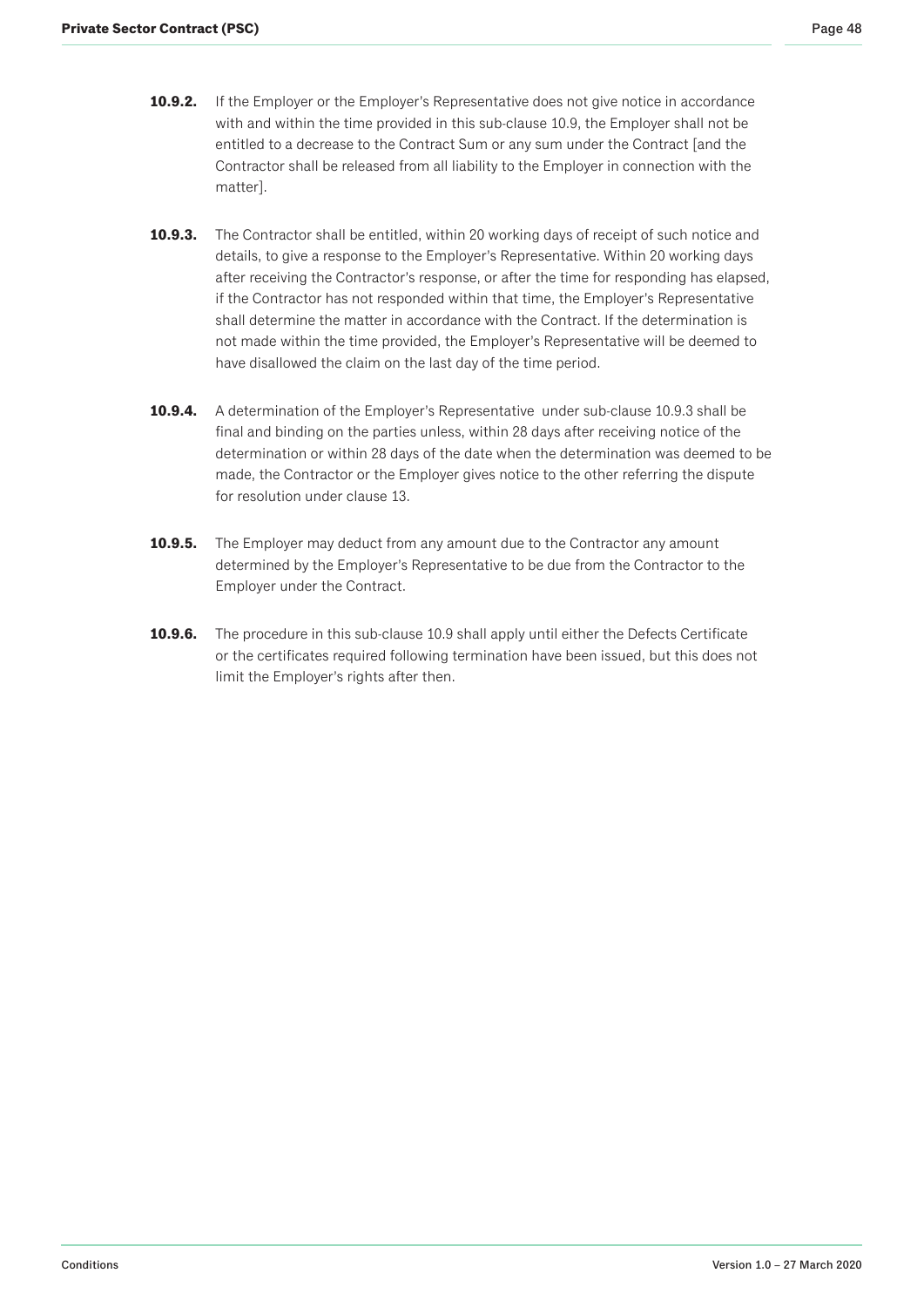**10.9.2.** If the Employer or the Employer's Representative does not give notice in accordance with and within the time provided in this sub-clause 10.9, the Employer shall not be entitled to a decrease to the Contract Sum or any sum under the Contract [and the Contractor shall be released from all liability to the Employer in connection with the matter].

**10.9.3.** The Contractor shall be entitled, within 20 working days of receipt of such notice and details, to give a response to the Employer's Representative. Within 20 working days after receiving the Contractor's response, or after the time for responding has elapsed, if the Contractor has not responded within that time, the Employer's Representative shall determine the matter in accordance with the Contract. If the determination is not made within the time provided, the Employer's Representative will be deemed to have disallowed the claim on the last day of the time period.

**10.9.4.** A determination of the Employer's Representative under sub-clause 10.9.3 shall be final and binding on the parties unless, within 28 days after receiving notice of the determination or within 28 days of the date when the determination was deemed to be made, the Contractor or the Employer gives notice to the other referring the dispute for resolution under clause 13.

**10.9.5.** The Employer may deduct from any amount due to the Contractor any amount determined by the Employer's Representative to be due from the Contractor to the Employer under the Contract.

**10.9.6.** The procedure in this sub-clause 10.9 shall apply until either the Defects Certificate or the certificates required following termination have been issued, but this does not limit the Employer's rights after then.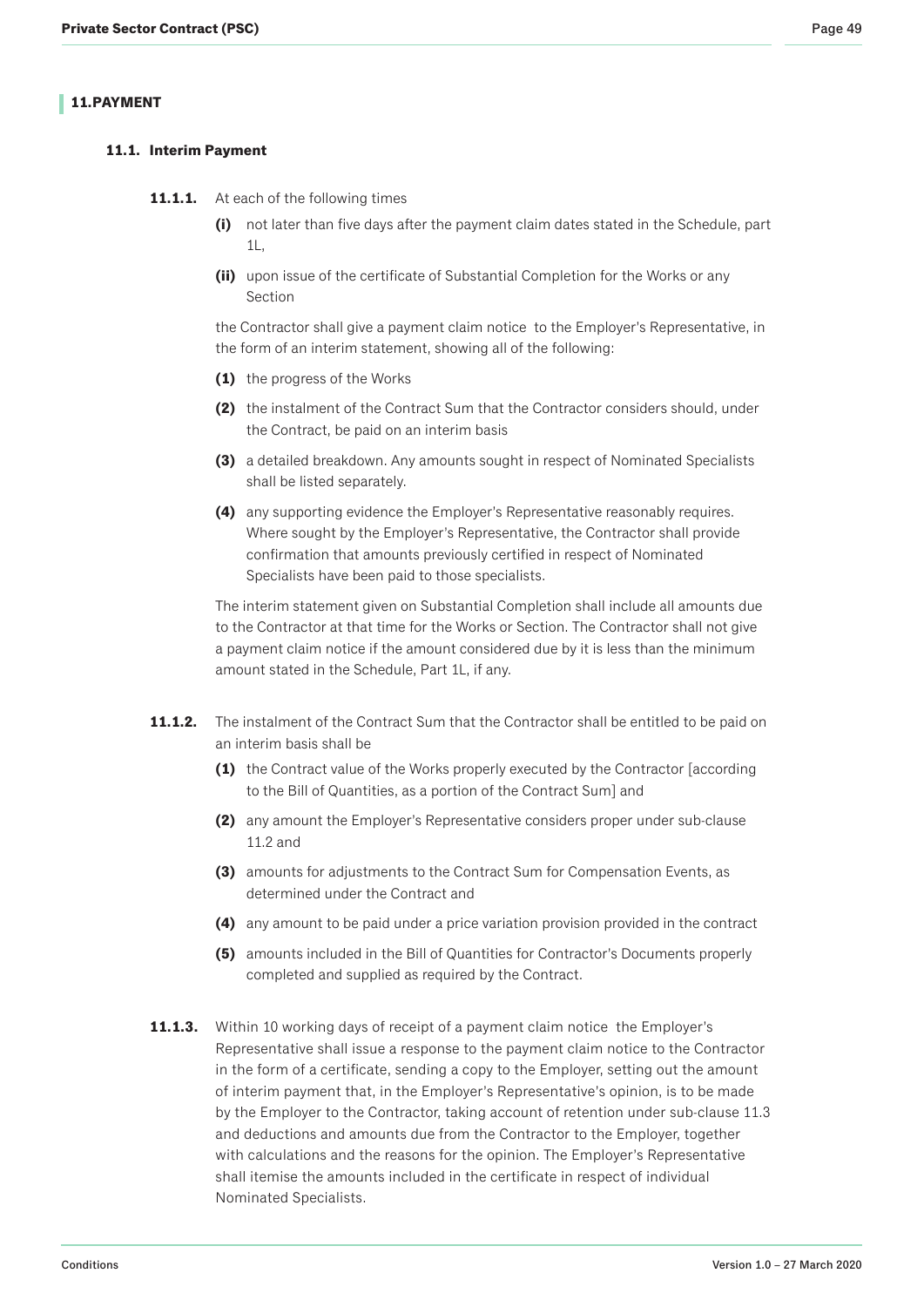## 11. PAYMENT

### 11.1. Interim Payment

**11.1.1.** At each of the following times

- **(i)** not later than five days after the payment claim dates stated in the Schedule, part 1L,
- **(ii)** upon issue of the certificate of Substantial Completion for the Works or any Section

the Contractor shall give a payment claim notice to the Employer's Representative, in the form of an interim statement, showing all of the following:

- **(1)** the progress of the Works
- **(2)** the instalment of the Contract Sum that the Contractor considers should, under the Contract, be paid on an interim basis
- **(3)** a detailed breakdown. Any amounts sought in respect of Nominated Specialists shall be listed separately.
- **(4)** any supporting evidence the Employer's Representative reasonably requires. Where sought by the Employer's Representative, the Contractor shall provide confirmation that amounts previously certified in respect of Nominated Specialists have been paid to those specialists.

The interim statement given on Substantial Completion shall include all amounts due to the Contractor at that time for the Works or Section. The Contractor shall not give a payment claim notice if the amount considered due by it is less than the minimum amount stated in the Schedule, Part 1L, if any.

**11.1.2.** The instalment of the Contract Sum that the Contractor shall be entitled to be paid on an interim basis shall be

- **(1)** the Contract value of the Works properly executed by the Contractor [according to the Bill of Quantities, as a portion of the Contract Sum] and
- **(2)** any amount the Employer's Representative considers proper under sub-clause 11.2 and
- **(3)** amounts for adjustments to the Contract Sum for Compensation Events, as determined under the Contract and
- **(4)** any amount to be paid under a price variation provision provided in the contract
- **(5)** amounts included in the Bill of Quantities for Contractor's Documents properly completed and supplied as required by the Contract.

**11.1.3.** Within 10 working days of receipt of a payment claim notice the Employer's Representative shall issue a response to the payment claim notice to the Contractor in the form of a certificate, sending a copy to the Employer, setting out the amount of interim payment that, in the Employer's Representative's opinion, is to be made by the Employer to the Contractor, taking account of retention under sub-clause 11.3 and deductions and amounts due from the Contractor to the Employer, together with calculations and the reasons for the opinion. The Employer's Representative shall itemise the amounts included in the certificate in respect of individual Nominated Specialists.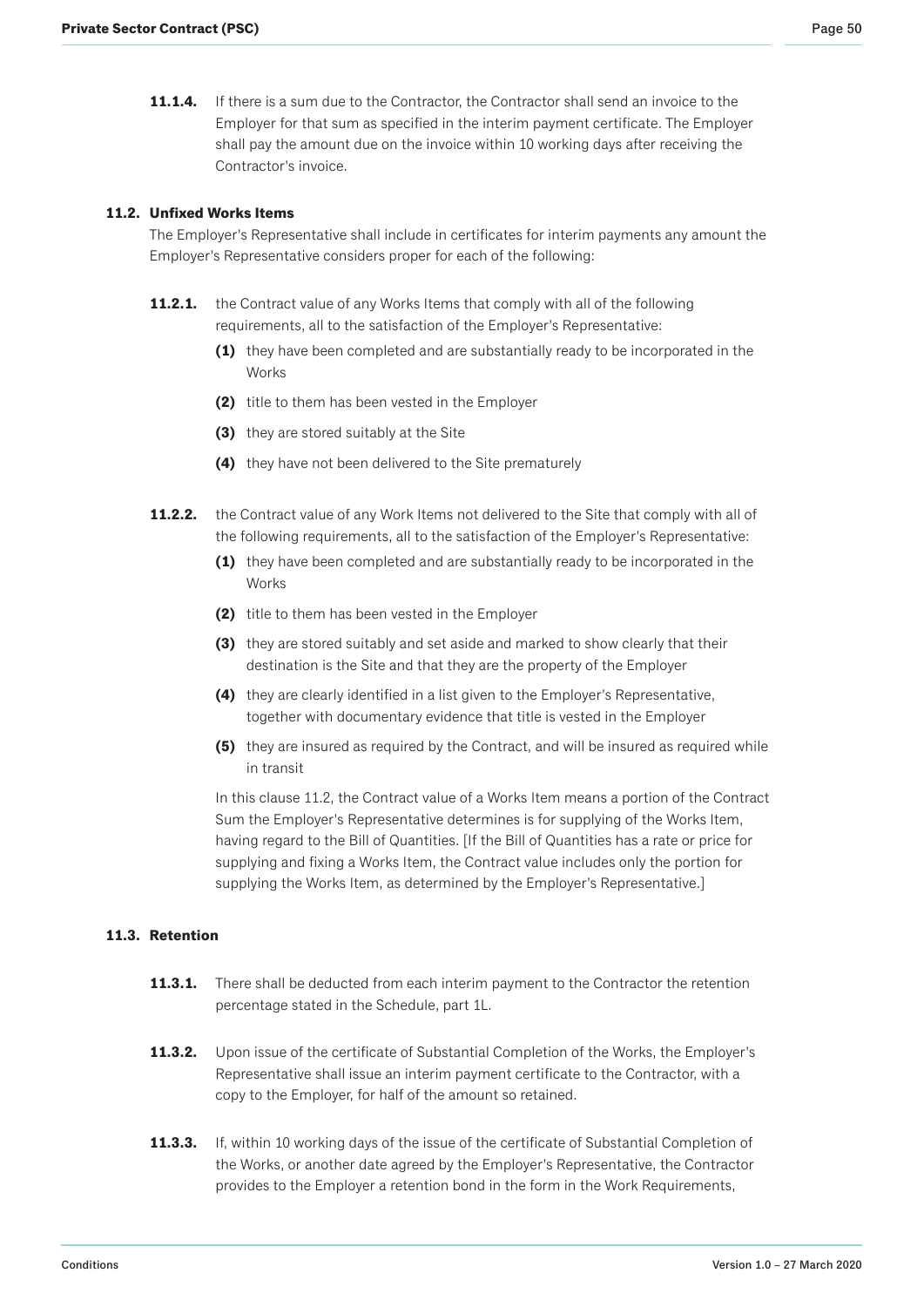**11.1.4.** If there is a sum due to the Contractor, the Contractor shall send an invoice to the Employer for that sum as specified in the interim payment certificate. The Employer shall pay the amount due on the invoice within 10 working days after receiving the Contractor's invoice.

### 11.2. Unfixed Works Items

The Employer's Representative shall include in certificates for interim payments any amount the Employer's Representative considers proper for each of the following:

**11.2.1.** the Contract value of any Works Items that comply with all of the following requirements, all to the satisfaction of the Employer's Representative:

- **(1)** they have been completed and are substantially ready to be incorporated in the Works
- **(2)** title to them has been vested in the Employer
- **(3)** they are stored suitably at the Site
- **(4)** they have not been delivered to the Site prematurely

**11.2.2.** the Contract value of any Work Items not delivered to the Site that comply with all of the following requirements, all to the satisfaction of the Employer's Representative:

- **(1)** they have been completed and are substantially ready to be incorporated in the Works
- **(2)** title to them has been vested in the Employer
- **(3)** they are stored suitably and set aside and marked to show clearly that their destination is the Site and that they are the property of the Employer
- **(4)** they are clearly identified in a list given to the Employer's Representative, together with documentary evidence that title is vested in the Employer
- **(5)** they are insured as required by the Contract, and will be insured as required while in transit

In this clause 11.2, the Contract value of a Works Item means a portion of the Contract Sum the Employer's Representative determines is for supplying of the Works Item, having regard to the Bill of Quantities. [If the Bill of Quantities has a rate or price for supplying and fixing a Works Item, the Contract value includes only the portion for supplying the Works Item, as determined by the Employer's Representative.]

### 11.3. Retention

**11.3.1.** There shall be deducted from each interim payment to the Contractor the retention percentage stated in the Schedule, part 1L.

**11.3.2.** Upon issue of the certificate of Substantial Completion of the Works, the Employer's Representative shall issue an interim payment certificate to the Contractor, with a copy to the Employer, for half of the amount so retained.

**11.3.3.** If, within 10 working days of the issue of the certificate of Substantial Completion of the Works, or another date agreed by the Employer's Representative, the Contractor provides to the Employer a retention bond in the form in the Work Requirements,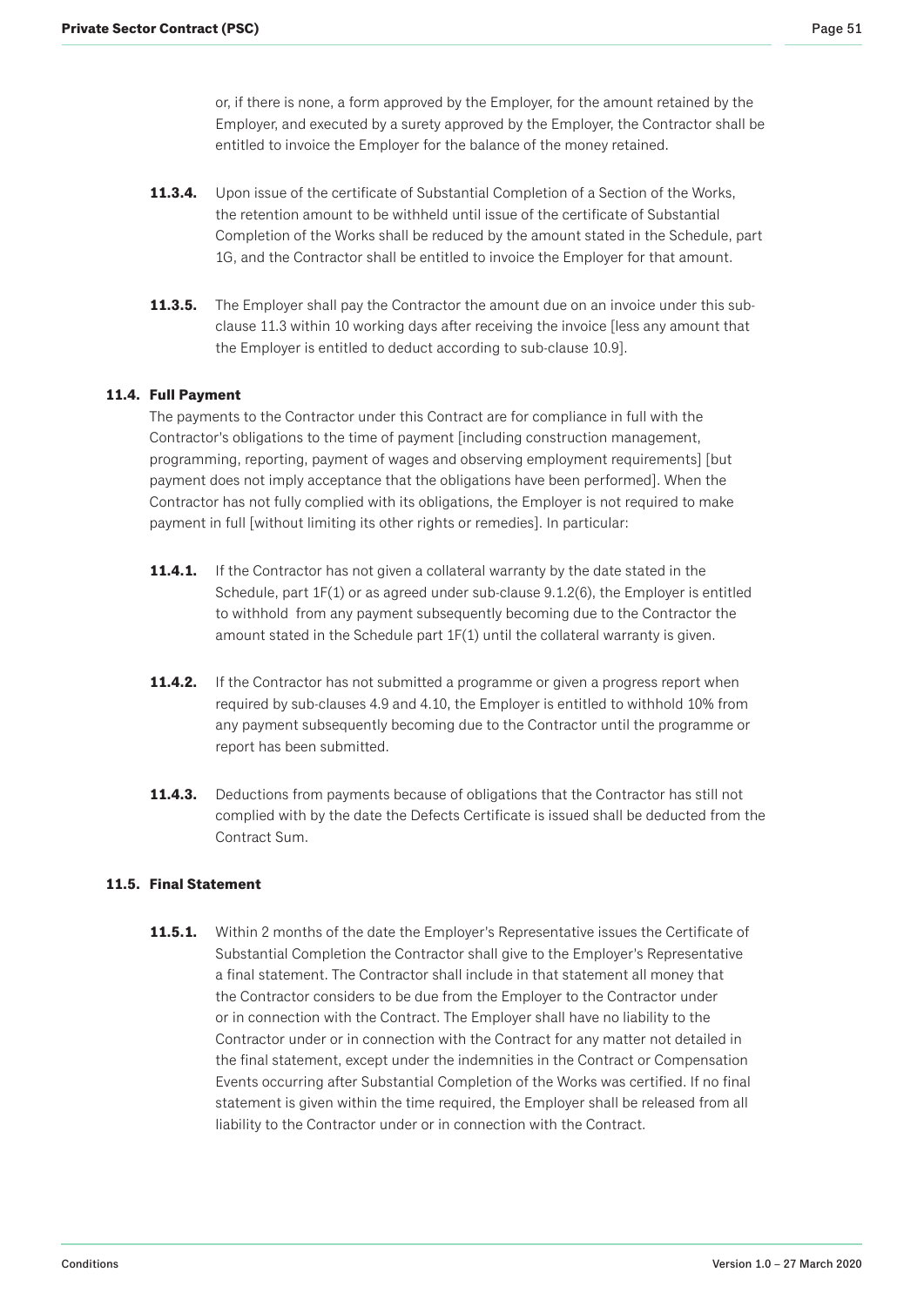or, if there is none, a form approved by the Employer, for the amount retained by the Employer, and executed by a surety approved by the Employer, the Contractor shall be entitled to invoice the Employer for the balance of the money retained.

**11.3.4.** Upon issue of the certificate of Substantial Completion of a Section of the Works, the retention amount to be withheld until issue of the certificate of Substantial Completion of the Works shall be reduced by the amount stated in the Schedule, part 1G, and the Contractor shall be entitled to invoice the Employer for that amount.

**11.3.5.** The Employer shall pay the Contractor the amount due on an invoice under this sub-clause 11.3 within 10 working days after receiving the invoice [less any amount that the Employer is entitled to deduct according to sub-clause 10.9].

### 11.4. Full Payment

The payments to the Contractor under this Contract are for compliance in full with the Contractor's obligations to the time of payment [including construction management, programming, reporting, payment of wages and observing employment requirements] [but payment does not imply acceptance that the obligations have been performed]. When the Contractor has not fully complied with its obligations, the Employer is not required to make payment in full [without limiting its other rights or remedies]. In particular:

**11.4.1.** If the Contractor has not given a collateral warranty by the date stated in the Schedule, part 1F(1) or as agreed under sub-clause 9.1.2(6), the Employer is entitled to withhold from any payment subsequently becoming due to the Contractor the amount stated in the Schedule part 1F(1) until the collateral warranty is given.

**11.4.2.** If the Contractor has not submitted a programme or given a progress report when required by sub-clauses 4.9 and 4.10, the Employer is entitled to withhold 10% from any payment subsequently becoming due to the Contractor until the programme or report has been submitted.

**11.4.3.** Deductions from payments because of obligations that the Contractor has still not complied with by the date the Defects Certificate is issued shall be deducted from the Contract Sum.

### 11.5. Final Statement

**11.5.1.** Within 2 months of the date the Employer's Representative issues the Certificate of Substantial Completion the Contractor shall give to the Employer's Representative a final statement. The Contractor shall include in that statement all money that the Contractor considers to be due from the Employer to the Contractor under or in connection with the Contract. The Employer shall have no liability to the Contractor under or in connection with the Contract for any matter not detailed in the final statement, except under the indemnities in the Contract or Compensation Events occurring after Substantial Completion of the Works was certified. If no final statement is given within the time required, the Employer shall be released from all liability to the Contractor under or in connection with the Contract.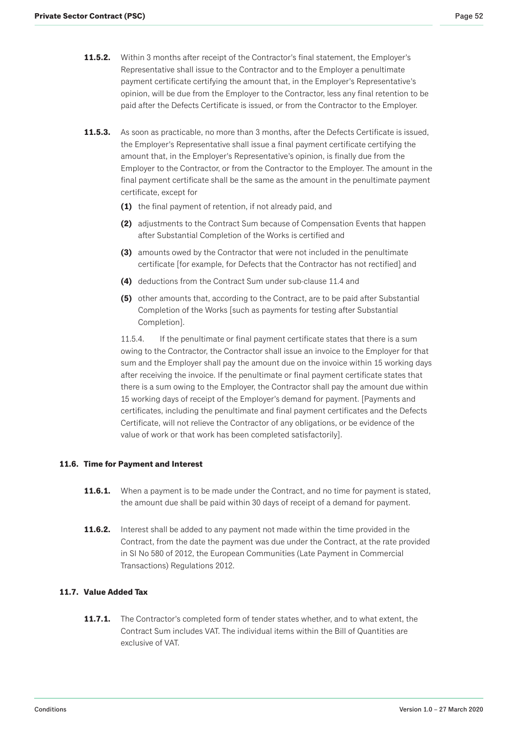**11.5.2.** Within 3 months after receipt of the Contractor's final statement, the Employer's Representative shall issue to the Contractor and to the Employer a penultimate payment certificate certifying the amount that, in the Employer's Representative's opinion, will be due from the Employer to the Contractor, less any final retention to be paid after the Defects Certificate is issued, or from the Contractor to the Employer.

**11.5.3.** As soon as practicable, no more than 3 months, after the Defects Certificate is issued, the Employer's Representative shall issue a final payment certificate certifying the amount that, in the Employer's Representative's opinion, is finally due from the Employer to the Contractor, or from the Contractor to the Employer. The amount in the final payment certificate shall be the same as the amount in the penultimate payment certificate, except for

- **(1)** the final payment of retention, if not already paid, and
- **(2)** adjustments to the Contract Sum because of Compensation Events that happen after Substantial Completion of the Works is certified and
- **(3)** amounts owed by the Contractor that were not included in the penultimate certificate [for example, for Defects that the Contractor has not rectified] and
- **(4)** deductions from the Contract Sum under sub-clause 11.4 and
- **(5)** other amounts that, according to the Contract, are to be paid after Substantial Completion of the Works [such as payments for testing after Substantial Completion].

11.5.4. If the penultimate or final payment certificate states that there is a sum owing to the Contractor, the Contractor shall issue an invoice to the Employer for that sum and the Employer shall pay the amount due on the invoice within 15 working days after receiving the invoice. If the penultimate or final payment certificate states that there is a sum owing to the Employer, the Contractor shall pay the amount due within 15 working days of receipt of the Employer's demand for payment. [Payments and certificates, including the penultimate and final payment certificates and the Defects Certificate, will not relieve the Contractor of any obligations, or be evidence of the value of work or that work has been completed satisfactorily].

### 11.6. Time for Payment and Interest

**11.6.1.** When a payment is to be made under the Contract, and no time for payment is stated, the amount due shall be paid within 30 days of receipt of a demand for payment.

**11.6.2.** Interest shall be added to any payment not made within the time provided in the Contract, from the date the payment was due under the Contract, at the rate provided in SI No 580 of 2012, the European Communities (Late Payment in Commercial Transactions) Regulations 2012.

### 11.7. Value Added Tax

**11.7.1.** The Contractor's completed form of tender states whether, and to what extent, the Contract Sum includes VAT. The individual items within the Bill of Quantities are exclusive of VAT.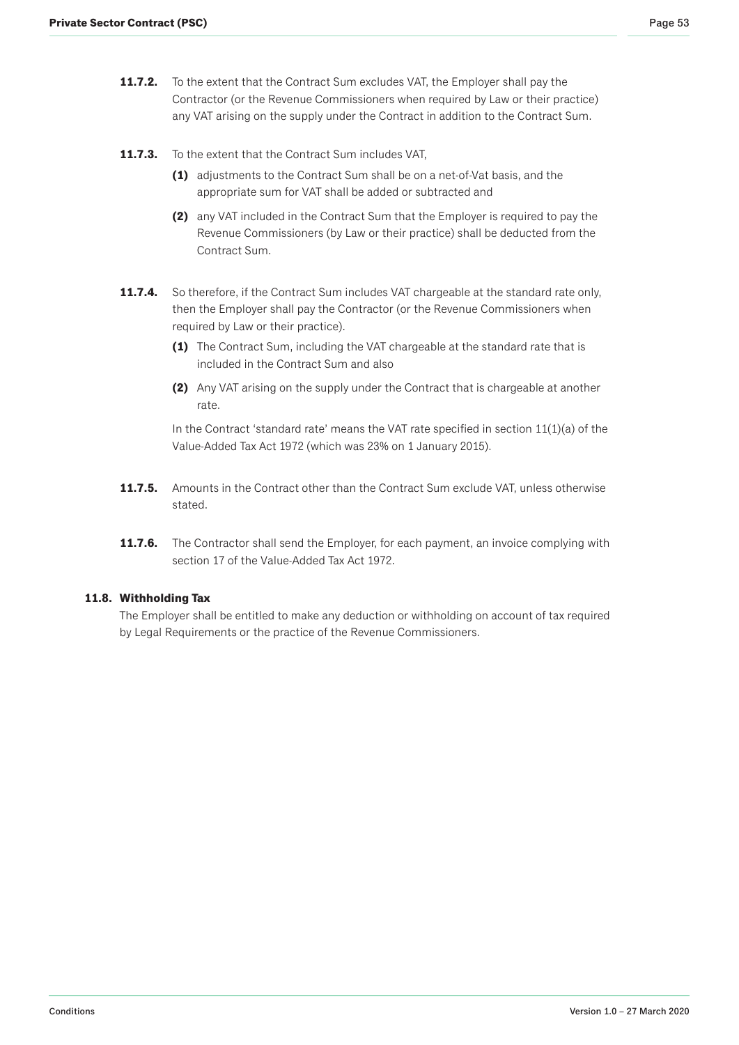**11.7.2.** To the extent that the Contract Sum excludes VAT, the Employer shall pay the Contractor (or the Revenue Commissioners when required by Law or their practice) any VAT arising on the supply under the Contract in addition to the Contract Sum.

**11.7.3.** To the extent that the Contract Sum includes VAT,

**(1)** adjustments to the Contract Sum shall be on a net-of-Vat basis, and the appropriate sum for VAT shall be added or subtracted and

**(2)** any VAT included in the Contract Sum that the Employer is required to pay the Revenue Commissioners (by Law or their practice) shall be deducted from the Contract Sum.

**11.7.4.** So therefore, if the Contract Sum includes VAT chargeable at the standard rate only, then the Employer shall pay the Contractor (or the Revenue Commissioners when required by Law or their practice).

**(1)** The Contract Sum, including the VAT chargeable at the standard rate that is included in the Contract Sum and also

**(2)** Any VAT arising on the supply under the Contract that is chargeable at another rate.

In the Contract 'standard rate' means the VAT rate specified in section 11(1)(a) of the Value-Added Tax Act 1972 (which was 23% on 1 January 2015).

**11.7.5.** Amounts in the Contract other than the Contract Sum exclude VAT, unless otherwise stated.

**11.7.6.** The Contractor shall send the Employer, for each payment, an invoice complying with section 17 of the Value-Added Tax Act 1972.

### 11.8. Withholding Tax

The Employer shall be entitled to make any deduction or withholding on account of tax required by Legal Requirements or the practice of the Revenue Commissioners.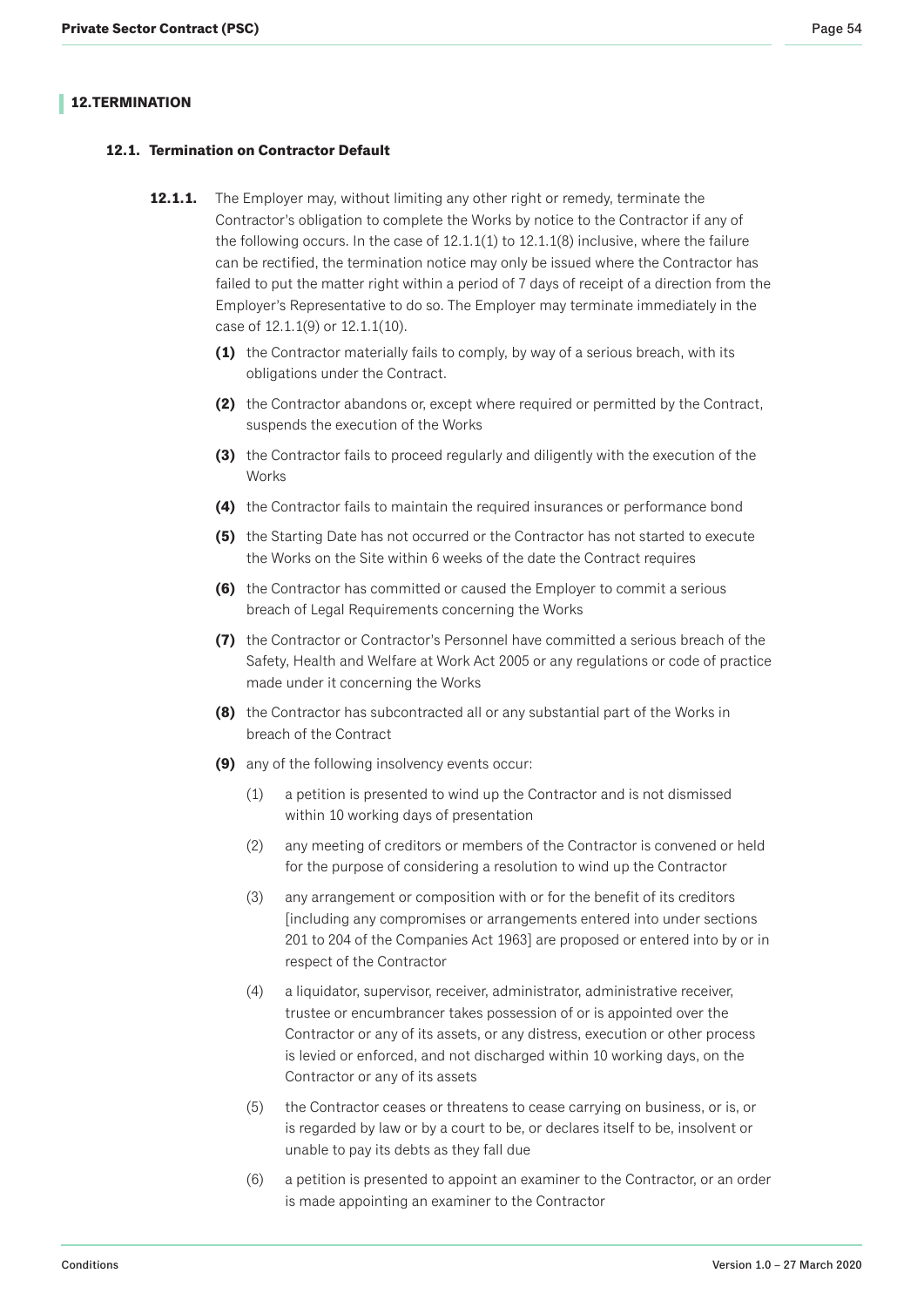## 12. TERMINATION

### 12.1. Termination on Contractor Default

**12.1.1.** The Employer may, without limiting any other right or remedy, terminate the Contractor's obligation to complete the Works by notice to the Contractor if any of the following occurs. In the case of 12.1.1(1) to 12.1.1(8) inclusive, where the failure can be rectified, the termination notice may only be issued where the Contractor has failed to put the matter right within a period of 7 days of receipt of a direction from the Employer's Representative to do so. The Employer may terminate immediately in the case of 12.1.1(9) or 12.1.1(10).

**(1)** the Contractor materially fails to comply, by way of a serious breach, with its obligations under the Contract.

**(2)** the Contractor abandons or, except where required or permitted by the Contract, suspends the execution of the Works

**(3)** the Contractor fails to proceed regularly and diligently with the execution of the Works

**(4)** the Contractor fails to maintain the required insurances or performance bond

**(5)** the Starting Date has not occurred or the Contractor has not started to execute the Works on the Site within 6 weeks of the date the Contract requires

**(6)** the Contractor has committed or caused the Employer to commit a serious breach of Legal Requirements concerning the Works

**(7)** the Contractor or Contractor's Personnel have committed a serious breach of the Safety, Health and Welfare at Work Act 2005 or any regulations or code of practice made under it concerning the Works

**(8)** the Contractor has subcontracted all or any substantial part of the Works in breach of the Contract

**(9)** any of the following insolvency events occur:

(1) a petition is presented to wind up the Contractor and is not dismissed within 10 working days of presentation

(2) any meeting of creditors or members of the Contractor is convened or held for the purpose of considering a resolution to wind up the Contractor

(3) any arrangement or composition with or for the benefit of its creditors [including any compromises or arrangements entered into under sections 201 to 204 of the Companies Act 1963] are proposed or entered into by or in respect of the Contractor

(4) a liquidator, supervisor, receiver, administrator, administrative receiver, trustee or encumbrancer takes possession of or is appointed over the Contractor or any of its assets, or any distress, execution or other process is levied or enforced, and not discharged within 10 working days, on the Contractor or any of its assets

(5) the Contractor ceases or threatens to cease carrying on business, or is, or is regarded by law or by a court to be, or declares itself to be, insolvent or unable to pay its debts as they fall due

(6) a petition is presented to appoint an examiner to the Contractor, or an order is made appointing an examiner to the Contractor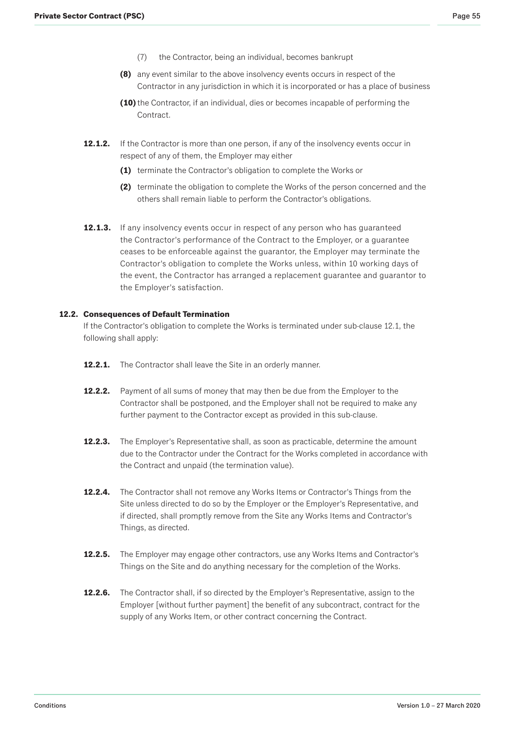(7) the Contractor, being an individual, becomes bankrupt

**(8)** any event similar to the above insolvency events occurs in respect of the Contractor in any jurisdiction in which it is incorporated or has a place of business

**(10)** the Contractor, if an individual, dies or becomes incapable of performing the Contract.

**12.1.2.** If the Contractor is more than one person, if any of the insolvency events occur in respect of any of them, the Employer may either

**(1)** terminate the Contractor's obligation to complete the Works or

**(2)** terminate the obligation to complete the Works of the person concerned and the others shall remain liable to perform the Contractor's obligations.

**12.1.3.** If any insolvency events occur in respect of any person who has guaranteed the Contractor's performance of the Contract to the Employer, or a guarantee ceases to be enforceable against the guarantor, the Employer may terminate the Contractor's obligation to complete the Works unless, within 10 working days of the event, the Contractor has arranged a replacement guarantee and guarantor to the Employer's satisfaction.

### 12.2. Consequences of Default Termination

If the Contractor's obligation to complete the Works is terminated under sub-clause 12.1, the following shall apply:

**12.2.1.** The Contractor shall leave the Site in an orderly manner.

**12.2.2.** Payment of all sums of money that may then be due from the Employer to the Contractor shall be postponed, and the Employer shall not be required to make any further payment to the Contractor except as provided in this sub-clause.

**12.2.3.** The Employer's Representative shall, as soon as practicable, determine the amount due to the Contractor under the Contract for the Works completed in accordance with the Contract and unpaid (the termination value).

**12.2.4.** The Contractor shall not remove any Works Items or Contractor's Things from the Site unless directed to do so by the Employer or the Employer's Representative, and if directed, shall promptly remove from the Site any Works Items and Contractor's Things, as directed.

**12.2.5.** The Employer may engage other contractors, use any Works Items and Contractor's Things on the Site and do anything necessary for the completion of the Works.

**12.2.6.** The Contractor shall, if so directed by the Employer's Representative, assign to the Employer [without further payment] the benefit of any subcontract, contract for the supply of any Works Item, or other contract concerning the Contract.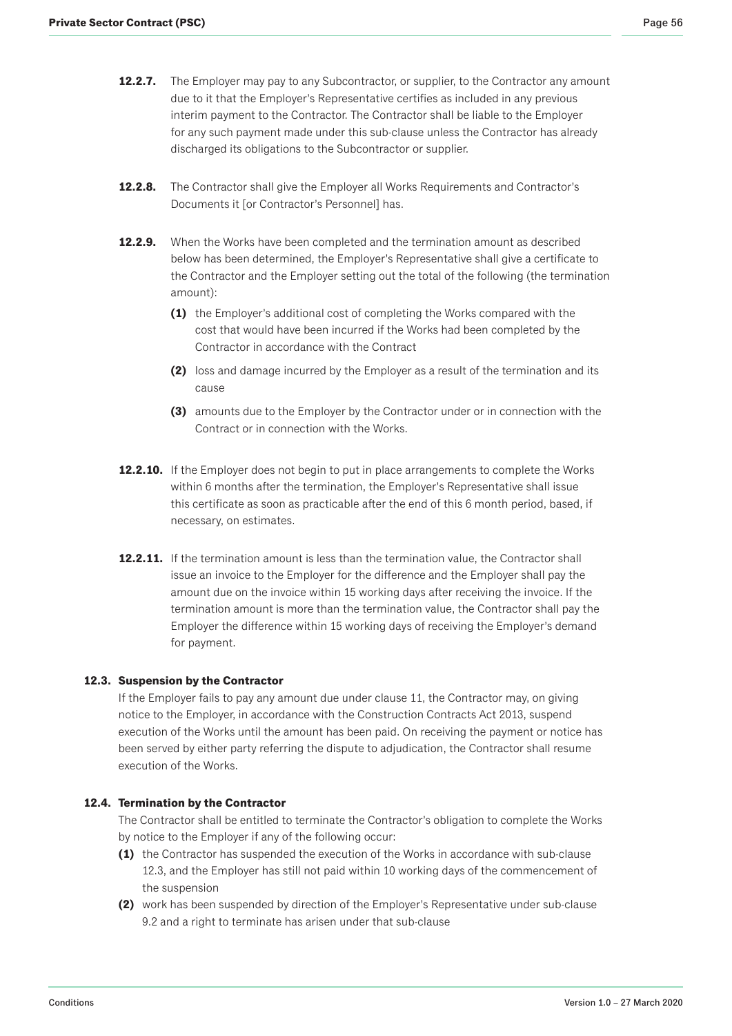**12.2.7.** The Employer may pay to any Subcontractor, or supplier, to the Contractor any amount due to it that the Employer's Representative certifies as included in any previous interim payment to the Contractor. The Contractor shall be liable to the Employer for any such payment made under this sub-clause unless the Contractor has already discharged its obligations to the Subcontractor or supplier.

**12.2.8.** The Contractor shall give the Employer all Works Requirements and Contractor's Documents it [or Contractor's Personnel] has.

**12.2.9.** When the Works have been completed and the termination amount as described below has been determined, the Employer's Representative shall give a certificate to the Contractor and the Employer setting out the total of the following (the termination amount):

- **(1)** the Employer's additional cost of completing the Works compared with the cost that would have been incurred if the Works had been completed by the Contractor in accordance with the Contract
- **(2)** loss and damage incurred by the Employer as a result of the termination and its cause
- **(3)** amounts due to the Employer by the Contractor under or in connection with the Contract or in connection with the Works.

**12.2.10.** If the Employer does not begin to put in place arrangements to complete the Works within 6 months after the termination, the Employer's Representative shall issue this certificate as soon as practicable after the end of this 6 month period, based, if necessary, on estimates.

**12.2.11.** If the termination amount is less than the termination value, the Contractor shall issue an invoice to the Employer for the difference and the Employer shall pay the amount due on the invoice within 15 working days after receiving the invoice. If the termination amount is more than the termination value, the Contractor shall pay the Employer the difference within 15 working days of receiving the Employer's demand for payment.

### 12.3. Suspension by the Contractor

If the Employer fails to pay any amount due under clause 11, the Contractor may, on giving notice to the Employer, in accordance with the Construction Contracts Act 2013, suspend execution of the Works until the amount has been paid. On receiving the payment or notice has been served by either party referring the dispute to adjudication, the Contractor shall resume execution of the Works.

### 12.4. Termination by the Contractor

The Contractor shall be entitled to terminate the Contractor's obligation to complete the Works by notice to the Employer if any of the following occur:

- **(1)** the Contractor has suspended the execution of the Works in accordance with sub-clause 12.3, and the Employer has still not paid within 10 working days of the commencement of the suspension
- **(2)** work has been suspended by direction of the Employer's Representative under sub-clause 9.2 and a right to terminate has arisen under that sub-clause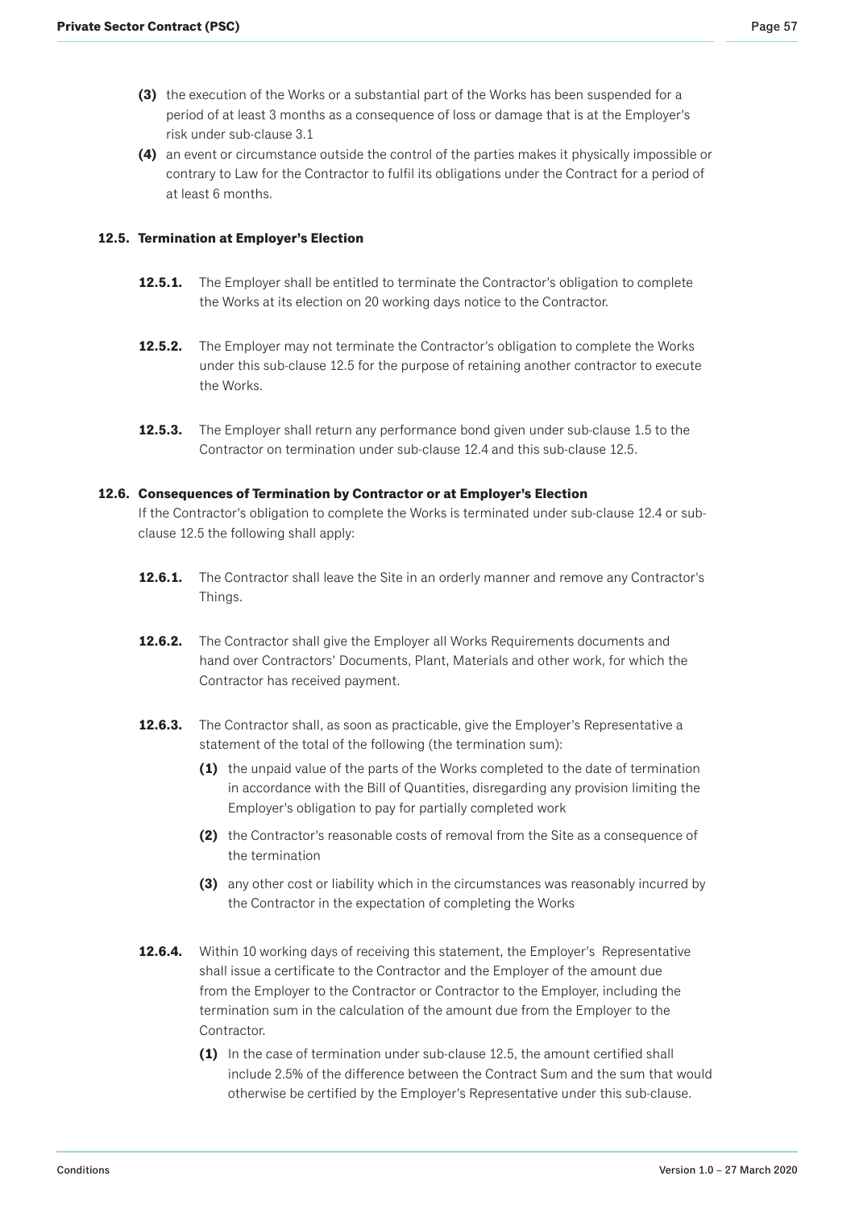**(3)** the execution of the Works or a substantial part of the Works has been suspended for a period of at least 3 months as a consequence of loss or damage that is at the Employer's risk under sub-clause 3.1

**(4)** an event or circumstance outside the control of the parties makes it physically impossible or contrary to Law for the Contractor to fulfil its obligations under the Contract for a period of at least 6 months.

### 12.5. Termination at Employer's Election

**12.5.1.** The Employer shall be entitled to terminate the Contractor's obligation to complete the Works at its election on 20 working days notice to the Contractor.

**12.5.2.** The Employer may not terminate the Contractor's obligation to complete the Works under this sub-clause 12.5 for the purpose of retaining another contractor to execute the Works.

**12.5.3.** The Employer shall return any performance bond given under sub-clause 1.5 to the Contractor on termination under sub-clause 12.4 and this sub-clause 12.5.

### 12.6. Consequences of Termination by Contractor or at Employer's Election

If the Contractor's obligation to complete the Works is terminated under sub-clause 12.4 or sub-clause 12.5 the following shall apply:

**12.6.1.** The Contractor shall leave the Site in an orderly manner and remove any Contractor's Things.

**12.6.2.** The Contractor shall give the Employer all Works Requirements documents and hand over Contractors' Documents, Plant, Materials and other work, for which the Contractor has received payment.

**12.6.3.** The Contractor shall, as soon as practicable, give the Employer's Representative a statement of the total of the following (the termination sum):

**(1)** the unpaid value of the parts of the Works completed to the date of termination in accordance with the Bill of Quantities, disregarding any provision limiting the Employer's obligation to pay for partially completed work

**(2)** the Contractor's reasonable costs of removal from the Site as a consequence of the termination

**(3)** any other cost or liability which in the circumstances was reasonably incurred by the Contractor in the expectation of completing the Works

**12.6.4.** Within 10 working days of receiving this statement, the Employer's Representative shall issue a certificate to the Contractor and the Employer of the amount due from the Employer to the Contractor or Contractor to the Employer, including the termination sum in the calculation of the amount due from the Employer to the Contractor.

**(1)** In the case of termination under sub-clause 12.5, the amount certified shall include 2.5% of the difference between the Contract Sum and the sum that would otherwise be certified by the Employer's Representative under this sub-clause.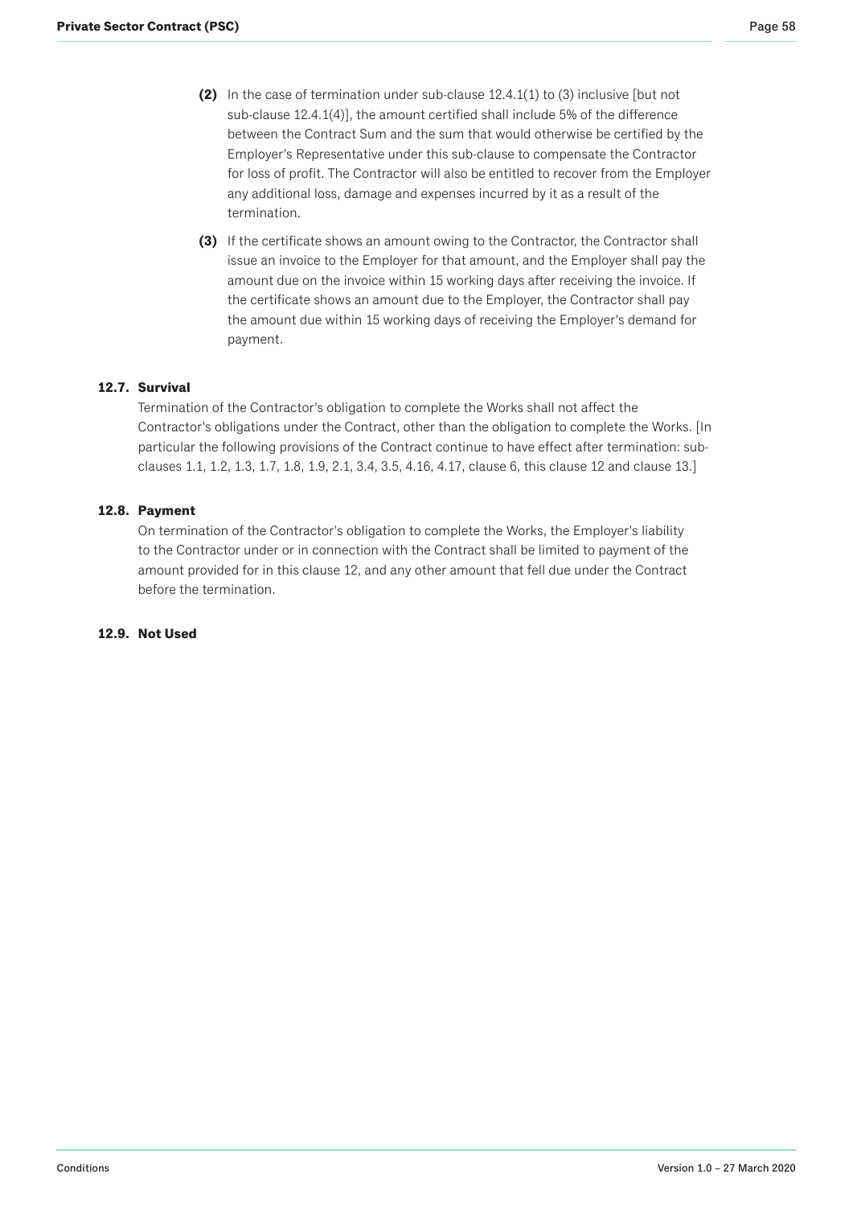**(2)** In the case of termination under sub-clause 12.4.1(1) to (3) inclusive [but not sub-clause 12.4.1(4)], the amount certified shall include 5% of the difference between the Contract Sum and the sum that would otherwise be certified by the Employer's Representative under this sub-clause to compensate the Contractor for loss of profit. The Contractor will also be entitled to recover from the Employer any additional loss, damage and expenses incurred by it as a result of the termination.

**(3)** If the certificate shows an amount owing to the Contractor, the Contractor shall issue an invoice to the Employer for that amount, and the Employer shall pay the amount due on the invoice within 15 working days after receiving the invoice. If the certificate shows an amount due to the Employer, the Contractor shall pay the amount due within 15 working days of receiving the Employer's demand for payment.

### 12.7. Survival

Termination of the Contractor's obligation to complete the Works shall not affect the Contractor's obligations under the Contract, other than the obligation to complete the Works. [In particular the following provisions of the Contract continue to have effect after termination: sub-clauses 1.1, 1.2, 1.3, 1.7, 1.8, 1.9, 2.1, 3.4, 3.5, 4.16, 4.17, clause 6, this clause 12 and clause 13.]

### 12.8. Payment

On termination of the Contractor's obligation to complete the Works, the Employer's liability to the Contractor under or in connection with the Contract shall be limited to payment of the amount provided for in this clause 12, and any other amount that fell due under the Contract before the termination.

### 12.9. Not Used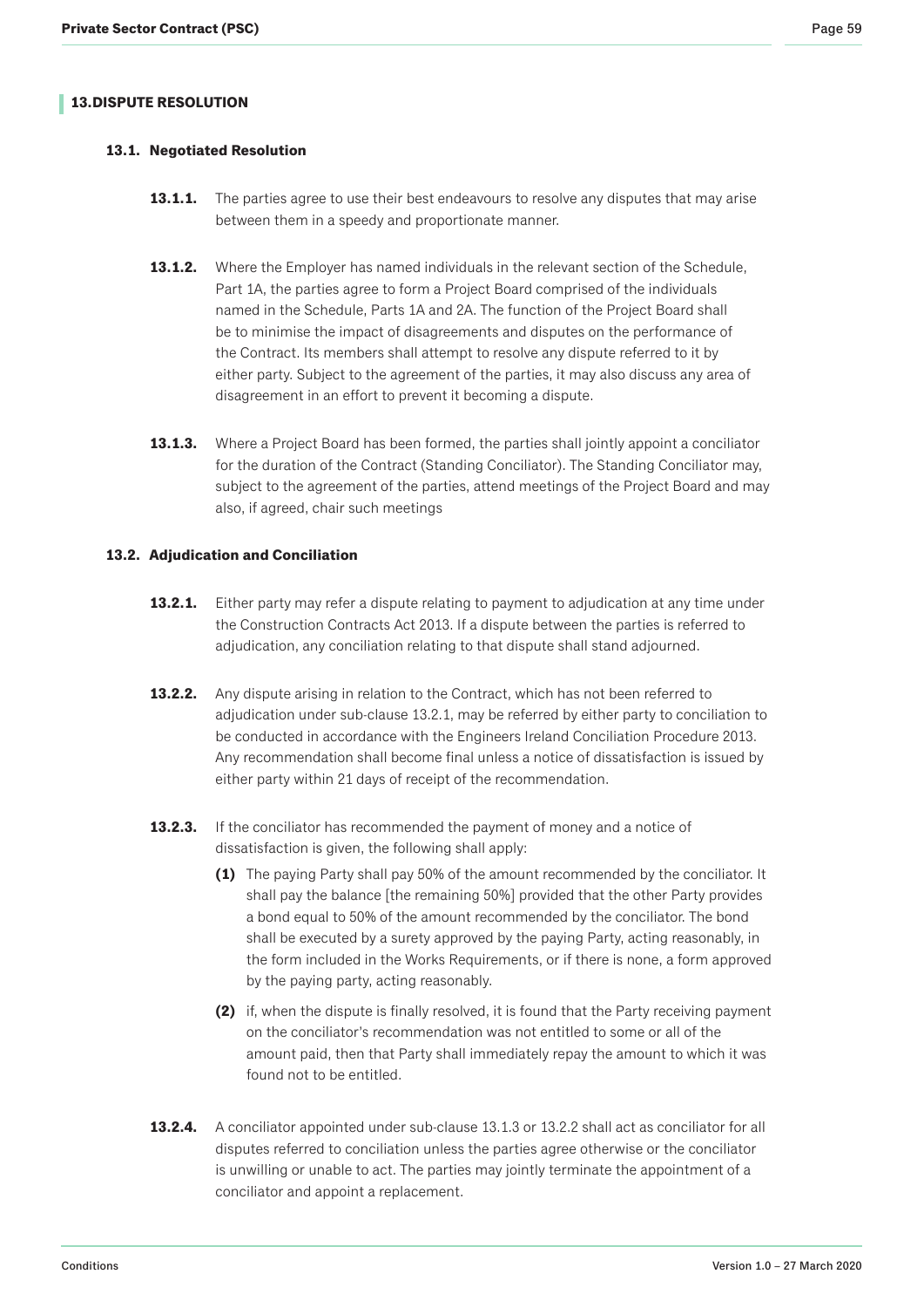## 13. DISPUTE RESOLUTION

### 13.1. Negotiated Resolution

**13.1.1.** The parties agree to use their best endeavours to resolve any disputes that may arise between them in a speedy and proportionate manner.

**13.1.2.** Where the Employer has named individuals in the relevant section of the Schedule, Part 1A, the parties agree to form a Project Board comprised of the individuals named in the Schedule, Parts 1A and 2A. The function of the Project Board shall be to minimise the impact of disagreements and disputes on the performance of the Contract. Its members shall attempt to resolve any dispute referred to it by either party. Subject to the agreement of the parties, it may also discuss any area of disagreement in an effort to prevent it becoming a dispute.

**13.1.3.** Where a Project Board has been formed, the parties shall jointly appoint a conciliator for the duration of the Contract (Standing Conciliator). The Standing Conciliator may, subject to the agreement of the parties, attend meetings of the Project Board and may also, if agreed, chair such meetings

### 13.2. Adjudication and Conciliation

**13.2.1.** Either party may refer a dispute relating to payment to adjudication at any time under the Construction Contracts Act 2013. If a dispute between the parties is referred to adjudication, any conciliation relating to that dispute shall stand adjourned.

**13.2.2.** Any dispute arising in relation to the Contract, which has not been referred to adjudication under sub-clause 13.2.1, may be referred by either party to conciliation to be conducted in accordance with the Engineers Ireland Conciliation Procedure 2013. Any recommendation shall become final unless a notice of dissatisfaction is issued by either party within 21 days of receipt of the recommendation.

**13.2.3.** If the conciliator has recommended the payment of money and a notice of dissatisfaction is given, the following shall apply:

**(1)** The paying Party shall pay 50% of the amount recommended by the conciliator. It shall pay the balance [the remaining 50%] provided that the other Party provides a bond equal to 50% of the amount recommended by the conciliator. The bond shall be executed by a surety approved by the paying Party, acting reasonably, in the form included in the Works Requirements, or if there is none, a form approved by the paying party, acting reasonably.

**(2)** if, when the dispute is finally resolved, it is found that the Party receiving payment on the conciliator's recommendation was not entitled to some or all of the amount paid, then that Party shall immediately repay the amount to which it was found not to be entitled.

**13.2.4.** A conciliator appointed under sub-clause 13.1.3 or 13.2.2 shall act as conciliator for all disputes referred to conciliation unless the parties agree otherwise or the conciliator is unwilling or unable to act. The parties may jointly terminate the appointment of a conciliator and appoint a replacement.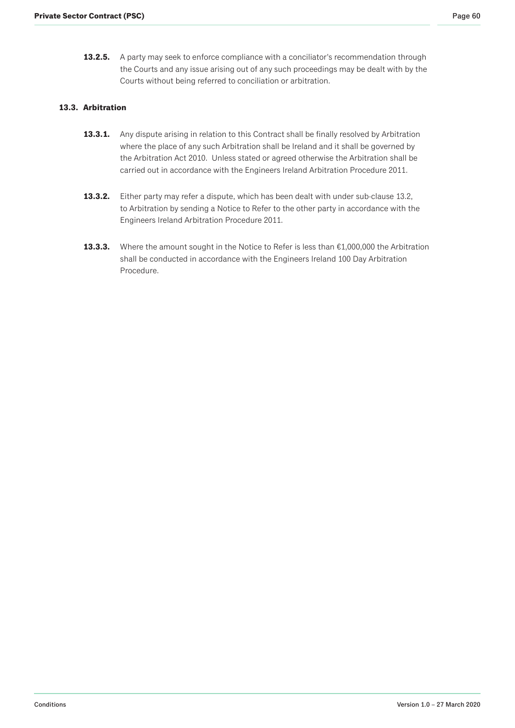**13.2.5.** A party may seek to enforce compliance with a conciliator's recommendation through the Courts and any issue arising out of any such proceedings may be dealt with by the Courts without being referred to conciliation or arbitration.

### 13.3. Arbitration

**13.3.1.** Any dispute arising in relation to this Contract shall be finally resolved by Arbitration where the place of any such Arbitration shall be Ireland and it shall be governed by the Arbitration Act 2010. Unless stated or agreed otherwise the Arbitration shall be carried out in accordance with the Engineers Ireland Arbitration Procedure 2011.

**13.3.2.** Either party may refer a dispute, which has been dealt with under sub-clause 13.2, to Arbitration by sending a Notice to Refer to the other party in accordance with the Engineers Ireland Arbitration Procedure 2011.

**13.3.3.** Where the amount sought in the Notice to Refer is less than €1,000,000 the Arbitration shall be conducted in accordance with the Engineers Ireland 100 Day Arbitration Procedure.